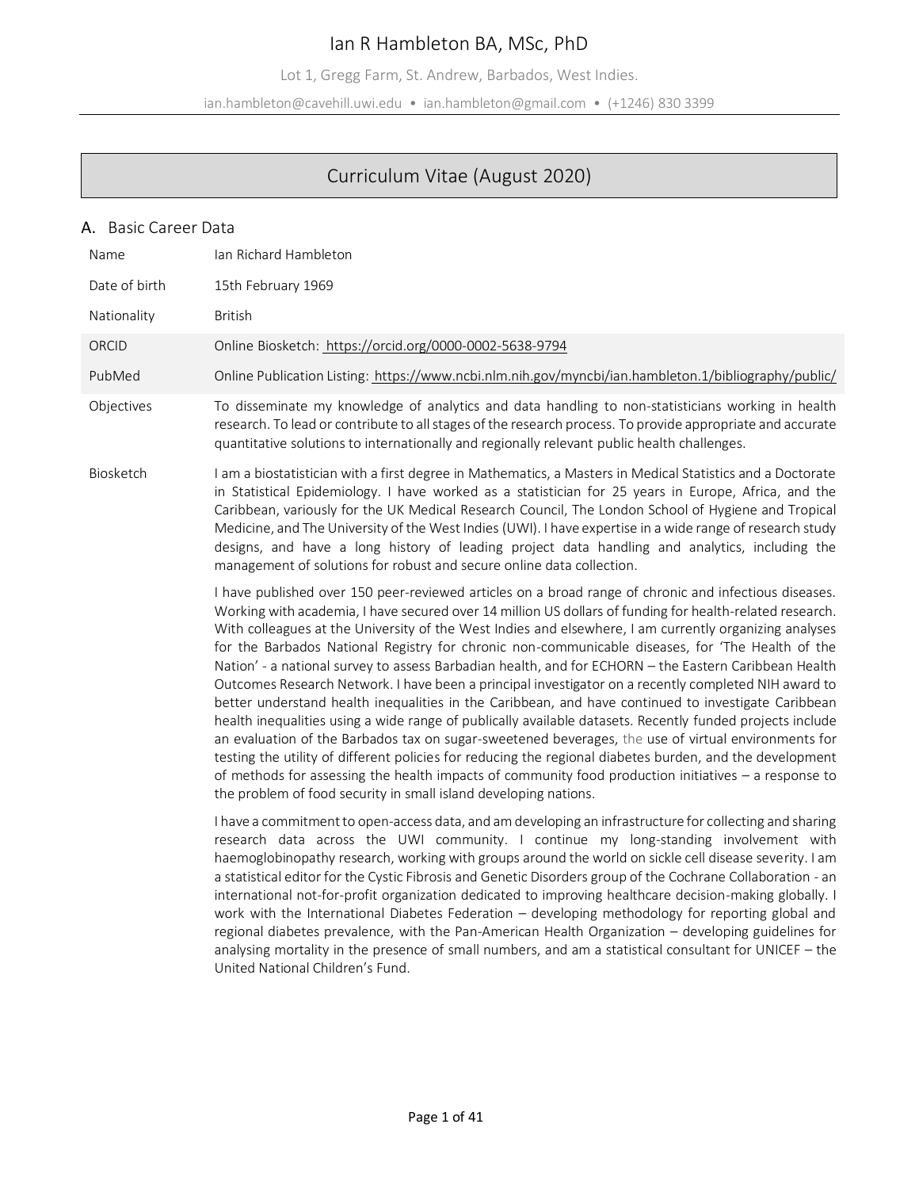# Ian R Hambleton BA, MSc, PhD

Lot 1, Gregg Farm, St. Andrew, Barbados, West Indies.

ian.hambleton@cavehill.uwi.edu • ian.hambleton@gmail.com • (+1246) 830 3399

## Curriculum Vitae (August 2020)

### A. Basic Career Data

| | |
|---|---|
| Name | Ian Richard Hambleton |
| Date of birth | 15th February 1969 |
| Nationality | British |
| ORCID | Online Biosketch: https://orcid.org/0000-0002-5638-9794 |
| PubMed | Online Publication Listing: https://www.ncbi.nlm.nih.gov/myncbi/ian.hambleton.1/bibliography/public/ |
| Objectives | To disseminate my knowledge of analytics and data handling to non-statisticians working in health research. To lead or contribute to all stages of the research process. To provide appropriate and accurate quantitative solutions to internationally and regionally relevant public health challenges. |

**Biosketch**

I am a biostatistician with a first degree in Mathematics, a Masters in Medical Statistics and a Doctorate in Statistical Epidemiology. I have worked as a statistician for 25 years in Europe, Africa, and the Caribbean, variously for the UK Medical Research Council, The London School of Hygiene and Tropical Medicine, and The University of the West Indies (UWI). I have expertise in a wide range of research study designs, and have a long history of leading project data handling and analytics, including the management of solutions for robust and secure online data collection.

I have published over 150 peer-reviewed articles on a broad range of chronic and infectious diseases. Working with academia, I have secured over 14 million US dollars of funding for health-related research. With colleagues at the University of the West Indies and elsewhere, I am currently organizing analyses for the Barbados National Registry for chronic non-communicable diseases, for 'The Health of the Nation' - a national survey to assess Barbadian health, and for ECHORN – the Eastern Caribbean Health Outcomes Research Network. I have been a principal investigator on a recently completed NIH award to better understand health inequalities in the Caribbean, and have continued to investigate Caribbean health inequalities using a wide range of publically available datasets. Recently funded projects include an evaluation of the Barbados tax on sugar-sweetened beverages, the use of virtual environments for testing the utility of different policies for reducing the regional diabetes burden, and the development of methods for assessing the health impacts of community food production initiatives – a response to the problem of food security in small island developing nations.

I have a commitment to open-access data, and am developing an infrastructure for collecting and sharing research data across the UWI community. I continue my long-standing involvement with haemoglobinopathy research, working with groups around the world on sickle cell disease severity. I am a statistical editor for the Cystic Fibrosis and Genetic Disorders group of the Cochrane Collaboration - an international not-for-profit organization dedicated to improving healthcare decision-making globally. I work with the International Diabetes Federation – developing methodology for reporting global and regional diabetes prevalence, with the Pan-American Health Organization – developing guidelines for analysing mortality in the presence of small numbers, and am a statistical consultant for UNICEF – the United National Children's Fund.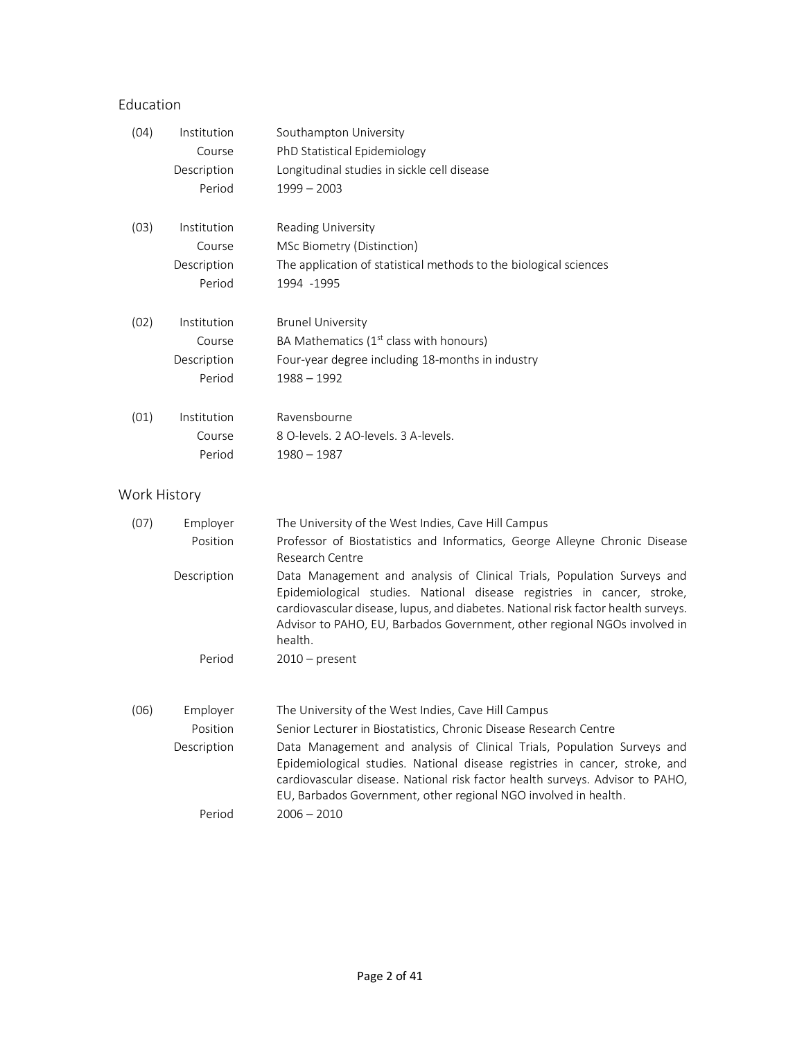## Education

| | | |
|---|---|---|
| (04) | Institution | Southampton University |
| | Course | PhD Statistical Epidemiology |
| | Description | Longitudinal studies in sickle cell disease |
| | Period | 1999 – 2003 |
| (03) | Institution | Reading University |
| | Course | MSc Biometry (Distinction) |
| | Description | The application of statistical methods to the biological sciences |
| | Period | 1994 -1995 |
| (02) | Institution | Brunel University |
| | Course | BA Mathematics (1st class with honours) |
| | Description | Four-year degree including 18-months in industry |
| | Period | 1988 – 1992 |
| (01) | Institution | Ravensbourne |
| | Course | 8 O-levels. 2 AO-levels. 3 A-levels. |
| | Period | 1980 – 1987 |

## Work History

| | | |
|---|---|---|
| (07) | Employer | The University of the West Indies, Cave Hill Campus |
| | Position | Professor of Biostatistics and Informatics, George Alleyne Chronic Disease Research Centre |
| | Description | Data Management and analysis of Clinical Trials, Population Surveys and Epidemiological studies. National disease registries in cancer, stroke, cardiovascular disease, lupus, and diabetes. National risk factor health surveys. Advisor to PAHO, EU, Barbados Government, other regional NGOs involved in health. |
| | Period | 2010 – present |
| (06) | Employer | The University of the West Indies, Cave Hill Campus |
| | Position | Senior Lecturer in Biostatistics, Chronic Disease Research Centre |
| | Description | Data Management and analysis of Clinical Trials, Population Surveys and Epidemiological studies. National disease registries in cancer, stroke, and cardiovascular disease. National risk factor health surveys. Advisor to PAHO, EU, Barbados Government, other regional NGO involved in health. |
| | Period | 2006 – 2010 |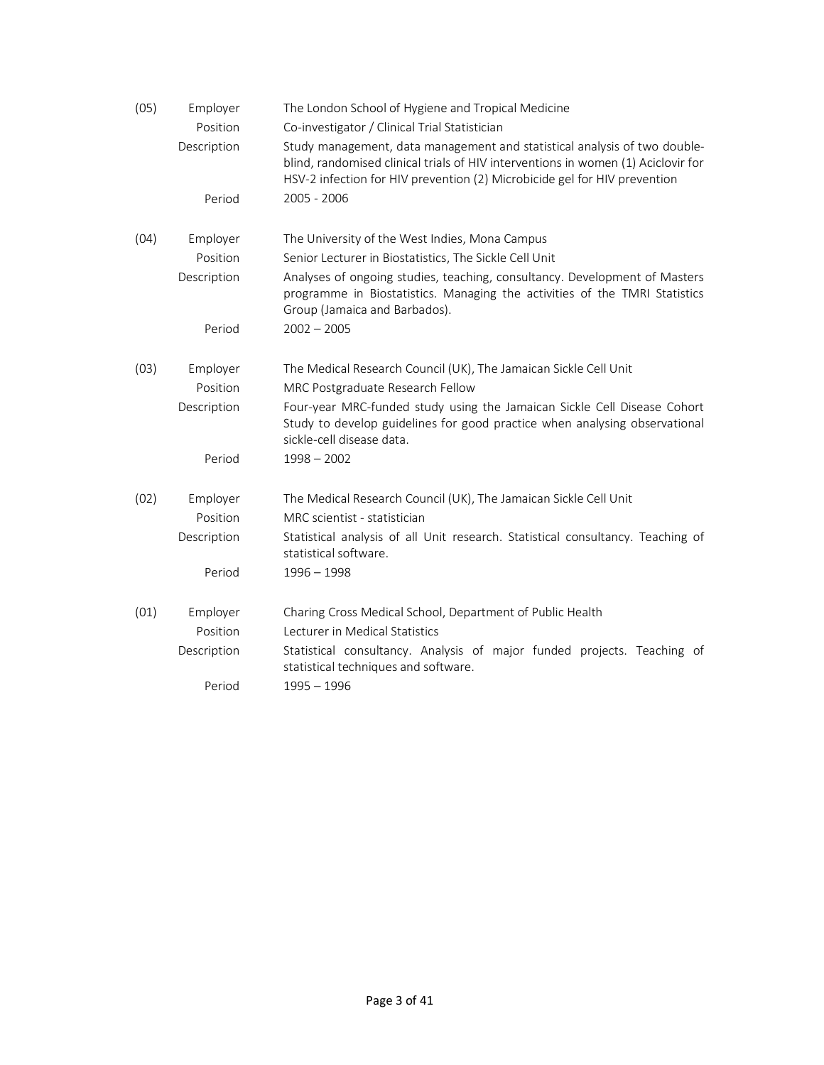| | | |
|---|---|---|
| (05) | Employer | The London School of Hygiene and Tropical Medicine |
| | Position | Co-investigator / Clinical Trial Statistician |
| | Description | Study management, data management and statistical analysis of two double-blind, randomised clinical trials of HIV interventions in women (1) Aciclovir for HSV-2 infection for HIV prevention (2) Microbicide gel for HIV prevention |
| | Period | 2005 - 2006 |
| (04) | Employer | The University of the West Indies, Mona Campus |
| | Position | Senior Lecturer in Biostatistics, The Sickle Cell Unit |
| | Description | Analyses of ongoing studies, teaching, consultancy. Development of Masters programme in Biostatistics. Managing the activities of the TMRI Statistics Group (Jamaica and Barbados). |
| | Period | 2002 – 2005 |
| (03) | Employer | The Medical Research Council (UK), The Jamaican Sickle Cell Unit |
| | Position | MRC Postgraduate Research Fellow |
| | Description | Four-year MRC-funded study using the Jamaican Sickle Cell Disease Cohort Study to develop guidelines for good practice when analysing observational sickle-cell disease data. |
| | Period | 1998 – 2002 |
| (02) | Employer | The Medical Research Council (UK), The Jamaican Sickle Cell Unit |
| | Position | MRC scientist - statistician |
| | Description | Statistical analysis of all Unit research. Statistical consultancy. Teaching of statistical software. |
| | Period | 1996 – 1998 |
| (01) | Employer | Charing Cross Medical School, Department of Public Health |
| | Position | Lecturer in Medical Statistics |
| | Description | Statistical consultancy. Analysis of major funded projects. Teaching of statistical techniques and software. |
| | Period | 1995 – 1996 |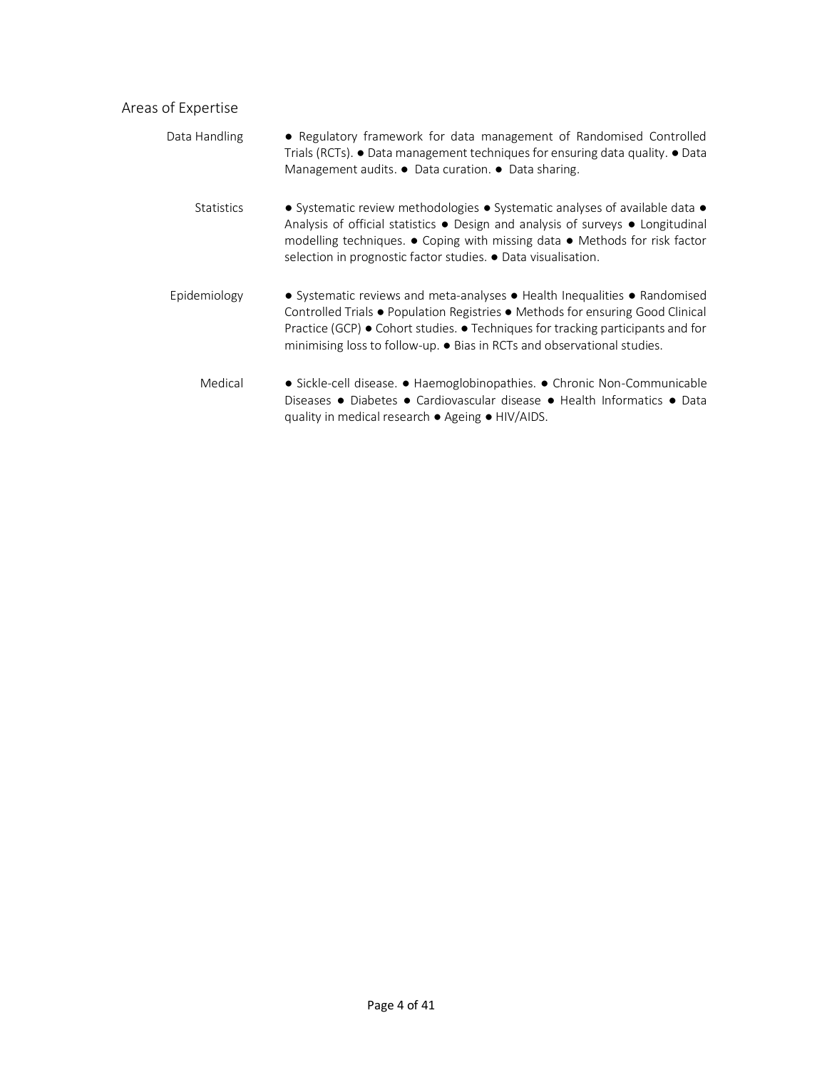## Areas of Expertise

| | |
|---|---|
| Data Handling | ● Regulatory framework for data management of Randomised Controlled Trials (RCTs). ● Data management techniques for ensuring data quality. ● Data Management audits. ● Data curation. ● Data sharing. |
| Statistics | ● Systematic review methodologies ● Systematic analyses of available data ● Analysis of official statistics ● Design and analysis of surveys ● Longitudinal modelling techniques. ● Coping with missing data ● Methods for risk factor selection in prognostic factor studies. ● Data visualisation. |
| Epidemiology | ● Systematic reviews and meta-analyses ● Health Inequalities ● Randomised Controlled Trials ● Population Registries ● Methods for ensuring Good Clinical Practice (GCP) ● Cohort studies. ● Techniques for tracking participants and for minimising loss to follow-up. ● Bias in RCTs and observational studies. |
| Medical | ● Sickle-cell disease. ● Haemoglobinopathies. ● Chronic Non-Communicable Diseases ● Diabetes ● Cardiovascular disease ● Health Informatics ● Data quality in medical research ● Ageing ● HIV/AIDS. |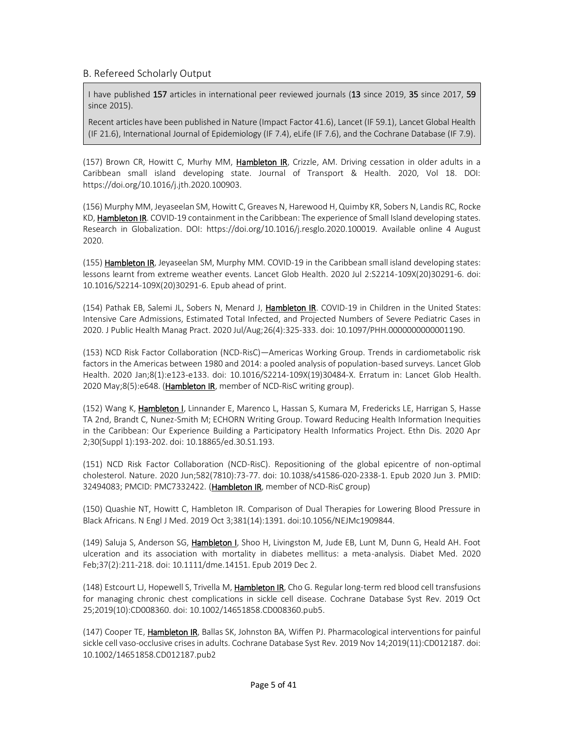## B. Refereed Scholarly Output

> I have published **157** articles in international peer reviewed journals (**13** since 2019, **35** since 2017, **59** since 2015).
>
> Recent articles have been published in Nature (Impact Factor 41.6), Lancet (IF 59.1), Lancet Global Health (IF 21.6), International Journal of Epidemiology (IF 7.4), eLife (IF 7.6), and the Cochrane Database (IF 7.9).

(157) Brown CR, Howitt C, Murhy MM, **Hambleton IR**, Crizzle, AM. Driving cessation in older adults in a Caribbean small island developing state. Journal of Transport & Health. 2020, Vol 18. DOI: https://doi.org/10.1016/j.jth.2020.100903.

(156) Murphy MM, Jeyaseelan SM, Howitt C, Greaves N, Harewood H, Quimby KR, Sobers N, Landis RC, Rocke KD, **Hambleton IR**. COVID-19 containment in the Caribbean: The experience of Small Island developing states. Research in Globalization. DOI: https://doi.org/10.1016/j.resglo.2020.100019. Available online 4 August 2020.

(155) **Hambleton IR**, Jeyaseelan SM, Murphy MM. COVID-19 in the Caribbean small island developing states: lessons learnt from extreme weather events. Lancet Glob Health. 2020 Jul 2:S2214-109X(20)30291-6. doi: 10.1016/S2214-109X(20)30291-6. Epub ahead of print.

(154) Pathak EB, Salemi JL, Sobers N, Menard J, **Hambleton IR**. COVID-19 in Children in the United States: Intensive Care Admissions, Estimated Total Infected, and Projected Numbers of Severe Pediatric Cases in 2020. J Public Health Manag Pract. 2020 Jul/Aug;26(4):325-333. doi: 10.1097/PHH.0000000000001190.

(153) NCD Risk Factor Collaboration (NCD-RisC)—Americas Working Group. Trends in cardiometabolic risk factors in the Americas between 1980 and 2014: a pooled analysis of population-based surveys. Lancet Glob Health. 2020 Jan;8(1):e123-e133. doi: 10.1016/S2214-109X(19)30484-X. Erratum in: Lancet Glob Health. 2020 May;8(5):e648. (**Hambleton IR**, member of NCD-RisC writing group).

(152) Wang K, **Hambleton I**, Linnander E, Marenco L, Hassan S, Kumara M, Fredericks LE, Harrigan S, Hasse TA 2nd, Brandt C, Nunez-Smith M; ECHORN Writing Group. Toward Reducing Health Information Inequities in the Caribbean: Our Experience Building a Participatory Health Informatics Project. Ethn Dis. 2020 Apr 2;30(Suppl 1):193-202. doi: 10.18865/ed.30.S1.193.

(151) NCD Risk Factor Collaboration (NCD-RisC). Repositioning of the global epicentre of non-optimal cholesterol. Nature. 2020 Jun;582(7810):73-77. doi: 10.1038/s41586-020-2338-1. Epub 2020 Jun 3. PMID: 32494083; PMCID: PMC7332422. (**Hambleton IR**, member of NCD-RisC group)

(150) Quashie NT, Howitt C, Hambleton IR. Comparison of Dual Therapies for Lowering Blood Pressure in Black Africans. N Engl J Med. 2019 Oct 3;381(14):1391. doi:10.1056/NEJMc1909844.

(149) Saluja S, Anderson SG, **Hambleton I**, Shoo H, Livingston M, Jude EB, Lunt M, Dunn G, Heald AH. Foot ulceration and its association with mortality in diabetes mellitus: a meta-analysis. Diabet Med. 2020 Feb;37(2):211-218. doi: 10.1111/dme.14151. Epub 2019 Dec 2.

(148) Estcourt LJ, Hopewell S, Trivella M, **Hambleton IR**, Cho G. Regular long-term red blood cell transfusions for managing chronic chest complications in sickle cell disease. Cochrane Database Syst Rev. 2019 Oct 25;2019(10):CD008360. doi: 10.1002/14651858.CD008360.pub5.

(147) Cooper TE, **Hambleton IR**, Ballas SK, Johnston BA, Wiffen PJ. Pharmacological interventions for painful sickle cell vaso-occlusive crises in adults. Cochrane Database Syst Rev. 2019 Nov 14;2019(11):CD012187. doi: 10.1002/14651858.CD012187.pub2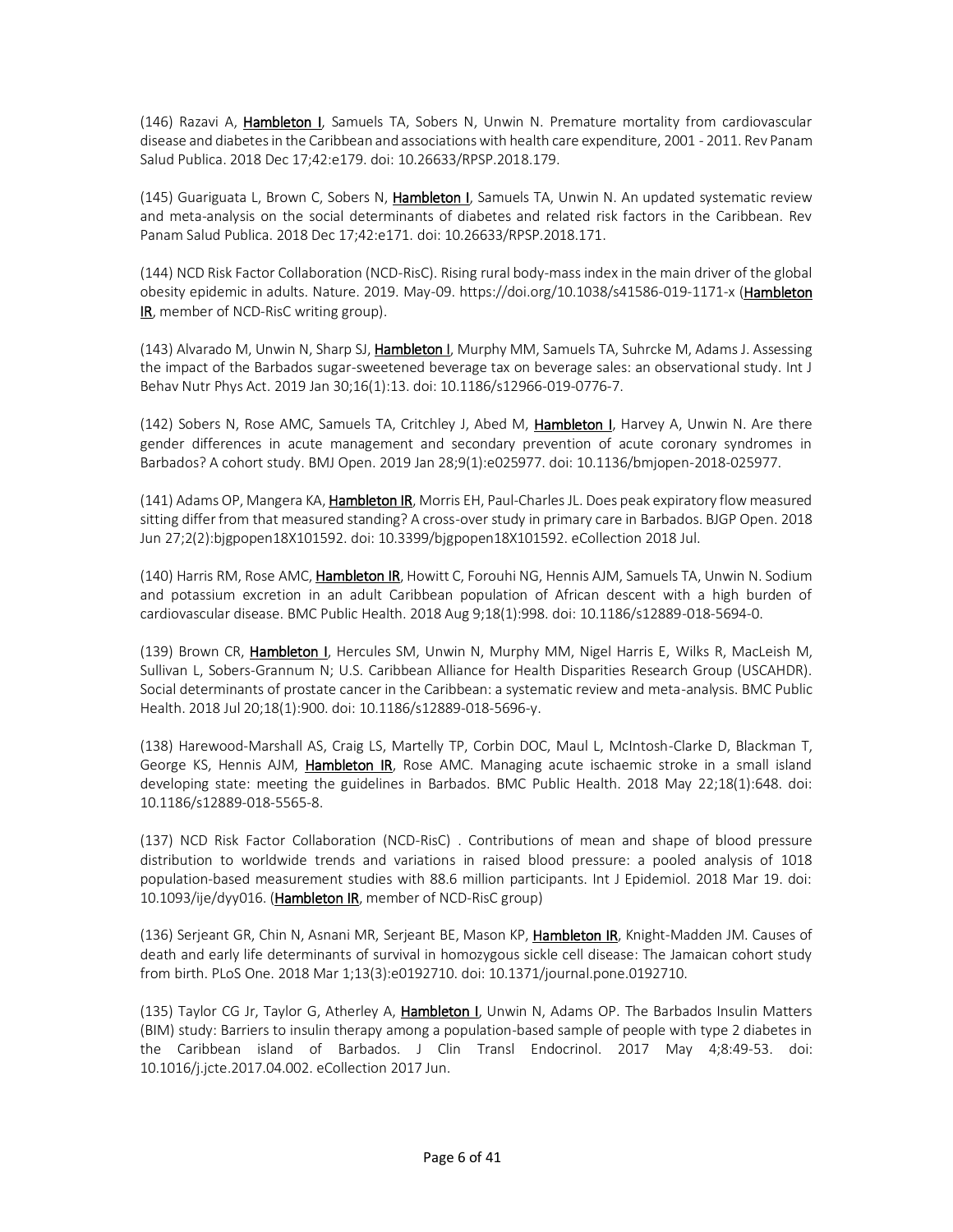(146) Razavi A, Hambleton I, Samuels TA, Sobers N, Unwin N. Premature mortality from cardiovascular disease and diabetes in the Caribbean and associations with health care expenditure, 2001 - 2011. Rev Panam Salud Publica. 2018 Dec 17;42:e179. doi: 10.26633/RPSP.2018.179.

(145) Guariguata L, Brown C, Sobers N, Hambleton I, Samuels TA, Unwin N. An updated systematic review and meta-analysis on the social determinants of diabetes and related risk factors in the Caribbean. Rev Panam Salud Publica. 2018 Dec 17;42:e171. doi: 10.26633/RPSP.2018.171.

(144) NCD Risk Factor Collaboration (NCD-RisC). Rising rural body-mass index in the main driver of the global obesity epidemic in adults. Nature. 2019. May-09. https://doi.org/10.1038/s41586-019-1171-x (Hambleton IR, member of NCD-RisC writing group).

(143) Alvarado M, Unwin N, Sharp SJ, Hambleton I, Murphy MM, Samuels TA, Suhrcke M, Adams J. Assessing the impact of the Barbados sugar-sweetened beverage tax on beverage sales: an observational study. Int J Behav Nutr Phys Act. 2019 Jan 30;16(1):13. doi: 10.1186/s12966-019-0776-7.

(142) Sobers N, Rose AMC, Samuels TA, Critchley J, Abed M, Hambleton I, Harvey A, Unwin N. Are there gender differences in acute management and secondary prevention of acute coronary syndromes in Barbados? A cohort study. BMJ Open. 2019 Jan 28;9(1):e025977. doi: 10.1136/bmjopen-2018-025977.

(141) Adams OP, Mangera KA, Hambleton IR, Morris EH, Paul-Charles JL. Does peak expiratory flow measured sitting differ from that measured standing? A cross-over study in primary care in Barbados. BJGP Open. 2018 Jun 27;2(2):bjgpopen18X101592. doi: 10.3399/bjgpopen18X101592. eCollection 2018 Jul.

(140) Harris RM, Rose AMC, Hambleton IR, Howitt C, Forouhi NG, Hennis AJM, Samuels TA, Unwin N. Sodium and potassium excretion in an adult Caribbean population of African descent with a high burden of cardiovascular disease. BMC Public Health. 2018 Aug 9;18(1):998. doi: 10.1186/s12889-018-5694-0.

(139) Brown CR, Hambleton I, Hercules SM, Unwin N, Murphy MM, Nigel Harris E, Wilks R, MacLeish M, Sullivan L, Sobers-Grannum N; U.S. Caribbean Alliance for Health Disparities Research Group (USCAHDR). Social determinants of prostate cancer in the Caribbean: a systematic review and meta-analysis. BMC Public Health. 2018 Jul 20;18(1):900. doi: 10.1186/s12889-018-5696-y.

(138) Harewood-Marshall AS, Craig LS, Martelly TP, Corbin DOC, Maul L, McIntosh-Clarke D, Blackman T, George KS, Hennis AJM, Hambleton IR, Rose AMC. Managing acute ischaemic stroke in a small island developing state: meeting the guidelines in Barbados. BMC Public Health. 2018 May 22;18(1):648. doi: 10.1186/s12889-018-5565-8.

(137) NCD Risk Factor Collaboration (NCD-RisC) . Contributions of mean and shape of blood pressure distribution to worldwide trends and variations in raised blood pressure: a pooled analysis of 1018 population-based measurement studies with 88.6 million participants. Int J Epidemiol. 2018 Mar 19. doi: 10.1093/ije/dyy016. (Hambleton IR, member of NCD-RisC group)

(136) Serjeant GR, Chin N, Asnani MR, Serjeant BE, Mason KP, Hambleton IR, Knight-Madden JM. Causes of death and early life determinants of survival in homozygous sickle cell disease: The Jamaican cohort study from birth. PLoS One. 2018 Mar 1;13(3):e0192710. doi: 10.1371/journal.pone.0192710.

(135) Taylor CG Jr, Taylor G, Atherley A, Hambleton I, Unwin N, Adams OP. The Barbados Insulin Matters (BIM) study: Barriers to insulin therapy among a population-based sample of people with type 2 diabetes in the Caribbean island of Barbados. J Clin Transl Endocrinol. 2017 May 4;8:49-53. doi: 10.1016/j.jcte.2017.04.002. eCollection 2017 Jun.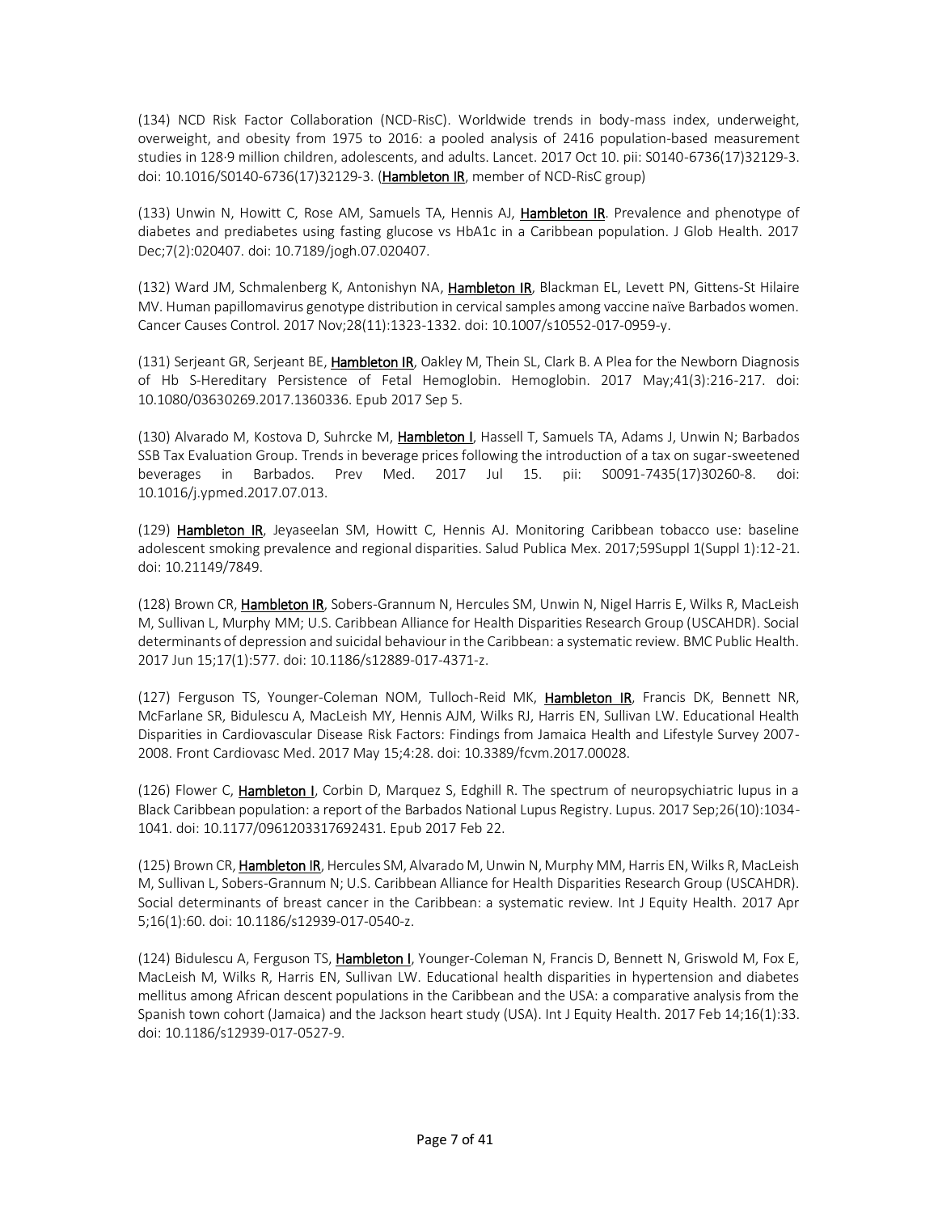(134) NCD Risk Factor Collaboration (NCD-RisC). Worldwide trends in body-mass index, underweight, overweight, and obesity from 1975 to 2016: a pooled analysis of 2416 population-based measurement studies in 128·9 million children, adolescents, and adults. Lancet. 2017 Oct 10. pii: S0140-6736(17)32129-3. doi: 10.1016/S0140-6736(17)32129-3. (**Hambleton IR**, member of NCD-RisC group)

(133) Unwin N, Howitt C, Rose AM, Samuels TA, Hennis AJ, **Hambleton IR**. Prevalence and phenotype of diabetes and prediabetes using fasting glucose vs HbA1c in a Caribbean population. J Glob Health. 2017 Dec;7(2):020407. doi: 10.7189/jogh.07.020407.

(132) Ward JM, Schmalenberg K, Antonishyn NA, **Hambleton IR**, Blackman EL, Levett PN, Gittens-St Hilaire MV. Human papillomavirus genotype distribution in cervical samples among vaccine naïve Barbados women. Cancer Causes Control. 2017 Nov;28(11):1323-1332. doi: 10.1007/s10552-017-0959-y.

(131) Serjeant GR, Serjeant BE, **Hambleton IR**, Oakley M, Thein SL, Clark B. A Plea for the Newborn Diagnosis of Hb S-Hereditary Persistence of Fetal Hemoglobin. Hemoglobin. 2017 May;41(3):216-217. doi: 10.1080/03630269.2017.1360336. Epub 2017 Sep 5.

(130) Alvarado M, Kostova D, Suhrcke M, **Hambleton I**, Hassell T, Samuels TA, Adams J, Unwin N; Barbados SSB Tax Evaluation Group. Trends in beverage prices following the introduction of a tax on sugar-sweetened beverages in Barbados. Prev Med. 2017 Jul 15. pii: S0091-7435(17)30260-8. doi: 10.1016/j.ypmed.2017.07.013.

(129) **Hambleton IR**, Jeyaseelan SM, Howitt C, Hennis AJ. Monitoring Caribbean tobacco use: baseline adolescent smoking prevalence and regional disparities. Salud Publica Mex. 2017;59Suppl 1(Suppl 1):12-21. doi: 10.21149/7849.

(128) Brown CR, **Hambleton IR**, Sobers-Grannum N, Hercules SM, Unwin N, Nigel Harris E, Wilks R, MacLeish M, Sullivan L, Murphy MM; U.S. Caribbean Alliance for Health Disparities Research Group (USCAHDR). Social determinants of depression and suicidal behaviour in the Caribbean: a systematic review. BMC Public Health. 2017 Jun 15;17(1):577. doi: 10.1186/s12889-017-4371-z.

(127) Ferguson TS, Younger-Coleman NOM, Tulloch-Reid MK, **Hambleton IR**, Francis DK, Bennett NR, McFarlane SR, Bidulescu A, MacLeish MY, Hennis AJM, Wilks RJ, Harris EN, Sullivan LW. Educational Health Disparities in Cardiovascular Disease Risk Factors: Findings from Jamaica Health and Lifestyle Survey 2007-2008. Front Cardiovasc Med. 2017 May 15;4:28. doi: 10.3389/fcvm.2017.00028.

(126) Flower C, **Hambleton I**, Corbin D, Marquez S, Edghill R. The spectrum of neuropsychiatric lupus in a Black Caribbean population: a report of the Barbados National Lupus Registry. Lupus. 2017 Sep;26(10):1034-1041. doi: 10.1177/0961203317692431. Epub 2017 Feb 22.

(125) Brown CR, **Hambleton IR**, Hercules SM, Alvarado M, Unwin N, Murphy MM, Harris EN, Wilks R, MacLeish M, Sullivan L, Sobers-Grannum N; U.S. Caribbean Alliance for Health Disparities Research Group (USCAHDR). Social determinants of breast cancer in the Caribbean: a systematic review. Int J Equity Health. 2017 Apr 5;16(1):60. doi: 10.1186/s12939-017-0540-z.

(124) Bidulescu A, Ferguson TS, **Hambleton I**, Younger-Coleman N, Francis D, Bennett N, Griswold M, Fox E, MacLeish M, Wilks R, Harris EN, Sullivan LW. Educational health disparities in hypertension and diabetes mellitus among African descent populations in the Caribbean and the USA: a comparative analysis from the Spanish town cohort (Jamaica) and the Jackson heart study (USA). Int J Equity Health. 2017 Feb 14;16(1):33. doi: 10.1186/s12939-017-0527-9.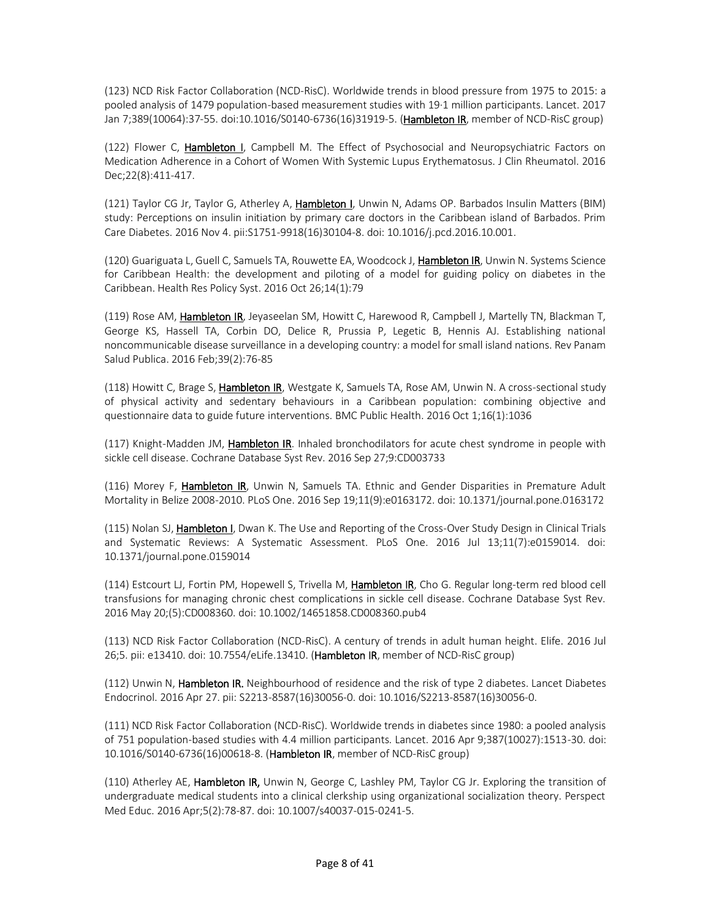(123) NCD Risk Factor Collaboration (NCD-RisC). Worldwide trends in blood pressure from 1975 to 2015: a pooled analysis of 1479 population-based measurement studies with 19·1 million participants. Lancet. 2017 Jan 7;389(10064):37-55. doi:10.1016/S0140-6736(16)31919-5. (**Hambleton IR**, member of NCD-RisC group)

(122) Flower C, **Hambleton I**, Campbell M. The Effect of Psychosocial and Neuropsychiatric Factors on Medication Adherence in a Cohort of Women With Systemic Lupus Erythematosus. J Clin Rheumatol. 2016 Dec;22(8):411-417.

(121) Taylor CG Jr, Taylor G, Atherley A, **Hambleton I**, Unwin N, Adams OP. Barbados Insulin Matters (BIM) study: Perceptions on insulin initiation by primary care doctors in the Caribbean island of Barbados. Prim Care Diabetes. 2016 Nov 4. pii:S1751-9918(16)30104-8. doi: 10.1016/j.pcd.2016.10.001.

(120) Guariguata L, Guell C, Samuels TA, Rouwette EA, Woodcock J, **Hambleton IR**, Unwin N. Systems Science for Caribbean Health: the development and piloting of a model for guiding policy on diabetes in the Caribbean. Health Res Policy Syst. 2016 Oct 26;14(1):79

(119) Rose AM, **Hambleton IR**, Jeyaseelan SM, Howitt C, Harewood R, Campbell J, Martelly TN, Blackman T, George KS, Hassell TA, Corbin DO, Delice R, Prussia P, Legetic B, Hennis AJ. Establishing national noncommunicable disease surveillance in a developing country: a model for small island nations. Rev Panam Salud Publica. 2016 Feb;39(2):76-85

(118) Howitt C, Brage S, **Hambleton IR**, Westgate K, Samuels TA, Rose AM, Unwin N. A cross-sectional study of physical activity and sedentary behaviours in a Caribbean population: combining objective and questionnaire data to guide future interventions. BMC Public Health. 2016 Oct 1;16(1):1036

(117) Knight-Madden JM, **Hambleton IR**. Inhaled bronchodilators for acute chest syndrome in people with sickle cell disease. Cochrane Database Syst Rev. 2016 Sep 27;9:CD003733

(116) Morey F, **Hambleton IR**, Unwin N, Samuels TA. Ethnic and Gender Disparities in Premature Adult Mortality in Belize 2008-2010. PLoS One. 2016 Sep 19;11(9):e0163172. doi: 10.1371/journal.pone.0163172

(115) Nolan SJ, **Hambleton I**, Dwan K. The Use and Reporting of the Cross-Over Study Design in Clinical Trials and Systematic Reviews: A Systematic Assessment. PLoS One. 2016 Jul 13;11(7):e0159014. doi: 10.1371/journal.pone.0159014

(114) Estcourt LJ, Fortin PM, Hopewell S, Trivella M, **Hambleton IR**, Cho G. Regular long-term red blood cell transfusions for managing chronic chest complications in sickle cell disease. Cochrane Database Syst Rev. 2016 May 20;(5):CD008360. doi: 10.1002/14651858.CD008360.pub4

(113) NCD Risk Factor Collaboration (NCD-RisC). A century of trends in adult human height. Elife. 2016 Jul 26;5. pii: e13410. doi: 10.7554/eLife.13410. (**Hambleton IR**, member of NCD-RisC group)

(112) Unwin N, **Hambleton IR.** Neighbourhood of residence and the risk of type 2 diabetes. Lancet Diabetes Endocrinol. 2016 Apr 27. pii: S2213-8587(16)30056-0. doi: 10.1016/S2213-8587(16)30056-0.

(111) NCD Risk Factor Collaboration (NCD-RisC). Worldwide trends in diabetes since 1980: a pooled analysis of 751 population-based studies with 4.4 million participants. Lancet. 2016 Apr 9;387(10027):1513-30. doi: 10.1016/S0140-6736(16)00618-8. (**Hambleton IR**, member of NCD-RisC group)

(110) Atherley AE, **Hambleton IR,** Unwin N, George C, Lashley PM, Taylor CG Jr. Exploring the transition of undergraduate medical students into a clinical clerkship using organizational socialization theory. Perspect Med Educ. 2016 Apr;5(2):78-87. doi: 10.1007/s40037-015-0241-5.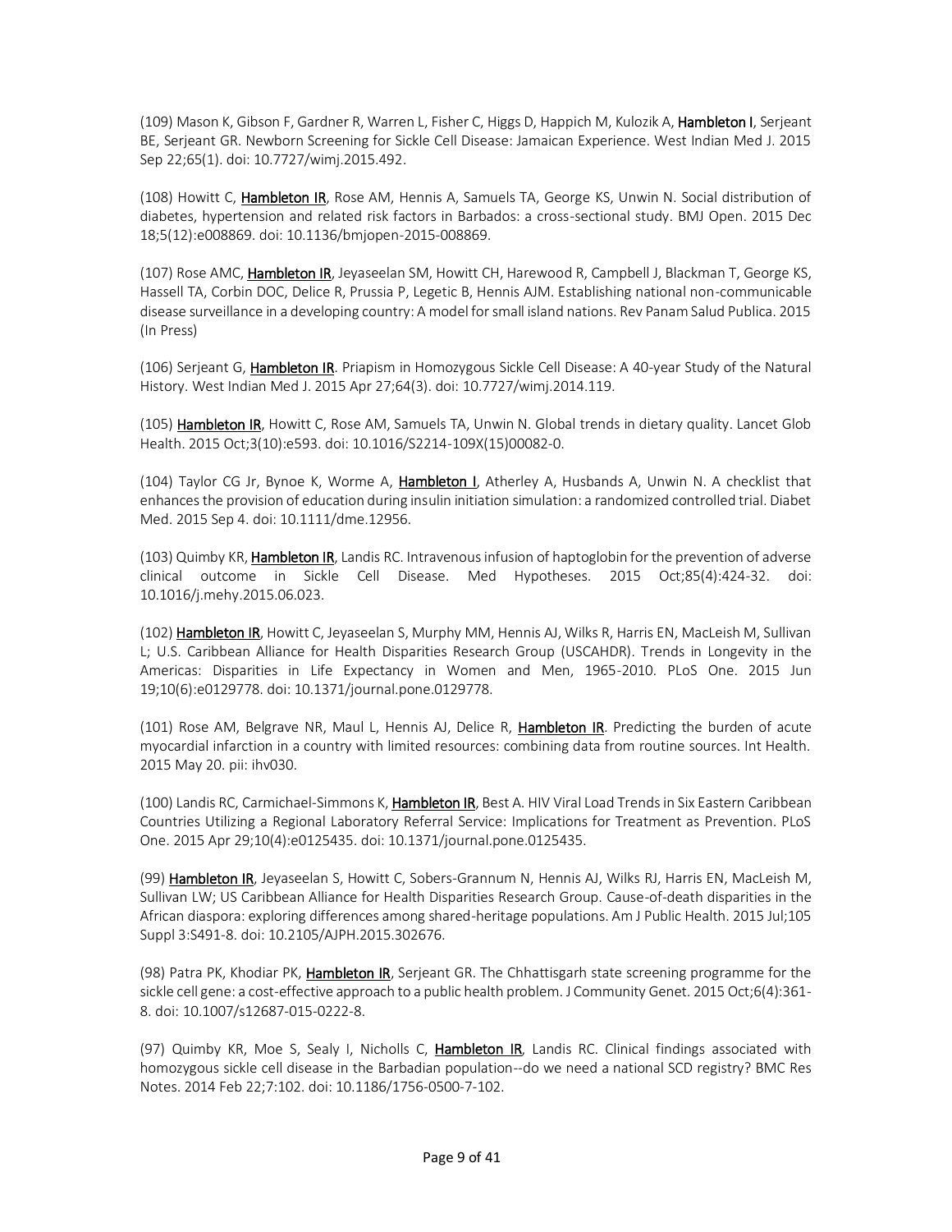(109) Mason K, Gibson F, Gardner R, Warren L, Fisher C, Higgs D, Happich M, Kulozik A, **Hambleton I**, Serjeant BE, Serjeant GR. Newborn Screening for Sickle Cell Disease: Jamaican Experience. West Indian Med J. 2015 Sep 22;65(1). doi: 10.7727/wimj.2015.492.

(108) Howitt C, **Hambleton IR**, Rose AM, Hennis A, Samuels TA, George KS, Unwin N. Social distribution of diabetes, hypertension and related risk factors in Barbados: a cross-sectional study. BMJ Open. 2015 Dec 18;5(12):e008869. doi: 10.1136/bmjopen-2015-008869.

(107) Rose AMC, **Hambleton IR**, Jeyaseelan SM, Howitt CH, Harewood R, Campbell J, Blackman T, George KS, Hassell TA, Corbin DOC, Delice R, Prussia P, Legetic B, Hennis AJM. Establishing national non-communicable disease surveillance in a developing country: A model for small island nations. Rev Panam Salud Publica. 2015 (In Press)

(106) Serjeant G, **Hambleton IR**. Priapism in Homozygous Sickle Cell Disease: A 40-year Study of the Natural History. West Indian Med J. 2015 Apr 27;64(3). doi: 10.7727/wimj.2014.119.

(105) **Hambleton IR**, Howitt C, Rose AM, Samuels TA, Unwin N. Global trends in dietary quality. Lancet Glob Health. 2015 Oct;3(10):e593. doi: 10.1016/S2214-109X(15)00082-0.

(104) Taylor CG Jr, Bynoe K, Worme A, **Hambleton I**, Atherley A, Husbands A, Unwin N. A checklist that enhances the provision of education during insulin initiation simulation: a randomized controlled trial. Diabet Med. 2015 Sep 4. doi: 10.1111/dme.12956.

(103) Quimby KR, **Hambleton IR**, Landis RC. Intravenous infusion of haptoglobin for the prevention of adverse clinical outcome in Sickle Cell Disease. Med Hypotheses. 2015 Oct;85(4):424-32. doi: 10.1016/j.mehy.2015.06.023.

(102) **Hambleton IR**, Howitt C, Jeyaseelan S, Murphy MM, Hennis AJ, Wilks R, Harris EN, MacLeish M, Sullivan L; U.S. Caribbean Alliance for Health Disparities Research Group (USCAHDR). Trends in Longevity in the Americas: Disparities in Life Expectancy in Women and Men, 1965-2010. PLoS One. 2015 Jun 19;10(6):e0129778. doi: 10.1371/journal.pone.0129778.

(101) Rose AM, Belgrave NR, Maul L, Hennis AJ, Delice R, **Hambleton IR**. Predicting the burden of acute myocardial infarction in a country with limited resources: combining data from routine sources. Int Health. 2015 May 20. pii: ihv030.

(100) Landis RC, Carmichael-Simmons K, **Hambleton IR**, Best A. HIV Viral Load Trends in Six Eastern Caribbean Countries Utilizing a Regional Laboratory Referral Service: Implications for Treatment as Prevention. PLoS One. 2015 Apr 29;10(4):e0125435. doi: 10.1371/journal.pone.0125435.

(99) **Hambleton IR**, Jeyaseelan S, Howitt C, Sobers-Grannum N, Hennis AJ, Wilks RJ, Harris EN, MacLeish M, Sullivan LW; US Caribbean Alliance for Health Disparities Research Group. Cause-of-death disparities in the African diaspora: exploring differences among shared-heritage populations. Am J Public Health. 2015 Jul;105 Suppl 3:S491-8. doi: 10.2105/AJPH.2015.302676.

(98) Patra PK, Khodiar PK, **Hambleton IR**, Serjeant GR. The Chhattisgarh state screening programme for the sickle cell gene: a cost-effective approach to a public health problem. J Community Genet. 2015 Oct;6(4):361-8. doi: 10.1007/s12687-015-0222-8.

(97) Quimby KR, Moe S, Sealy I, Nicholls C, **Hambleton IR**, Landis RC. Clinical findings associated with homozygous sickle cell disease in the Barbadian population--do we need a national SCD registry? BMC Res Notes. 2014 Feb 22;7:102. doi: 10.1186/1756-0500-7-102.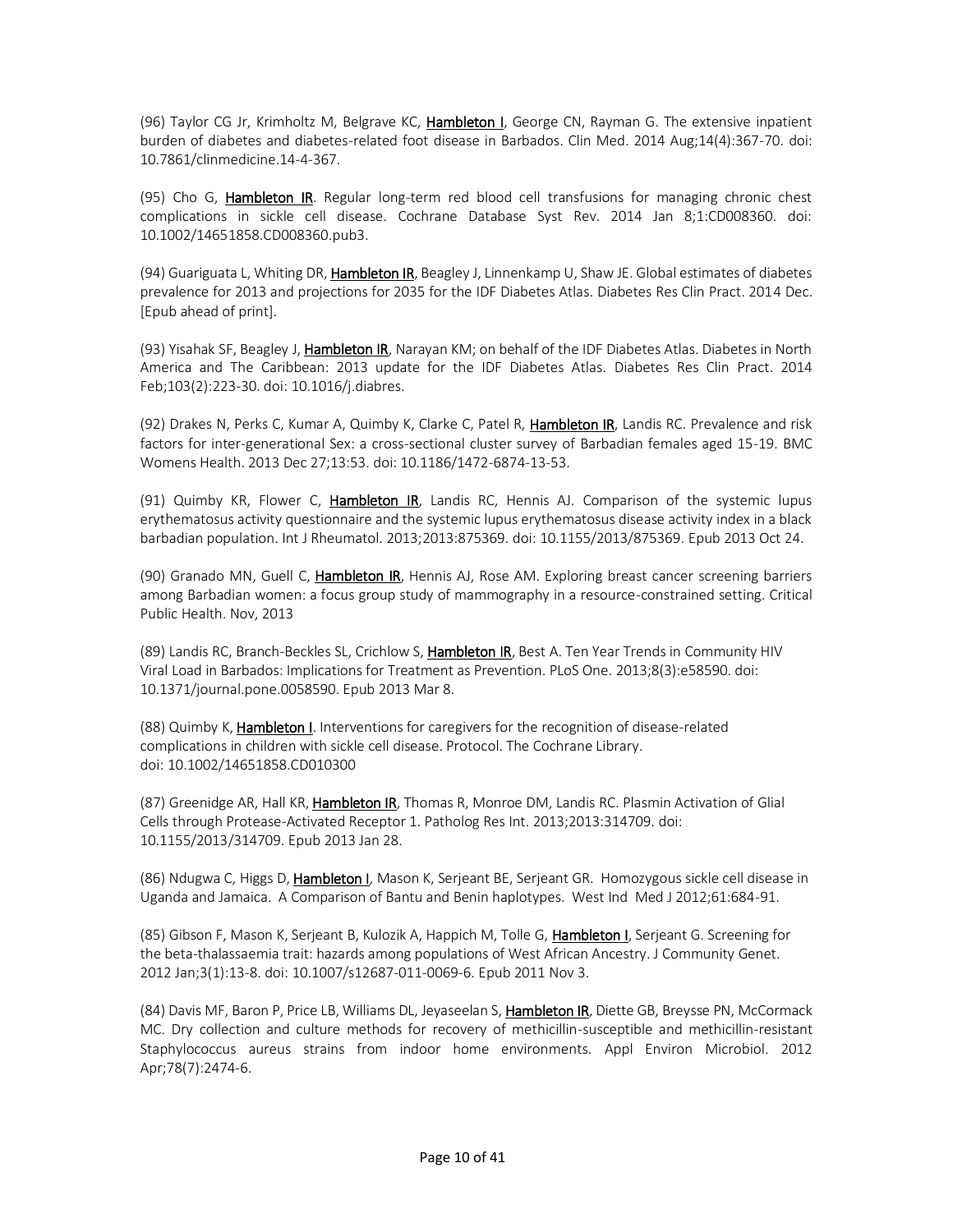(96) Taylor CG Jr, Krimholtz M, Belgrave KC, **Hambleton I**, George CN, Rayman G. The extensive inpatient burden of diabetes and diabetes-related foot disease in Barbados. Clin Med. 2014 Aug;14(4):367-70. doi: 10.7861/clinmedicine.14-4-367.

(95) Cho G, **Hambleton IR**. Regular long-term red blood cell transfusions for managing chronic chest complications in sickle cell disease. Cochrane Database Syst Rev. 2014 Jan 8;1:CD008360. doi: 10.1002/14651858.CD008360.pub3.

(94) Guariguata L, Whiting DR, **Hambleton IR**, Beagley J, Linnenkamp U, Shaw JE. Global estimates of diabetes prevalence for 2013 and projections for 2035 for the IDF Diabetes Atlas. Diabetes Res Clin Pract. 2014 Dec. [Epub ahead of print].

(93) Yisahak SF, Beagley J, **Hambleton IR**, Narayan KM; on behalf of the IDF Diabetes Atlas. Diabetes in North America and The Caribbean: 2013 update for the IDF Diabetes Atlas. Diabetes Res Clin Pract. 2014 Feb;103(2):223-30. doi: 10.1016/j.diabres.

(92) Drakes N, Perks C, Kumar A, Quimby K, Clarke C, Patel R, **Hambleton IR**, Landis RC. Prevalence and risk factors for inter-generational Sex: a cross-sectional cluster survey of Barbadian females aged 15-19. BMC Womens Health. 2013 Dec 27;13:53. doi: 10.1186/1472-6874-13-53.

(91) Quimby KR, Flower C, **Hambleton IR**, Landis RC, Hennis AJ. Comparison of the systemic lupus erythematosus activity questionnaire and the systemic lupus erythematosus disease activity index in a black barbadian population. Int J Rheumatol. 2013;2013:875369. doi: 10.1155/2013/875369. Epub 2013 Oct 24.

(90) Granado MN, Guell C, **Hambleton IR**, Hennis AJ, Rose AM. Exploring breast cancer screening barriers among Barbadian women: a focus group study of mammography in a resource-constrained setting. Critical Public Health. Nov, 2013

(89) Landis RC, Branch-Beckles SL, Crichlow S, **Hambleton IR**, Best A. Ten Year Trends in Community HIV Viral Load in Barbados: Implications for Treatment as Prevention. PLoS One. 2013;8(3):e58590. doi: 10.1371/journal.pone.0058590. Epub 2013 Mar 8.

(88) Quimby K, **Hambleton I**. Interventions for caregivers for the recognition of disease-related complications in children with sickle cell disease. Protocol. The Cochrane Library. doi: 10.1002/14651858.CD010300

(87) Greenidge AR, Hall KR, **Hambleton IR**, Thomas R, Monroe DM, Landis RC. Plasmin Activation of Glial Cells through Protease-Activated Receptor 1. Patholog Res Int. 2013;2013:314709. doi: 10.1155/2013/314709. Epub 2013 Jan 28.

(86) Ndugwa C, Higgs D, **Hambleton I**, Mason K, Serjeant BE, Serjeant GR. Homozygous sickle cell disease in Uganda and Jamaica. A Comparison of Bantu and Benin haplotypes. West Ind Med J 2012;61:684-91.

(85) Gibson F, Mason K, Serjeant B, Kulozik A, Happich M, Tolle G, **Hambleton I**, Serjeant G. Screening for the beta-thalassaemia trait: hazards among populations of West African Ancestry. J Community Genet. 2012 Jan;3(1):13-8. doi: 10.1007/s12687-011-0069-6. Epub 2011 Nov 3.

(84) Davis MF, Baron P, Price LB, Williams DL, Jeyaseelan S, **Hambleton IR**, Diette GB, Breysse PN, McCormack MC. Dry collection and culture methods for recovery of methicillin-susceptible and methicillin-resistant Staphylococcus aureus strains from indoor home environments. Appl Environ Microbiol. 2012 Apr;78(7):2474-6.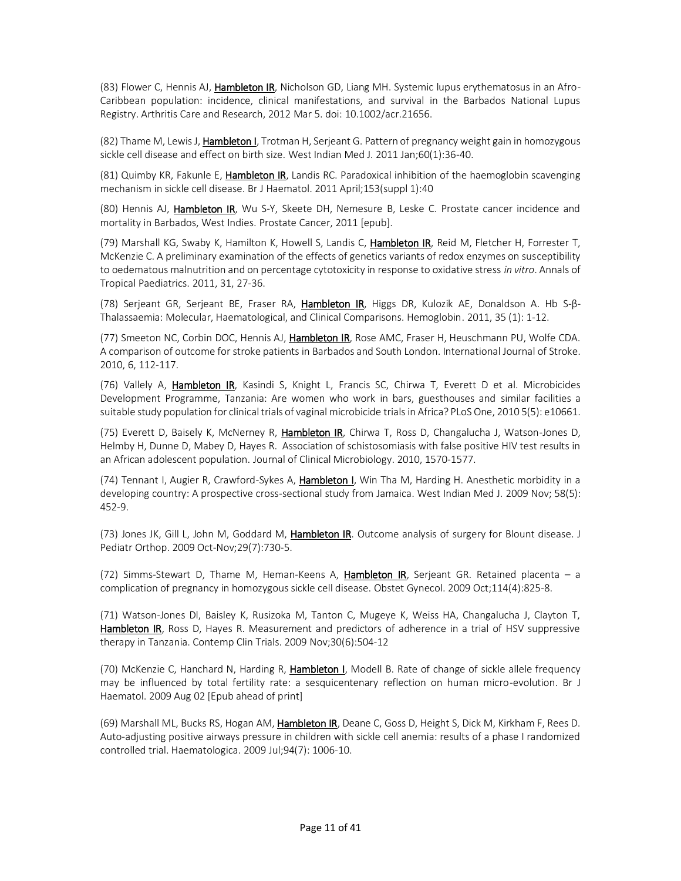(83) Flower C, Hennis AJ, **Hambleton IR**, Nicholson GD, Liang MH. Systemic lupus erythematosus in an Afro-Caribbean population: incidence, clinical manifestations, and survival in the Barbados National Lupus Registry. Arthritis Care and Research, 2012 Mar 5. doi: 10.1002/acr.21656.

(82) Thame M, Lewis J, **Hambleton I**, Trotman H, Serjeant G. Pattern of pregnancy weight gain in homozygous sickle cell disease and effect on birth size. West Indian Med J. 2011 Jan;60(1):36-40.

(81) Quimby KR, Fakunle E, **Hambleton IR**, Landis RC. Paradoxical inhibition of the haemoglobin scavenging mechanism in sickle cell disease. Br J Haematol. 2011 April;153(suppl 1):40

(80) Hennis AJ, **Hambleton IR**, Wu S-Y, Skeete DH, Nemesure B, Leske C. Prostate cancer incidence and mortality in Barbados, West Indies. Prostate Cancer, 2011 [epub].

(79) Marshall KG, Swaby K, Hamilton K, Howell S, Landis C, **Hambleton IR**, Reid M, Fletcher H, Forrester T, McKenzie C. A preliminary examination of the effects of genetics variants of redox enzymes on susceptibility to oedematous malnutrition and on percentage cytotoxicity in response to oxidative stress *in vitro*. Annals of Tropical Paediatrics. 2011, 31, 27-36.

(78) Serjeant GR, Serjeant BE, Fraser RA, **Hambleton IR**, Higgs DR, Kulozik AE, Donaldson A. Hb S-β-Thalassaemia: Molecular, Haematological, and Clinical Comparisons. Hemoglobin. 2011, 35 (1): 1-12.

(77) Smeeton NC, Corbin DOC, Hennis AJ, **Hambleton IR**, Rose AMC, Fraser H, Heuschmann PU, Wolfe CDA. A comparison of outcome for stroke patients in Barbados and South London. International Journal of Stroke. 2010, 6, 112-117.

(76) Vallely A, **Hambleton IR**, Kasindi S, Knight L, Francis SC, Chirwa T, Everett D et al. Microbicides Development Programme, Tanzania: Are women who work in bars, guesthouses and similar facilities a suitable study population for clinical trials of vaginal microbicide trials in Africa? PLoS One, 2010 5(5): e10661.

(75) Everett D, Baisely K, McNerney R, **Hambleton IR**, Chirwa T, Ross D, Changalucha J, Watson-Jones D, Helmby H, Dunne D, Mabey D, Hayes R. Association of schistosomiasis with false positive HIV test results in an African adolescent population. Journal of Clinical Microbiology. 2010, 1570-1577.

(74) Tennant I, Augier R, Crawford-Sykes A, **Hambleton I**, Win Tha M, Harding H. Anesthetic morbidity in a developing country: A prospective cross-sectional study from Jamaica. West Indian Med J. 2009 Nov; 58(5): 452-9.

(73) Jones JK, Gill L, John M, Goddard M, **Hambleton IR**. Outcome analysis of surgery for Blount disease. J Pediatr Orthop. 2009 Oct-Nov;29(7):730-5.

(72) Simms-Stewart D, Thame M, Heman-Keens A, **Hambleton IR**, Serjeant GR. Retained placenta – a complication of pregnancy in homozygous sickle cell disease. Obstet Gynecol. 2009 Oct;114(4):825-8.

(71) Watson-Jones Dl, Baisley K, Rusizoka M, Tanton C, Mugeye K, Weiss HA, Changalucha J, Clayton T, **Hambleton IR**, Ross D, Hayes R. Measurement and predictors of adherence in a trial of HSV suppressive therapy in Tanzania. Contemp Clin Trials. 2009 Nov;30(6):504-12

(70) McKenzie C, Hanchard N, Harding R, **Hambleton I**, Modell B. Rate of change of sickle allele frequency may be influenced by total fertility rate: a sesquicentenary reflection on human micro-evolution. Br J Haematol. 2009 Aug 02 [Epub ahead of print]

(69) Marshall ML, Bucks RS, Hogan AM, **Hambleton IR**, Deane C, Goss D, Height S, Dick M, Kirkham F, Rees D. Auto-adjusting positive airways pressure in children with sickle cell anemia: results of a phase I randomized controlled trial. Haematologica. 2009 Jul;94(7): 1006-10.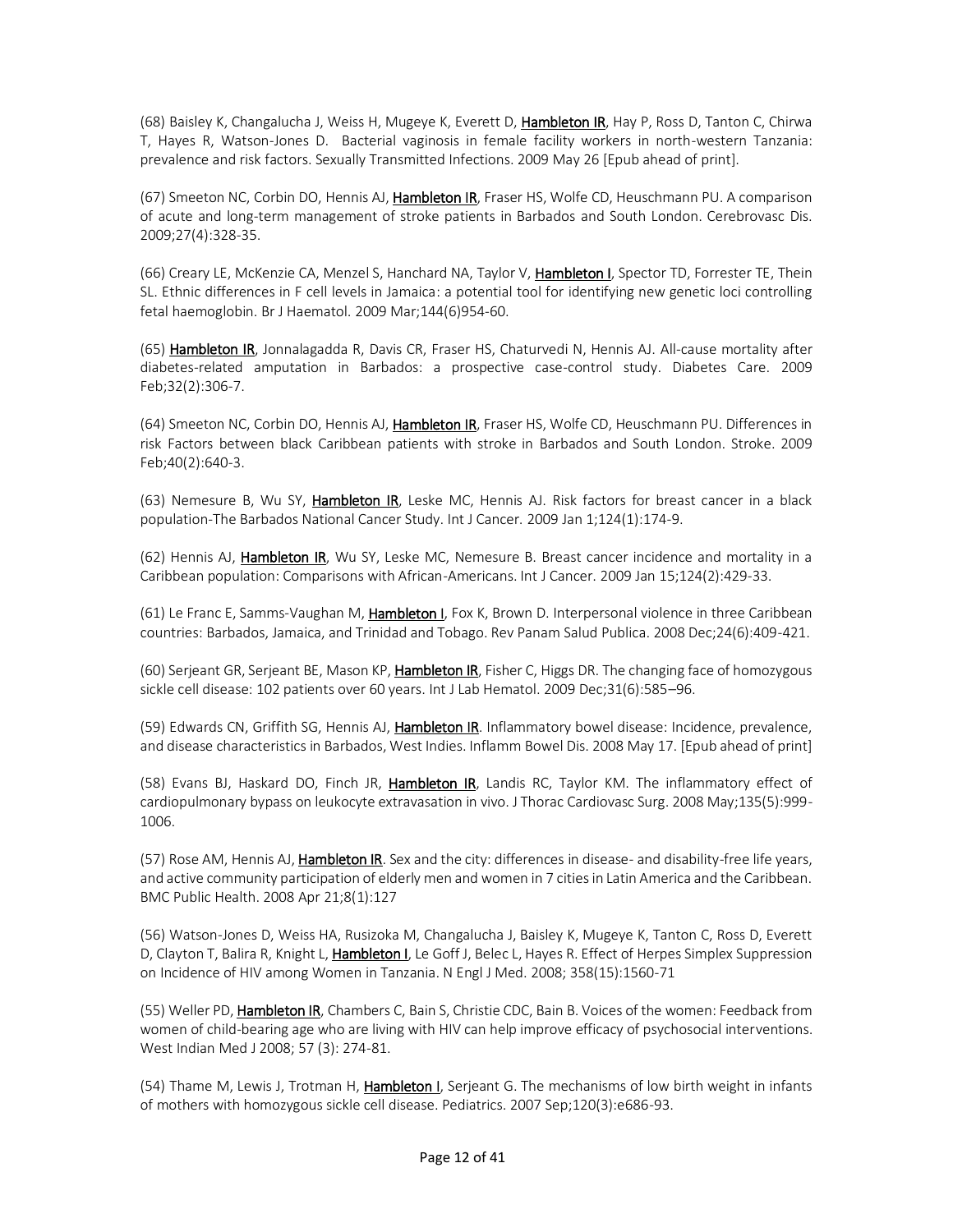(68) Baisley K, Changalucha J, Weiss H, Mugeye K, Everett D, **Hambleton IR**, Hay P, Ross D, Tanton C, Chirwa T, Hayes R, Watson-Jones D. Bacterial vaginosis in female facility workers in north-western Tanzania: prevalence and risk factors. Sexually Transmitted Infections. 2009 May 26 [Epub ahead of print].

(67) Smeeton NC, Corbin DO, Hennis AJ, **Hambleton IR**, Fraser HS, Wolfe CD, Heuschmann PU. A comparison of acute and long-term management of stroke patients in Barbados and South London. Cerebrovasc Dis. 2009;27(4):328-35.

(66) Creary LE, McKenzie CA, Menzel S, Hanchard NA, Taylor V, **Hambleton I**, Spector TD, Forrester TE, Thein SL. Ethnic differences in F cell levels in Jamaica: a potential tool for identifying new genetic loci controlling fetal haemoglobin. Br J Haematol. 2009 Mar;144(6)954-60.

(65) **Hambleton IR**, Jonnalagadda R, Davis CR, Fraser HS, Chaturvedi N, Hennis AJ. All-cause mortality after diabetes-related amputation in Barbados: a prospective case-control study. Diabetes Care. 2009 Feb;32(2):306-7.

(64) Smeeton NC, Corbin DO, Hennis AJ, **Hambleton IR**, Fraser HS, Wolfe CD, Heuschmann PU. Differences in risk Factors between black Caribbean patients with stroke in Barbados and South London. Stroke. 2009 Feb;40(2):640-3.

(63) Nemesure B, Wu SY, **Hambleton IR**, Leske MC, Hennis AJ. Risk factors for breast cancer in a black population-The Barbados National Cancer Study. Int J Cancer. 2009 Jan 1;124(1):174-9.

(62) Hennis AJ, **Hambleton IR**, Wu SY, Leske MC, Nemesure B. Breast cancer incidence and mortality in a Caribbean population: Comparisons with African-Americans. Int J Cancer. 2009 Jan 15;124(2):429-33.

(61) Le Franc E, Samms-Vaughan M, **Hambleton I**, Fox K, Brown D. Interpersonal violence in three Caribbean countries: Barbados, Jamaica, and Trinidad and Tobago. Rev Panam Salud Publica. 2008 Dec;24(6):409-421.

(60) Serjeant GR, Serjeant BE, Mason KP, **Hambleton IR**, Fisher C, Higgs DR. The changing face of homozygous sickle cell disease: 102 patients over 60 years. Int J Lab Hematol. 2009 Dec;31(6):585–96.

(59) Edwards CN, Griffith SG, Hennis AJ, **Hambleton IR**. Inflammatory bowel disease: Incidence, prevalence, and disease characteristics in Barbados, West Indies. Inflamm Bowel Dis. 2008 May 17. [Epub ahead of print]

(58) Evans BJ, Haskard DO, Finch JR, **Hambleton IR**, Landis RC, Taylor KM. The inflammatory effect of cardiopulmonary bypass on leukocyte extravasation in vivo. J Thorac Cardiovasc Surg. 2008 May;135(5):999-1006.

(57) Rose AM, Hennis AJ, **Hambleton IR**. Sex and the city: differences in disease- and disability-free life years, and active community participation of elderly men and women in 7 cities in Latin America and the Caribbean. BMC Public Health. 2008 Apr 21;8(1):127

(56) Watson-Jones D, Weiss HA, Rusizoka M, Changalucha J, Baisley K, Mugeye K, Tanton C, Ross D, Everett D, Clayton T, Balira R, Knight L, **Hambleton I**, Le Goff J, Belec L, Hayes R. Effect of Herpes Simplex Suppression on Incidence of HIV among Women in Tanzania. N Engl J Med. 2008; 358(15):1560-71

(55) Weller PD, **Hambleton IR**, Chambers C, Bain S, Christie CDC, Bain B. Voices of the women: Feedback from women of child-bearing age who are living with HIV can help improve efficacy of psychosocial interventions. West Indian Med J 2008; 57 (3): 274-81.

(54) Thame M, Lewis J, Trotman H, **Hambleton I**, Serjeant G. The mechanisms of low birth weight in infants of mothers with homozygous sickle cell disease. Pediatrics. 2007 Sep;120(3):e686-93.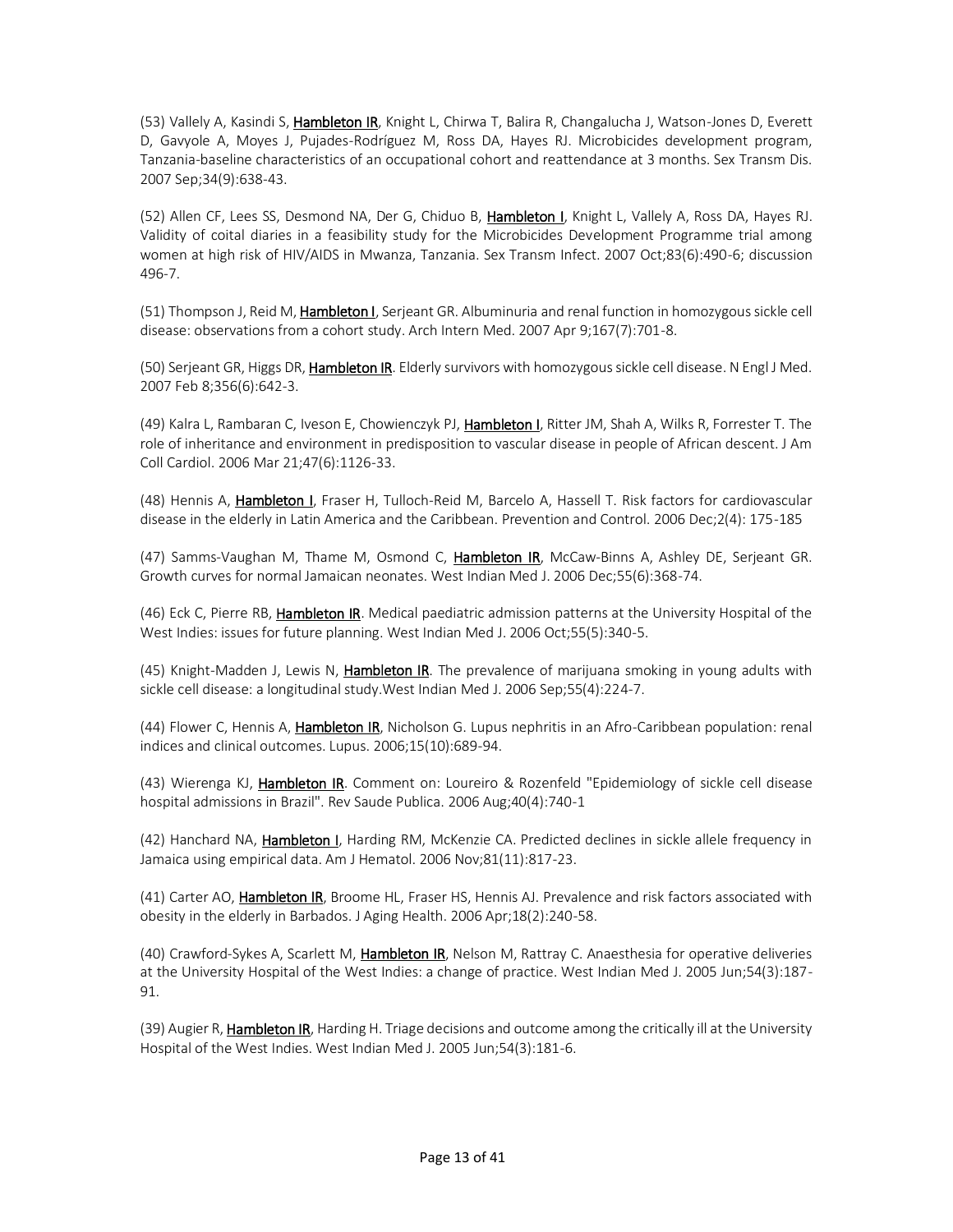(53) Vallely A, Kasindi S, **Hambleton IR**, Knight L, Chirwa T, Balira R, Changalucha J, Watson-Jones D, Everett D, Gavyole A, Moyes J, Pujades-Rodríguez M, Ross DA, Hayes RJ. Microbicides development program, Tanzania-baseline characteristics of an occupational cohort and reattendance at 3 months. Sex Transm Dis. 2007 Sep;34(9):638-43.

(52) Allen CF, Lees SS, Desmond NA, Der G, Chiduo B, **Hambleton I**, Knight L, Vallely A, Ross DA, Hayes RJ. Validity of coital diaries in a feasibility study for the Microbicides Development Programme trial among women at high risk of HIV/AIDS in Mwanza, Tanzania. Sex Transm Infect. 2007 Oct;83(6):490-6; discussion 496-7.

(51) Thompson J, Reid M, **Hambleton I**, Serjeant GR. Albuminuria and renal function in homozygous sickle cell disease: observations from a cohort study. Arch Intern Med. 2007 Apr 9;167(7):701-8.

(50) Serjeant GR, Higgs DR, **Hambleton IR**. Elderly survivors with homozygous sickle cell disease. N Engl J Med. 2007 Feb 8;356(6):642-3.

(49) Kalra L, Rambaran C, Iveson E, Chowienczyk PJ, **Hambleton I**, Ritter JM, Shah A, Wilks R, Forrester T. The role of inheritance and environment in predisposition to vascular disease in people of African descent. J Am Coll Cardiol. 2006 Mar 21;47(6):1126-33.

(48) Hennis A, **Hambleton I**, Fraser H, Tulloch-Reid M, Barcelo A, Hassell T. Risk factors for cardiovascular disease in the elderly in Latin America and the Caribbean. Prevention and Control. 2006 Dec;2(4): 175-185

(47) Samms-Vaughan M, Thame M, Osmond C, **Hambleton IR**, McCaw-Binns A, Ashley DE, Serjeant GR. Growth curves for normal Jamaican neonates. West Indian Med J. 2006 Dec;55(6):368-74.

(46) Eck C, Pierre RB, **Hambleton IR**. Medical paediatric admission patterns at the University Hospital of the West Indies: issues for future planning. West Indian Med J. 2006 Oct;55(5):340-5.

(45) Knight-Madden J, Lewis N, **Hambleton IR**. The prevalence of marijuana smoking in young adults with sickle cell disease: a longitudinal study.West Indian Med J. 2006 Sep;55(4):224-7.

(44) Flower C, Hennis A, **Hambleton IR**, Nicholson G. Lupus nephritis in an Afro-Caribbean population: renal indices and clinical outcomes. Lupus. 2006;15(10):689-94.

(43) Wierenga KJ, **Hambleton IR**. Comment on: Loureiro & Rozenfeld "Epidemiology of sickle cell disease hospital admissions in Brazil". Rev Saude Publica. 2006 Aug;40(4):740-1

(42) Hanchard NA, **Hambleton I**, Harding RM, McKenzie CA. Predicted declines in sickle allele frequency in Jamaica using empirical data. Am J Hematol. 2006 Nov;81(11):817-23.

(41) Carter AO, **Hambleton IR**, Broome HL, Fraser HS, Hennis AJ. Prevalence and risk factors associated with obesity in the elderly in Barbados. J Aging Health. 2006 Apr;18(2):240-58.

(40) Crawford-Sykes A, Scarlett M, **Hambleton IR**, Nelson M, Rattray C. Anaesthesia for operative deliveries at the University Hospital of the West Indies: a change of practice. West Indian Med J. 2005 Jun;54(3):187-91.

(39) Augier R, **Hambleton IR**, Harding H. Triage decisions and outcome among the critically ill at the University Hospital of the West Indies. West Indian Med J. 2005 Jun;54(3):181-6.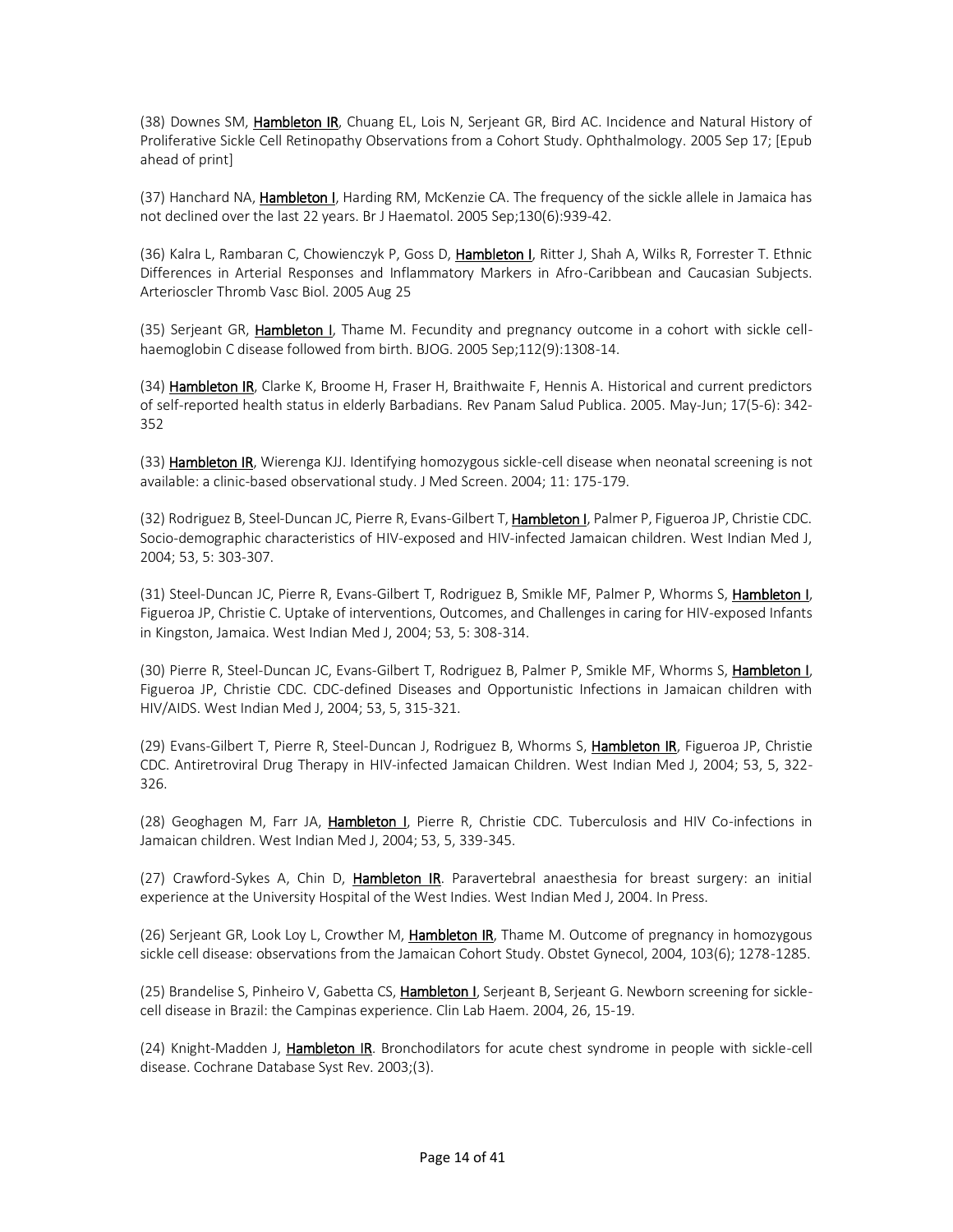(38) Downes SM, **Hambleton IR**, Chuang EL, Lois N, Serjeant GR, Bird AC. Incidence and Natural History of Proliferative Sickle Cell Retinopathy Observations from a Cohort Study. Ophthalmology. 2005 Sep 17; [Epub ahead of print]

(37) Hanchard NA, **Hambleton I**, Harding RM, McKenzie CA. The frequency of the sickle allele in Jamaica has not declined over the last 22 years. Br J Haematol. 2005 Sep;130(6):939-42.

(36) Kalra L, Rambaran C, Chowienczyk P, Goss D, **Hambleton I**, Ritter J, Shah A, Wilks R, Forrester T. Ethnic Differences in Arterial Responses and Inflammatory Markers in Afro-Caribbean and Caucasian Subjects. Arterioscler Thromb Vasc Biol. 2005 Aug 25

(35) Serjeant GR, **Hambleton I**, Thame M. Fecundity and pregnancy outcome in a cohort with sickle cell-haemoglobin C disease followed from birth. BJOG. 2005 Sep;112(9):1308-14.

(34) **Hambleton IR**, Clarke K, Broome H, Fraser H, Braithwaite F, Hennis A. Historical and current predictors of self-reported health status in elderly Barbadians. Rev Panam Salud Publica. 2005. May-Jun; 17(5-6): 342-352

(33) **Hambleton IR**, Wierenga KJJ. Identifying homozygous sickle-cell disease when neonatal screening is not available: a clinic-based observational study. J Med Screen. 2004; 11: 175-179.

(32) Rodriguez B, Steel-Duncan JC, Pierre R, Evans-Gilbert T, **Hambleton I**, Palmer P, Figueroa JP, Christie CDC. Socio-demographic characteristics of HIV-exposed and HIV-infected Jamaican children. West Indian Med J, 2004; 53, 5: 303-307.

(31) Steel-Duncan JC, Pierre R, Evans-Gilbert T, Rodriguez B, Smikle MF, Palmer P, Whorms S, **Hambleton I**, Figueroa JP, Christie C. Uptake of interventions, Outcomes, and Challenges in caring for HIV-exposed Infants in Kingston, Jamaica. West Indian Med J, 2004; 53, 5: 308-314.

(30) Pierre R, Steel-Duncan JC, Evans-Gilbert T, Rodriguez B, Palmer P, Smikle MF, Whorms S, **Hambleton I**, Figueroa JP, Christie CDC. CDC-defined Diseases and Opportunistic Infections in Jamaican children with HIV/AIDS. West Indian Med J, 2004; 53, 5, 315-321.

(29) Evans-Gilbert T, Pierre R, Steel-Duncan J, Rodriguez B, Whorms S, **Hambleton IR**, Figueroa JP, Christie CDC. Antiretroviral Drug Therapy in HIV-infected Jamaican Children. West Indian Med J, 2004; 53, 5, 322-326.

(28) Geoghagen M, Farr JA, **Hambleton I**, Pierre R, Christie CDC. Tuberculosis and HIV Co-infections in Jamaican children. West Indian Med J, 2004; 53, 5, 339-345.

(27) Crawford-Sykes A, Chin D, **Hambleton IR**. Paravertebral anaesthesia for breast surgery: an initial experience at the University Hospital of the West Indies. West Indian Med J, 2004. In Press.

(26) Serjeant GR, Look Loy L, Crowther M, **Hambleton IR**, Thame M. Outcome of pregnancy in homozygous sickle cell disease: observations from the Jamaican Cohort Study. Obstet Gynecol, 2004, 103(6); 1278-1285.

(25) Brandelise S, Pinheiro V, Gabetta CS, **Hambleton I**, Serjeant B, Serjeant G. Newborn screening for sickle-cell disease in Brazil: the Campinas experience. Clin Lab Haem. 2004, 26, 15-19.

(24) Knight-Madden J, **Hambleton IR**. Bronchodilators for acute chest syndrome in people with sickle-cell disease. Cochrane Database Syst Rev. 2003;(3).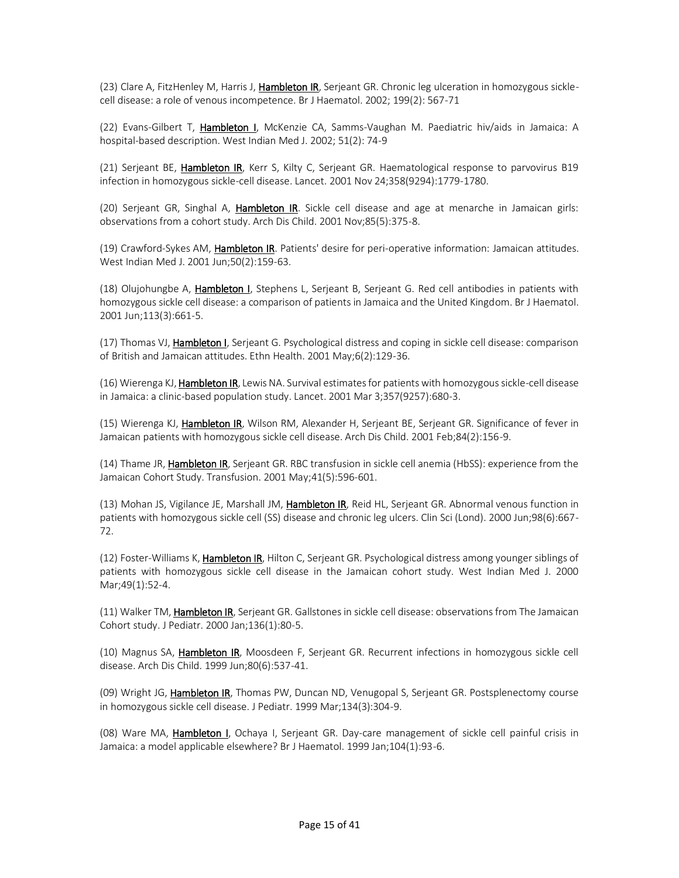(23) Clare A, FitzHenley M, Harris J, **Hambleton IR**, Serjeant GR. Chronic leg ulceration in homozygous sickle-cell disease: a role of venous incompetence. Br J Haematol. 2002; 199(2): 567-71

(22) Evans-Gilbert T, **Hambleton I**, McKenzie CA, Samms-Vaughan M. Paediatric hiv/aids in Jamaica: A hospital-based description. West Indian Med J. 2002; 51(2): 74-9

(21) Serjeant BE, **Hambleton IR**, Kerr S, Kilty C, Serjeant GR. Haematological response to parvovirus B19 infection in homozygous sickle-cell disease. Lancet. 2001 Nov 24;358(9294):1779-1780.

(20) Serjeant GR, Singhal A, **Hambleton IR**. Sickle cell disease and age at menarche in Jamaican girls: observations from a cohort study. Arch Dis Child. 2001 Nov;85(5):375-8.

(19) Crawford-Sykes AM, **Hambleton IR**. Patients' desire for peri-operative information: Jamaican attitudes. West Indian Med J. 2001 Jun;50(2):159-63.

(18) Olujohungbe A, **Hambleton I**, Stephens L, Serjeant B, Serjeant G. Red cell antibodies in patients with homozygous sickle cell disease: a comparison of patients in Jamaica and the United Kingdom. Br J Haematol. 2001 Jun;113(3):661-5.

(17) Thomas VJ, **Hambleton I**, Serjeant G. Psychological distress and coping in sickle cell disease: comparison of British and Jamaican attitudes. Ethn Health. 2001 May;6(2):129-36.

(16) Wierenga KJ, **Hambleton IR**, Lewis NA. Survival estimates for patients with homozygous sickle-cell disease in Jamaica: a clinic-based population study. Lancet. 2001 Mar 3;357(9257):680-3.

(15) Wierenga KJ, **Hambleton IR**, Wilson RM, Alexander H, Serjeant BE, Serjeant GR. Significance of fever in Jamaican patients with homozygous sickle cell disease. Arch Dis Child. 2001 Feb;84(2):156-9.

(14) Thame JR, **Hambleton IR**, Serjeant GR. RBC transfusion in sickle cell anemia (HbSS): experience from the Jamaican Cohort Study. Transfusion. 2001 May;41(5):596-601.

(13) Mohan JS, Vigilance JE, Marshall JM, **Hambleton IR**, Reid HL, Serjeant GR. Abnormal venous function in patients with homozygous sickle cell (SS) disease and chronic leg ulcers. Clin Sci (Lond). 2000 Jun;98(6):667-72.

(12) Foster-Williams K, **Hambleton IR**, Hilton C, Serjeant GR. Psychological distress among younger siblings of patients with homozygous sickle cell disease in the Jamaican cohort study. West Indian Med J. 2000 Mar;49(1):52-4.

(11) Walker TM, **Hambleton IR**, Serjeant GR. Gallstones in sickle cell disease: observations from The Jamaican Cohort study. J Pediatr. 2000 Jan;136(1):80-5.

(10) Magnus SA, **Hambleton IR**, Moosdeen F, Serjeant GR. Recurrent infections in homozygous sickle cell disease. Arch Dis Child. 1999 Jun;80(6):537-41.

(09) Wright JG, **Hambleton IR**, Thomas PW, Duncan ND, Venugopal S, Serjeant GR. Postsplenectomy course in homozygous sickle cell disease. J Pediatr. 1999 Mar;134(3):304-9.

(08) Ware MA, **Hambleton I**, Ochaya I, Serjeant GR. Day-care management of sickle cell painful crisis in Jamaica: a model applicable elsewhere? Br J Haematol. 1999 Jan;104(1):93-6.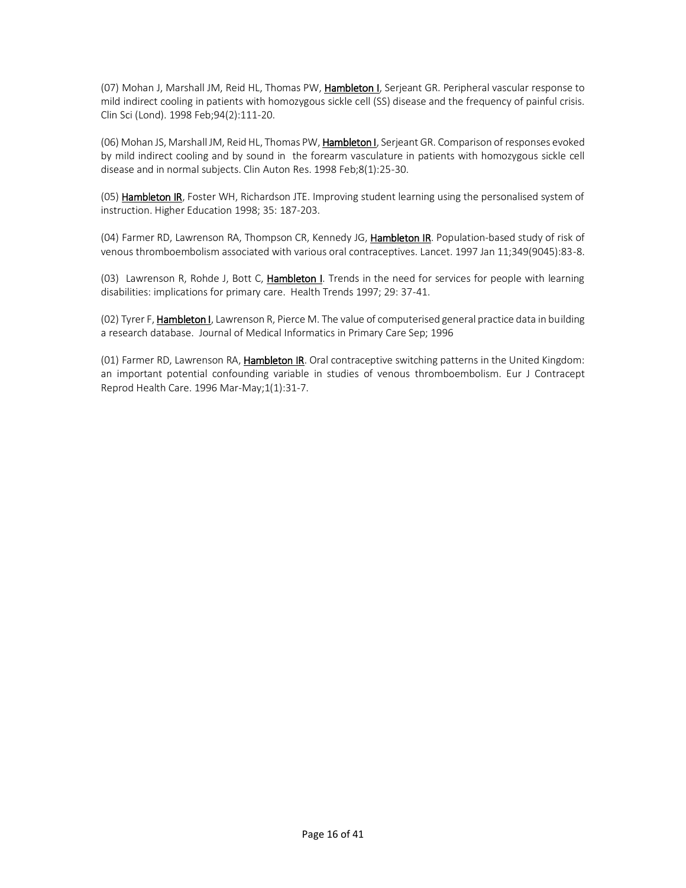(07) Mohan J, Marshall JM, Reid HL, Thomas PW, **Hambleton I**, Serjeant GR. Peripheral vascular response to mild indirect cooling in patients with homozygous sickle cell (SS) disease and the frequency of painful crisis. Clin Sci (Lond). 1998 Feb;94(2):111-20.

(06) Mohan JS, Marshall JM, Reid HL, Thomas PW, **Hambleton I**, Serjeant GR. Comparison of responses evoked by mild indirect cooling and by sound in the forearm vasculature in patients with homozygous sickle cell disease and in normal subjects. Clin Auton Res. 1998 Feb;8(1):25-30.

(05) **Hambleton IR**, Foster WH, Richardson JTE. Improving student learning using the personalised system of instruction. Higher Education 1998; 35: 187-203.

(04) Farmer RD, Lawrenson RA, Thompson CR, Kennedy JG, **Hambleton IR**. Population-based study of risk of venous thromboembolism associated with various oral contraceptives. Lancet. 1997 Jan 11;349(9045):83-8.

(03) Lawrenson R, Rohde J, Bott C, **Hambleton I**. Trends in the need for services for people with learning disabilities: implications for primary care. Health Trends 1997; 29: 37-41.

(02) Tyrer F, **Hambleton I**, Lawrenson R, Pierce M. The value of computerised general practice data in building a research database. Journal of Medical Informatics in Primary Care Sep; 1996

(01) Farmer RD, Lawrenson RA, **Hambleton IR**. Oral contraceptive switching patterns in the United Kingdom: an important potential confounding variable in studies of venous thromboembolism. Eur J Contracept Reprod Health Care. 1996 Mar-May;1(1):31-7.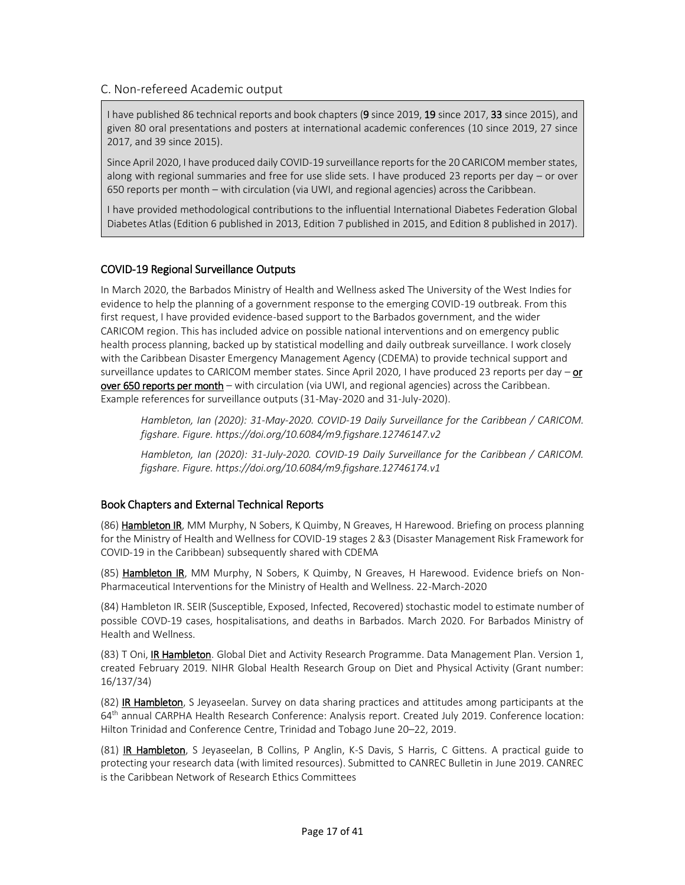## C. Non-refereed Academic output

> I have published 86 technical reports and book chapters (**9** since 2019, **19** since 2017, **33** since 2015), and given 80 oral presentations and posters at international academic conferences (10 since 2019, 27 since 2017, and 39 since 2015).
>
> Since April 2020, I have produced daily COVID-19 surveillance reports for the 20 CARICOM member states, along with regional summaries and free for use slide sets. I have produced 23 reports per day – or over 650 reports per month – with circulation (via UWI, and regional agencies) across the Caribbean.
>
> I have provided methodological contributions to the influential International Diabetes Federation Global Diabetes Atlas (Edition 6 published in 2013, Edition 7 published in 2015, and Edition 8 published in 2017).

### COVID-19 Regional Surveillance Outputs

In March 2020, the Barbados Ministry of Health and Wellness asked The University of the West Indies for evidence to help the planning of a government response to the emerging COVID-19 outbreak. From this first request, I have provided evidence-based support to the Barbados government, and the wider CARICOM region. This has included advice on possible national interventions and on emergency public health process planning, backed up by statistical modelling and daily outbreak surveillance. I work closely with the Caribbean Disaster Emergency Management Agency (CDEMA) to provide technical support and surveillance updates to CARICOM member states. Since April 2020, I have produced 23 reports per day – **or over 650 reports per month** – with circulation (via UWI, and regional agencies) across the Caribbean. Example references for surveillance outputs (31-May-2020 and 31-July-2020).

> *Hambleton, Ian (2020): 31-May-2020. COVID-19 Daily Surveillance for the Caribbean / CARICOM. figshare. Figure. https://doi.org/10.6084/m9.figshare.12746147.v2*
>
> *Hambleton, Ian (2020): 31-July-2020. COVID-19 Daily Surveillance for the Caribbean / CARICOM. figshare. Figure. https://doi.org/10.6084/m9.figshare.12746174.v1*

### Book Chapters and External Technical Reports

(86) **Hambleton IR**, MM Murphy, N Sobers, K Quimby, N Greaves, H Harewood. Briefing on process planning for the Ministry of Health and Wellness for COVID-19 stages 2 &3 (Disaster Management Risk Framework for COVID-19 in the Caribbean) subsequently shared with CDEMA

(85) **Hambleton IR**, MM Murphy, N Sobers, K Quimby, N Greaves, H Harewood. Evidence briefs on Non-Pharmaceutical Interventions for the Ministry of Health and Wellness. 22-March-2020

(84) Hambleton IR. SEIR (Susceptible, Exposed, Infected, Recovered) stochastic model to estimate number of possible COVD-19 cases, hospitalisations, and deaths in Barbados. March 2020. For Barbados Ministry of Health and Wellness.

(83) T Oni, **IR Hambleton**. Global Diet and Activity Research Programme. Data Management Plan. Version 1, created February 2019. NIHR Global Health Research Group on Diet and Physical Activity (Grant number: 16/137/34)

(82) **IR Hambleton**, S Jeyaseelan. Survey on data sharing practices and attitudes among participants at the 64th annual CARPHA Health Research Conference: Analysis report. Created July 2019. Conference location: Hilton Trinidad and Conference Centre, Trinidad and Tobago June 20–22, 2019.

(81) **IR Hambleton**, S Jeyaseelan, B Collins, P Anglin, K-S Davis, S Harris, C Gittens. A practical guide to protecting your research data (with limited resources). Submitted to CANREC Bulletin in June 2019. CANREC is the Caribbean Network of Research Ethics Committees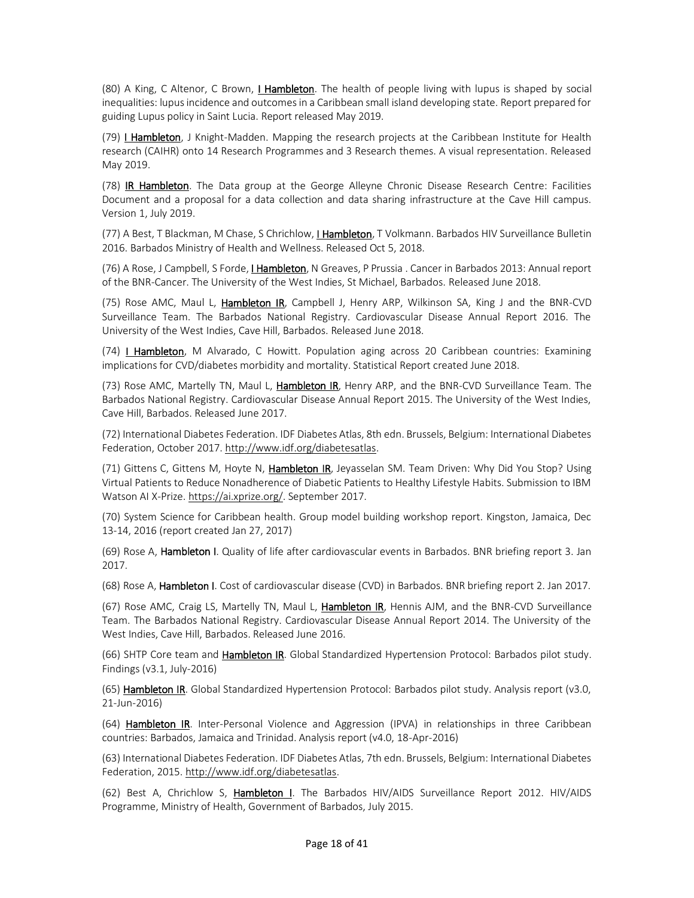(80) A King, C Altenor, C Brown, **I Hambleton**. The health of people living with lupus is shaped by social inequalities: lupus incidence and outcomes in a Caribbean small island developing state. Report prepared for guiding Lupus policy in Saint Lucia. Report released May 2019.

(79) **I Hambleton**, J Knight-Madden. Mapping the research projects at the Caribbean Institute for Health research (CAIHR) onto 14 Research Programmes and 3 Research themes. A visual representation. Released May 2019.

(78) **IR Hambleton**. The Data group at the George Alleyne Chronic Disease Research Centre: Facilities Document and a proposal for a data collection and data sharing infrastructure at the Cave Hill campus. Version 1, July 2019.

(77) A Best, T Blackman, M Chase, S Chrichlow, **I Hambleton**, T Volkmann. Barbados HIV Surveillance Bulletin 2016. Barbados Ministry of Health and Wellness. Released Oct 5, 2018.

(76) A Rose, J Campbell, S Forde, **I Hambleton**, N Greaves, P Prussia . Cancer in Barbados 2013: Annual report of the BNR-Cancer. The University of the West Indies, St Michael, Barbados. Released June 2018.

(75) Rose AMC, Maul L, **Hambleton IR**, Campbell J, Henry ARP, Wilkinson SA, King J and the BNR-CVD Surveillance Team. The Barbados National Registry. Cardiovascular Disease Annual Report 2016. The University of the West Indies, Cave Hill, Barbados. Released June 2018.

(74) **I Hambleton**, M Alvarado, C Howitt. Population aging across 20 Caribbean countries: Examining implications for CVD/diabetes morbidity and mortality. Statistical Report created June 2018.

(73) Rose AMC, Martelly TN, Maul L, **Hambleton IR**, Henry ARP, and the BNR-CVD Surveillance Team. The Barbados National Registry. Cardiovascular Disease Annual Report 2015. The University of the West Indies, Cave Hill, Barbados. Released June 2017.

(72) International Diabetes Federation. IDF Diabetes Atlas, 8th edn. Brussels, Belgium: International Diabetes Federation, October 2017. http://www.idf.org/diabetesatlas.

(71) Gittens C, Gittens M, Hoyte N, **Hambleton IR**, Jeyasselan SM. Team Driven: Why Did You Stop? Using Virtual Patients to Reduce Nonadherence of Diabetic Patients to Healthy Lifestyle Habits. Submission to IBM Watson AI X-Prize. https://ai.xprize.org/. September 2017.

(70) System Science for Caribbean health. Group model building workshop report. Kingston, Jamaica, Dec 13-14, 2016 (report created Jan 27, 2017)

(69) Rose A, **Hambleton I**. Quality of life after cardiovascular events in Barbados. BNR briefing report 3. Jan 2017.

(68) Rose A, **Hambleton I**. Cost of cardiovascular disease (CVD) in Barbados. BNR briefing report 2. Jan 2017.

(67) Rose AMC, Craig LS, Martelly TN, Maul L, **Hambleton IR**, Hennis AJM, and the BNR-CVD Surveillance Team. The Barbados National Registry. Cardiovascular Disease Annual Report 2014. The University of the West Indies, Cave Hill, Barbados. Released June 2016.

(66) SHTP Core team and **Hambleton IR**. Global Standardized Hypertension Protocol: Barbados pilot study. Findings (v3.1, July-2016)

(65) **Hambleton IR**. Global Standardized Hypertension Protocol: Barbados pilot study. Analysis report (v3.0, 21-Jun-2016)

(64) **Hambleton IR**. Inter-Personal Violence and Aggression (IPVA) in relationships in three Caribbean countries: Barbados, Jamaica and Trinidad. Analysis report (v4.0, 18-Apr-2016)

(63) International Diabetes Federation. IDF Diabetes Atlas, 7th edn. Brussels, Belgium: International Diabetes Federation, 2015. http://www.idf.org/diabetesatlas.

(62) Best A, Chrichlow S, **Hambleton I**. The Barbados HIV/AIDS Surveillance Report 2012. HIV/AIDS Programme, Ministry of Health, Government of Barbados, July 2015.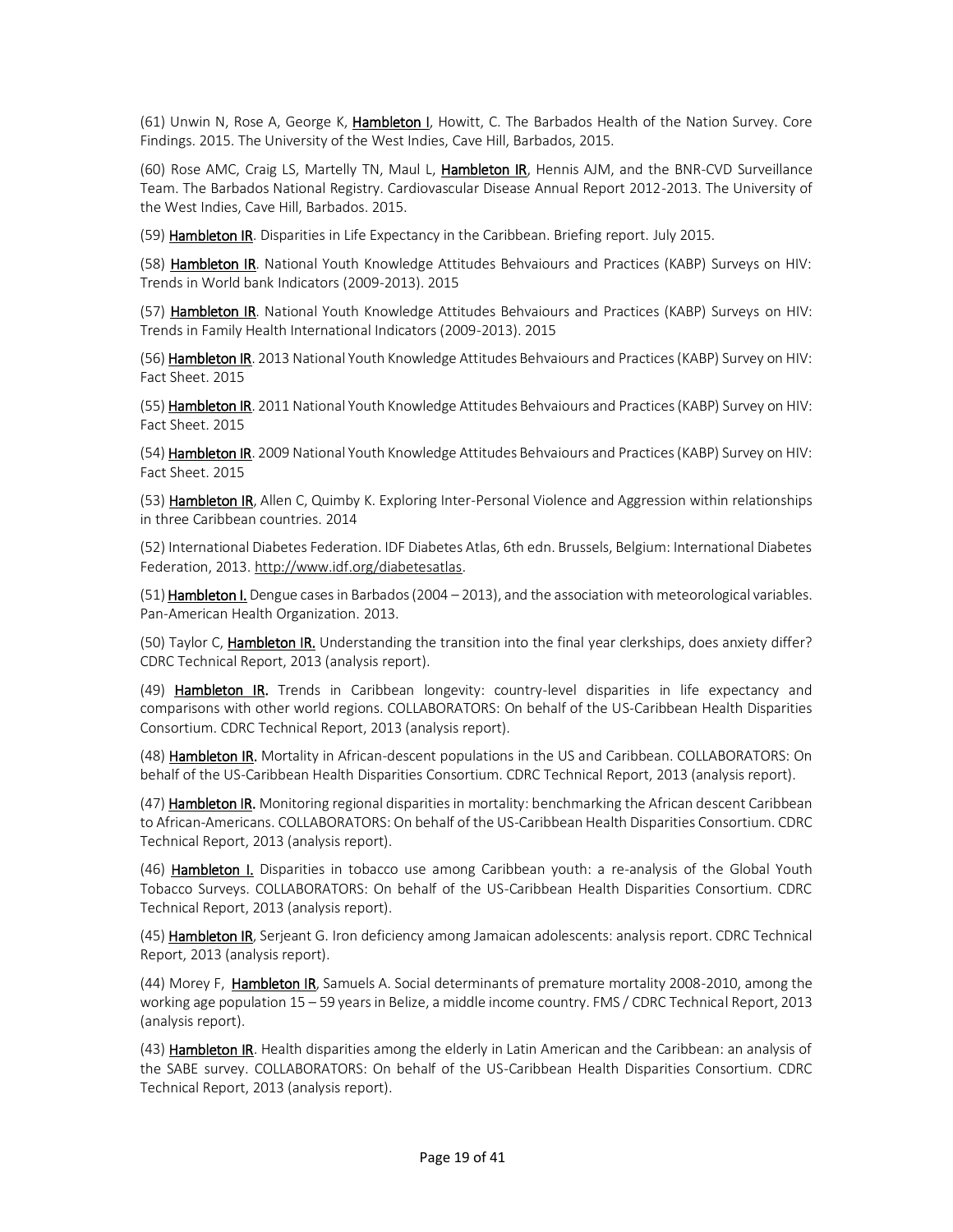(61) Unwin N, Rose A, George K, **Hambleton I**, Howitt, C. The Barbados Health of the Nation Survey. Core Findings. 2015. The University of the West Indies, Cave Hill, Barbados, 2015.

(60) Rose AMC, Craig LS, Martelly TN, Maul L, **Hambleton IR**, Hennis AJM, and the BNR-CVD Surveillance Team. The Barbados National Registry. Cardiovascular Disease Annual Report 2012-2013. The University of the West Indies, Cave Hill, Barbados. 2015.

(59) **Hambleton IR**. Disparities in Life Expectancy in the Caribbean. Briefing report. July 2015.

(58) **Hambleton IR**. National Youth Knowledge Attitudes Behvaiours and Practices (KABP) Surveys on HIV: Trends in World bank Indicators (2009-2013). 2015

(57) **Hambleton IR**. National Youth Knowledge Attitudes Behvaiours and Practices (KABP) Surveys on HIV: Trends in Family Health International Indicators (2009-2013). 2015

(56) **Hambleton IR**. 2013 National Youth Knowledge Attitudes Behvaiours and Practices (KABP) Survey on HIV: Fact Sheet. 2015

(55) **Hambleton IR**. 2011 National Youth Knowledge Attitudes Behvaiours and Practices (KABP) Survey on HIV: Fact Sheet. 2015

(54) **Hambleton IR**. 2009 National Youth Knowledge Attitudes Behvaiours and Practices (KABP) Survey on HIV: Fact Sheet. 2015

(53) **Hambleton IR**, Allen C, Quimby K. Exploring Inter-Personal Violence and Aggression within relationships in three Caribbean countries. 2014

(52) International Diabetes Federation. IDF Diabetes Atlas, 6th edn. Brussels, Belgium: International Diabetes Federation, 2013. http://www.idf.org/diabetesatlas.

(51) **Hambleton I.** Dengue cases in Barbados (2004 – 2013), and the association with meteorological variables. Pan-American Health Organization. 2013.

(50) Taylor C, **Hambleton IR.** Understanding the transition into the final year clerkships, does anxiety differ? CDRC Technical Report, 2013 (analysis report).

(49) **Hambleton IR.** Trends in Caribbean longevity: country-level disparities in life expectancy and comparisons with other world regions. COLLABORATORS: On behalf of the US-Caribbean Health Disparities Consortium. CDRC Technical Report, 2013 (analysis report).

(48) **Hambleton IR.** Mortality in African-descent populations in the US and Caribbean. COLLABORATORS: On behalf of the US-Caribbean Health Disparities Consortium. CDRC Technical Report, 2013 (analysis report).

(47) **Hambleton IR.** Monitoring regional disparities in mortality: benchmarking the African descent Caribbean to African-Americans. COLLABORATORS: On behalf of the US-Caribbean Health Disparities Consortium. CDRC Technical Report, 2013 (analysis report).

(46) **Hambleton I.** Disparities in tobacco use among Caribbean youth: a re-analysis of the Global Youth Tobacco Surveys. COLLABORATORS: On behalf of the US-Caribbean Health Disparities Consortium. CDRC Technical Report, 2013 (analysis report).

(45) **Hambleton IR**, Serjeant G. Iron deficiency among Jamaican adolescents: analysis report. CDRC Technical Report, 2013 (analysis report).

(44) Morey F, **Hambleton IR**, Samuels A. Social determinants of premature mortality 2008-2010, among the working age population 15 – 59 years in Belize, a middle income country. FMS / CDRC Technical Report, 2013 (analysis report).

(43) **Hambleton IR**. Health disparities among the elderly in Latin American and the Caribbean: an analysis of the SABE survey. COLLABORATORS: On behalf of the US-Caribbean Health Disparities Consortium. CDRC Technical Report, 2013 (analysis report).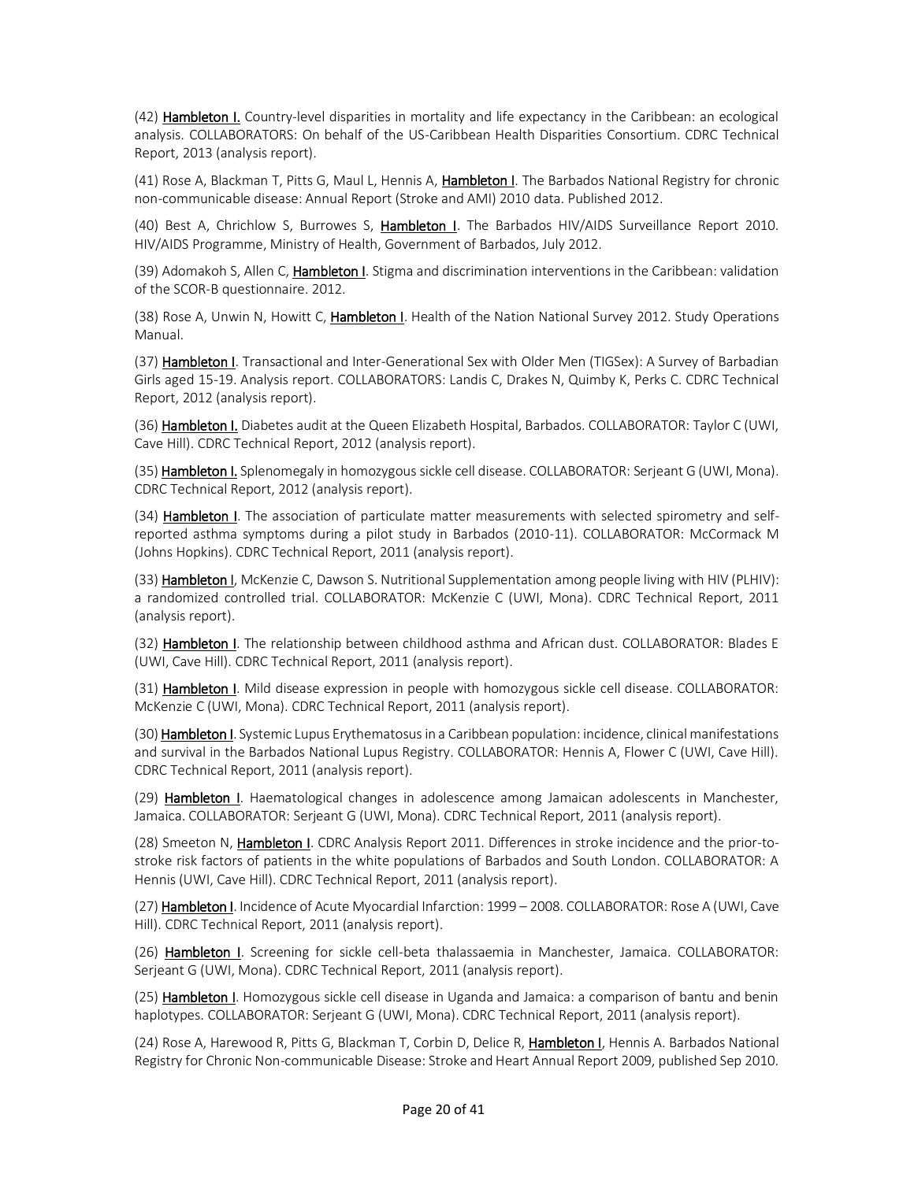(42) **Hambleton I.** Country-level disparities in mortality and life expectancy in the Caribbean: an ecological analysis. COLLABORATORS: On behalf of the US-Caribbean Health Disparities Consortium. CDRC Technical Report, 2013 (analysis report).

(41) Rose A, Blackman T, Pitts G, Maul L, Hennis A, **Hambleton I**. The Barbados National Registry for chronic non-communicable disease: Annual Report (Stroke and AMI) 2010 data. Published 2012.

(40) Best A, Chrichlow S, Burrowes S, **Hambleton I**. The Barbados HIV/AIDS Surveillance Report 2010. HIV/AIDS Programme, Ministry of Health, Government of Barbados, July 2012.

(39) Adomakoh S, Allen C, **Hambleton I**. Stigma and discrimination interventions in the Caribbean: validation of the SCOR-B questionnaire. 2012.

(38) Rose A, Unwin N, Howitt C, **Hambleton I**. Health of the Nation National Survey 2012. Study Operations Manual.

(37) **Hambleton I**. Transactional and Inter-Generational Sex with Older Men (TIGSex): A Survey of Barbadian Girls aged 15-19. Analysis report. COLLABORATORS: Landis C, Drakes N, Quimby K, Perks C. CDRC Technical Report, 2012 (analysis report).

(36) **Hambleton I.** Diabetes audit at the Queen Elizabeth Hospital, Barbados. COLLABORATOR: Taylor C (UWI, Cave Hill). CDRC Technical Report, 2012 (analysis report).

(35) **Hambleton I.** Splenomegaly in homozygous sickle cell disease. COLLABORATOR: Serjeant G (UWI, Mona). CDRC Technical Report, 2012 (analysis report).

(34) **Hambleton I**. The association of particulate matter measurements with selected spirometry and self-reported asthma symptoms during a pilot study in Barbados (2010-11). COLLABORATOR: McCormack M (Johns Hopkins). CDRC Technical Report, 2011 (analysis report).

(33) **Hambleton I**, McKenzie C, Dawson S. Nutritional Supplementation among people living with HIV (PLHIV): a randomized controlled trial. COLLABORATOR: McKenzie C (UWI, Mona). CDRC Technical Report, 2011 (analysis report).

(32) **Hambleton I**. The relationship between childhood asthma and African dust. COLLABORATOR: Blades E (UWI, Cave Hill). CDRC Technical Report, 2011 (analysis report).

(31) **Hambleton I**. Mild disease expression in people with homozygous sickle cell disease. COLLABORATOR: McKenzie C (UWI, Mona). CDRC Technical Report, 2011 (analysis report).

(30) **Hambleton I**. Systemic Lupus Erythematosus in a Caribbean population: incidence, clinical manifestations and survival in the Barbados National Lupus Registry. COLLABORATOR: Hennis A, Flower C (UWI, Cave Hill). CDRC Technical Report, 2011 (analysis report).

(29) **Hambleton I**. Haematological changes in adolescence among Jamaican adolescents in Manchester, Jamaica. COLLABORATOR: Serjeant G (UWI, Mona). CDRC Technical Report, 2011 (analysis report).

(28) Smeeton N, **Hambleton I**. CDRC Analysis Report 2011. Differences in stroke incidence and the prior-to-stroke risk factors of patients in the white populations of Barbados and South London. COLLABORATOR: A Hennis (UWI, Cave Hill). CDRC Technical Report, 2011 (analysis report).

(27) **Hambleton I**. Incidence of Acute Myocardial Infarction: 1999 – 2008. COLLABORATOR: Rose A (UWI, Cave Hill). CDRC Technical Report, 2011 (analysis report).

(26) **Hambleton I**. Screening for sickle cell-beta thalassaemia in Manchester, Jamaica. COLLABORATOR: Serjeant G (UWI, Mona). CDRC Technical Report, 2011 (analysis report).

(25) **Hambleton I**. Homozygous sickle cell disease in Uganda and Jamaica: a comparison of bantu and benin haplotypes. COLLABORATOR: Serjeant G (UWI, Mona). CDRC Technical Report, 2011 (analysis report).

(24) Rose A, Harewood R, Pitts G, Blackman T, Corbin D, Delice R, **Hambleton I**, Hennis A. Barbados National Registry for Chronic Non-communicable Disease: Stroke and Heart Annual Report 2009, published Sep 2010.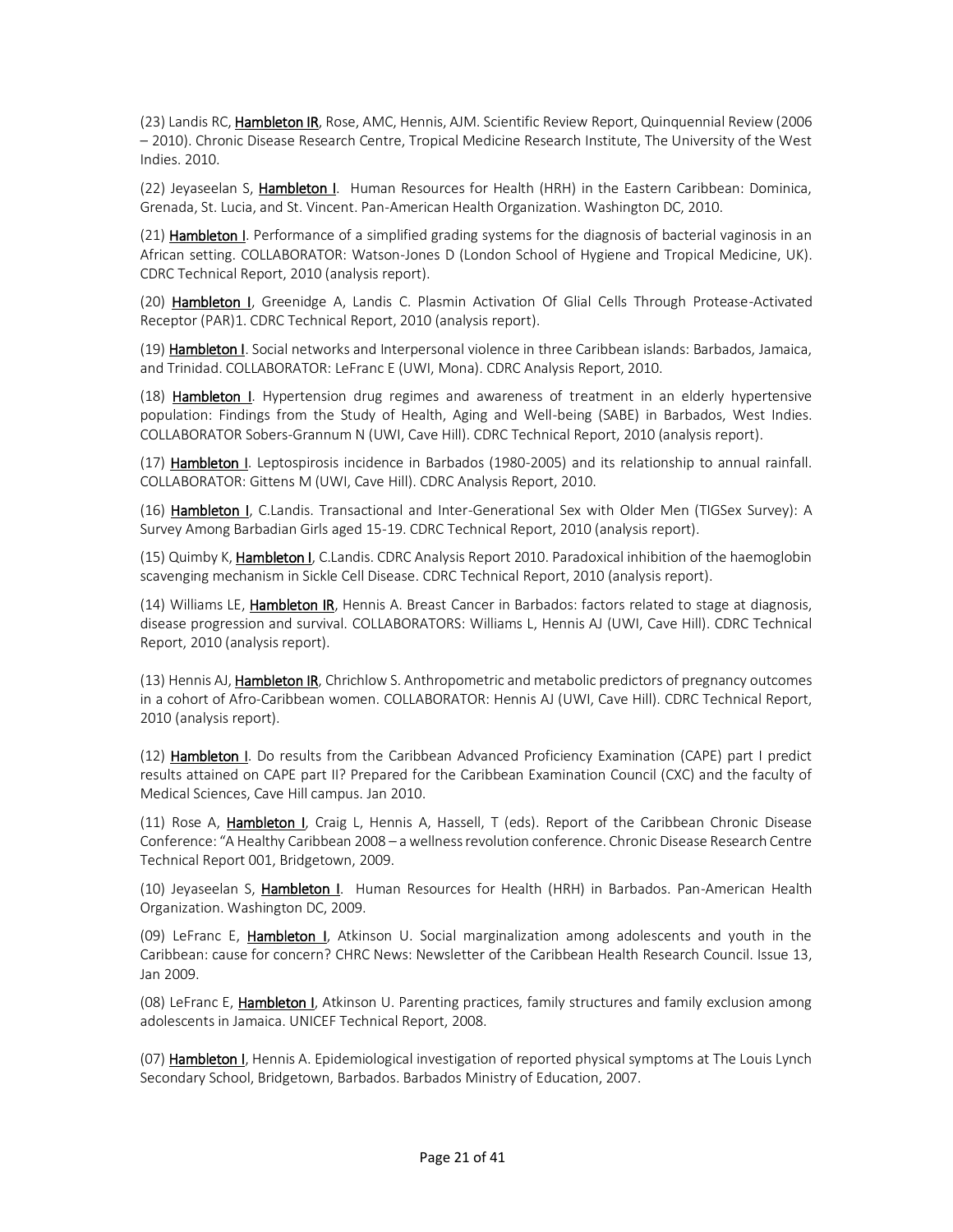(23) Landis RC, Hambleton IR, Rose, AMC, Hennis, AJM. Scientific Review Report, Quinquennial Review (2006 – 2010). Chronic Disease Research Centre, Tropical Medicine Research Institute, The University of the West Indies. 2010.

(22) Jeyaseelan S, Hambleton I. Human Resources for Health (HRH) in the Eastern Caribbean: Dominica, Grenada, St. Lucia, and St. Vincent. Pan-American Health Organization. Washington DC, 2010.

(21) Hambleton I. Performance of a simplified grading systems for the diagnosis of bacterial vaginosis in an African setting. COLLABORATOR: Watson-Jones D (London School of Hygiene and Tropical Medicine, UK). CDRC Technical Report, 2010 (analysis report).

(20) Hambleton I, Greenidge A, Landis C. Plasmin Activation Of Glial Cells Through Protease-Activated Receptor (PAR)1. CDRC Technical Report, 2010 (analysis report).

(19) Hambleton I. Social networks and Interpersonal violence in three Caribbean islands: Barbados, Jamaica, and Trinidad. COLLABORATOR: LeFranc E (UWI, Mona). CDRC Analysis Report, 2010.

(18) Hambleton I. Hypertension drug regimes and awareness of treatment in an elderly hypertensive population: Findings from the Study of Health, Aging and Well-being (SABE) in Barbados, West Indies. COLLABORATOR Sobers-Grannum N (UWI, Cave Hill). CDRC Technical Report, 2010 (analysis report).

(17) Hambleton I. Leptospirosis incidence in Barbados (1980-2005) and its relationship to annual rainfall. COLLABORATOR: Gittens M (UWI, Cave Hill). CDRC Analysis Report, 2010.

(16) Hambleton I, C.Landis. Transactional and Inter-Generational Sex with Older Men (TIGSex Survey): A Survey Among Barbadian Girls aged 15-19. CDRC Technical Report, 2010 (analysis report).

(15) Quimby K, Hambleton I, C.Landis. CDRC Analysis Report 2010. Paradoxical inhibition of the haemoglobin scavenging mechanism in Sickle Cell Disease. CDRC Technical Report, 2010 (analysis report).

(14) Williams LE, Hambleton IR, Hennis A. Breast Cancer in Barbados: factors related to stage at diagnosis, disease progression and survival. COLLABORATORS: Williams L, Hennis AJ (UWI, Cave Hill). CDRC Technical Report, 2010 (analysis report).

(13) Hennis AJ, Hambleton IR, Chrichlow S. Anthropometric and metabolic predictors of pregnancy outcomes in a cohort of Afro-Caribbean women. COLLABORATOR: Hennis AJ (UWI, Cave Hill). CDRC Technical Report, 2010 (analysis report).

(12) Hambleton I. Do results from the Caribbean Advanced Proficiency Examination (CAPE) part I predict results attained on CAPE part II? Prepared for the Caribbean Examination Council (CXC) and the faculty of Medical Sciences, Cave Hill campus. Jan 2010.

(11) Rose A, Hambleton I, Craig L, Hennis A, Hassell, T (eds). Report of the Caribbean Chronic Disease Conference: "A Healthy Caribbean 2008 – a wellness revolution conference. Chronic Disease Research Centre Technical Report 001, Bridgetown, 2009.

(10) Jeyaseelan S, Hambleton I. Human Resources for Health (HRH) in Barbados. Pan-American Health Organization. Washington DC, 2009.

(09) LeFranc E, Hambleton I, Atkinson U. Social marginalization among adolescents and youth in the Caribbean: cause for concern? CHRC News: Newsletter of the Caribbean Health Research Council. Issue 13, Jan 2009.

(08) LeFranc E, Hambleton I, Atkinson U. Parenting practices, family structures and family exclusion among adolescents in Jamaica. UNICEF Technical Report, 2008.

(07) Hambleton I, Hennis A. Epidemiological investigation of reported physical symptoms at The Louis Lynch Secondary School, Bridgetown, Barbados. Barbados Ministry of Education, 2007.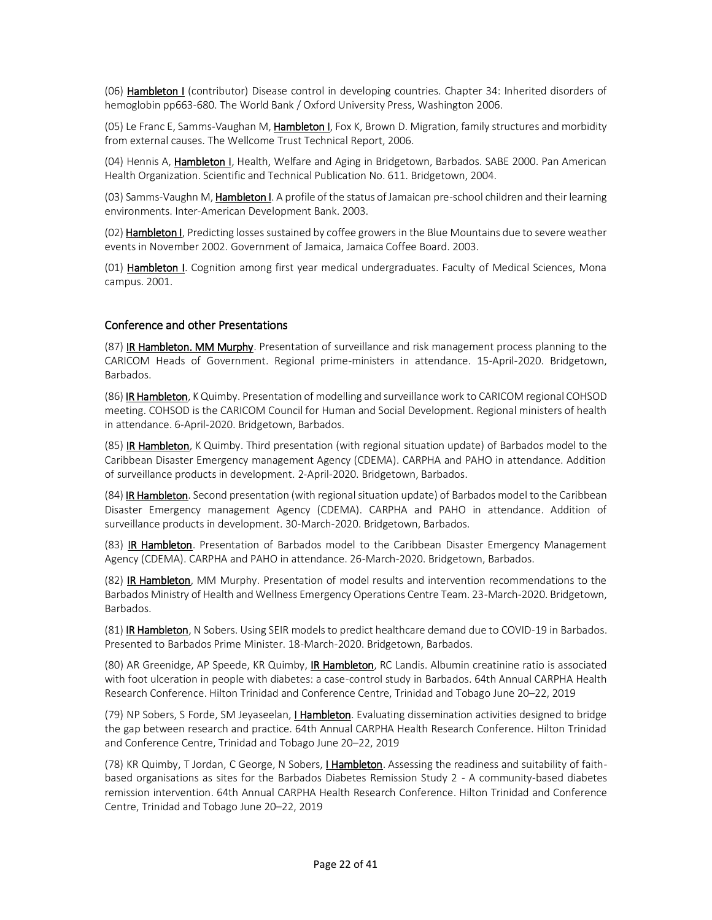(06) **Hambleton I** (contributor) Disease control in developing countries. Chapter 34: Inherited disorders of hemoglobin pp663-680. The World Bank / Oxford University Press, Washington 2006.

(05) Le Franc E, Samms-Vaughan M, **Hambleton I**, Fox K, Brown D. Migration, family structures and morbidity from external causes. The Wellcome Trust Technical Report, 2006.

(04) Hennis A, **Hambleton I**, Health, Welfare and Aging in Bridgetown, Barbados. SABE 2000. Pan American Health Organization. Scientific and Technical Publication No. 611. Bridgetown, 2004.

(03) Samms-Vaughn M, **Hambleton I**. A profile of the status of Jamaican pre-school children and their learning environments. Inter-American Development Bank. 2003.

(02) **Hambleton I**, Predicting losses sustained by coffee growers in the Blue Mountains due to severe weather events in November 2002. Government of Jamaica, Jamaica Coffee Board. 2003.

(01) **Hambleton I**. Cognition among first year medical undergraduates. Faculty of Medical Sciences, Mona campus. 2001.

## Conference and other Presentations

(87) **IR Hambleton. MM Murphy**. Presentation of surveillance and risk management process planning to the CARICOM Heads of Government. Regional prime-ministers in attendance. 15-April-2020. Bridgetown, Barbados.

(86) **IR Hambleton**, K Quimby. Presentation of modelling and surveillance work to CARICOM regional COHSOD meeting. COHSOD is the CARICOM Council for Human and Social Development. Regional ministers of health in attendance. 6-April-2020. Bridgetown, Barbados.

(85) **IR Hambleton**, K Quimby. Third presentation (with regional situation update) of Barbados model to the Caribbean Disaster Emergency management Agency (CDEMA). CARPHA and PAHO in attendance. Addition of surveillance products in development. 2-April-2020. Bridgetown, Barbados.

(84) **IR Hambleton**. Second presentation (with regional situation update) of Barbados model to the Caribbean Disaster Emergency management Agency (CDEMA). CARPHA and PAHO in attendance. Addition of surveillance products in development. 30-March-2020. Bridgetown, Barbados.

(83) **IR Hambleton**. Presentation of Barbados model to the Caribbean Disaster Emergency Management Agency (CDEMA). CARPHA and PAHO in attendance. 26-March-2020. Bridgetown, Barbados.

(82) **IR Hambleton**, MM Murphy. Presentation of model results and intervention recommendations to the Barbados Ministry of Health and Wellness Emergency Operations Centre Team. 23-March-2020. Bridgetown, Barbados.

(81) **IR Hambleton**, N Sobers. Using SEIR models to predict healthcare demand due to COVID-19 in Barbados. Presented to Barbados Prime Minister. 18-March-2020. Bridgetown, Barbados.

(80) AR Greenidge, AP Speede, KR Quimby, **IR Hambleton**, RC Landis. Albumin creatinine ratio is associated with foot ulceration in people with diabetes: a case-control study in Barbados. 64th Annual CARPHA Health Research Conference. Hilton Trinidad and Conference Centre, Trinidad and Tobago June 20–22, 2019

(79) NP Sobers, S Forde, SM Jeyaseelan, **I Hambleton**. Evaluating dissemination activities designed to bridge the gap between research and practice. 64th Annual CARPHA Health Research Conference. Hilton Trinidad and Conference Centre, Trinidad and Tobago June 20–22, 2019

(78) KR Quimby, T Jordan, C George, N Sobers, **I Hambleton**. Assessing the readiness and suitability of faith-based organisations as sites for the Barbados Diabetes Remission Study 2 - A community-based diabetes remission intervention. 64th Annual CARPHA Health Research Conference. Hilton Trinidad and Conference Centre, Trinidad and Tobago June 20–22, 2019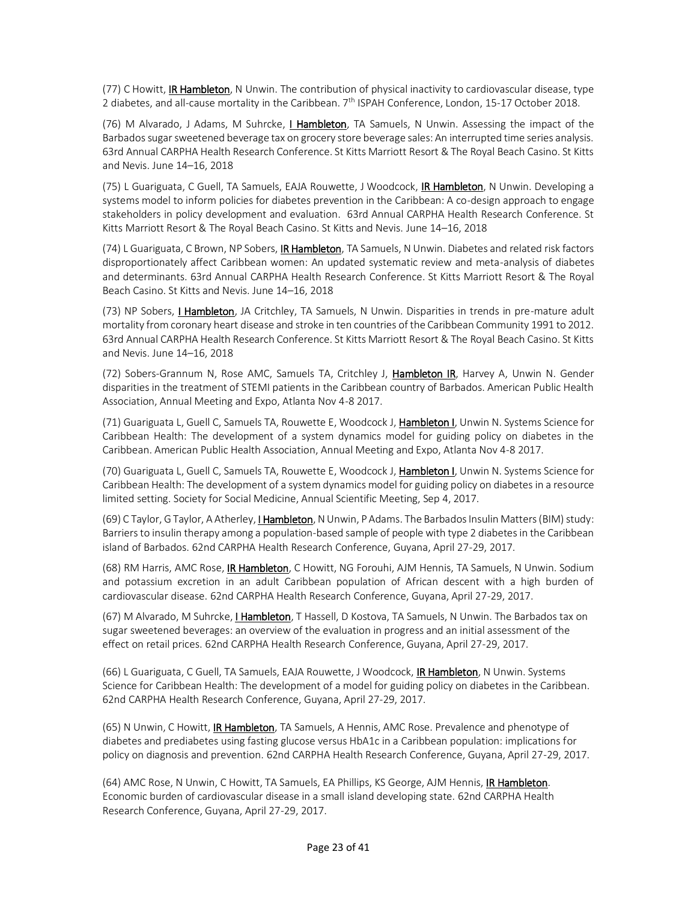(77) C Howitt, IR Hambleton, N Unwin. The contribution of physical inactivity to cardiovascular disease, type 2 diabetes, and all-cause mortality in the Caribbean. 7th ISPAH Conference, London, 15-17 October 2018.

(76) M Alvarado, J Adams, M Suhrcke, I Hambleton, TA Samuels, N Unwin. Assessing the impact of the Barbados sugar sweetened beverage tax on grocery store beverage sales: An interrupted time series analysis. 63rd Annual CARPHA Health Research Conference. St Kitts Marriott Resort & The Royal Beach Casino. St Kitts and Nevis. June 14–16, 2018

(75) L Guariguata, C Guell, TA Samuels, EAJA Rouwette, J Woodcock, IR Hambleton, N Unwin. Developing a systems model to inform policies for diabetes prevention in the Caribbean: A co-design approach to engage stakeholders in policy development and evaluation. 63rd Annual CARPHA Health Research Conference. St Kitts Marriott Resort & The Royal Beach Casino. St Kitts and Nevis. June 14–16, 2018

(74) L Guariguata, C Brown, NP Sobers, IR Hambleton, TA Samuels, N Unwin. Diabetes and related risk factors disproportionately affect Caribbean women: An updated systematic review and meta-analysis of diabetes and determinants. 63rd Annual CARPHA Health Research Conference. St Kitts Marriott Resort & The Royal Beach Casino. St Kitts and Nevis. June 14–16, 2018

(73) NP Sobers, I Hambleton, JA Critchley, TA Samuels, N Unwin. Disparities in trends in pre-mature adult mortality from coronary heart disease and stroke in ten countries of the Caribbean Community 1991 to 2012. 63rd Annual CARPHA Health Research Conference. St Kitts Marriott Resort & The Royal Beach Casino. St Kitts and Nevis. June 14–16, 2018

(72) Sobers-Grannum N, Rose AMC, Samuels TA, Critchley J, Hambleton IR, Harvey A, Unwin N. Gender disparities in the treatment of STEMI patients in the Caribbean country of Barbados. American Public Health Association, Annual Meeting and Expo, Atlanta Nov 4-8 2017.

(71) Guariguata L, Guell C, Samuels TA, Rouwette E, Woodcock J, Hambleton I, Unwin N. Systems Science for Caribbean Health: The development of a system dynamics model for guiding policy on diabetes in the Caribbean. American Public Health Association, Annual Meeting and Expo, Atlanta Nov 4-8 2017.

(70) Guariguata L, Guell C, Samuels TA, Rouwette E, Woodcock J, Hambleton I, Unwin N. Systems Science for Caribbean Health: The development of a system dynamics model for guiding policy on diabetes in a resource limited setting. Society for Social Medicine, Annual Scientific Meeting, Sep 4, 2017.

(69) C Taylor, G Taylor, A Atherley, I Hambleton, N Unwin, P Adams. The Barbados Insulin Matters (BIM) study: Barriers to insulin therapy among a population-based sample of people with type 2 diabetes in the Caribbean island of Barbados. 62nd CARPHA Health Research Conference, Guyana, April 27-29, 2017.

(68) RM Harris, AMC Rose, IR Hambleton, C Howitt, NG Forouhi, AJM Hennis, TA Samuels, N Unwin. Sodium and potassium excretion in an adult Caribbean population of African descent with a high burden of cardiovascular disease. 62nd CARPHA Health Research Conference, Guyana, April 27-29, 2017.

(67) M Alvarado, M Suhrcke, I Hambleton, T Hassell, D Kostova, TA Samuels, N Unwin. The Barbados tax on sugar sweetened beverages: an overview of the evaluation in progress and an initial assessment of the effect on retail prices. 62nd CARPHA Health Research Conference, Guyana, April 27-29, 2017.

(66) L Guariguata, C Guell, TA Samuels, EAJA Rouwette, J Woodcock, IR Hambleton, N Unwin. Systems Science for Caribbean Health: The development of a model for guiding policy on diabetes in the Caribbean. 62nd CARPHA Health Research Conference, Guyana, April 27-29, 2017.

(65) N Unwin, C Howitt, IR Hambleton, TA Samuels, A Hennis, AMC Rose. Prevalence and phenotype of diabetes and prediabetes using fasting glucose versus HbA1c in a Caribbean population: implications for policy on diagnosis and prevention. 62nd CARPHA Health Research Conference, Guyana, April 27-29, 2017.

(64) AMC Rose, N Unwin, C Howitt, TA Samuels, EA Phillips, KS George, AJM Hennis, IR Hambleton. Economic burden of cardiovascular disease in a small island developing state. 62nd CARPHA Health Research Conference, Guyana, April 27-29, 2017.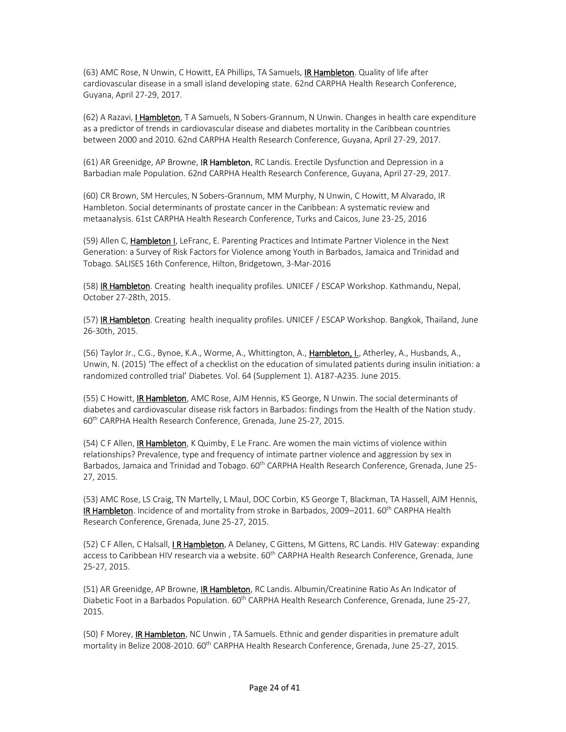(63) AMC Rose, N Unwin, C Howitt, EA Phillips, TA Samuels, <u>**IR Hambleton**</u>. Quality of life after cardiovascular disease in a small island developing state. 62nd CARPHA Health Research Conference, Guyana, April 27-29, 2017.

(62) A Razavi, <u>**I Hambleton**</u>, T A Samuels, N Sobers-Grannum, N Unwin. Changes in health care expenditure as a predictor of trends in cardiovascular disease and diabetes mortality in the Caribbean countries between 2000 and 2010. 62nd CARPHA Health Research Conference, Guyana, April 27-29, 2017.

(61) AR Greenidge, AP Browne, **IR Hambleton**, RC Landis. Erectile Dysfunction and Depression in a Barbadian male Population. 62nd CARPHA Health Research Conference, Guyana, April 27-29, 2017.

(60) CR Brown, SM Hercules, N Sobers-Grannum, MM Murphy, N Unwin, C Howitt, M Alvarado, IR Hambleton. Social determinants of prostate cancer in the Caribbean: A systematic review and metaanalysis. 61st CARPHA Health Research Conference, Turks and Caicos, June 23-25, 2016

(59) Allen C, <u>**Hambleton I**</u>, LeFranc, E. Parenting Practices and Intimate Partner Violence in the Next Generation: a Survey of Risk Factors for Violence among Youth in Barbados, Jamaica and Trinidad and Tobago. SALISES 16th Conference, Hilton, Bridgetown, 3-Mar-2016

(58) <u>**IR Hambleton**</u>. Creating health inequality profiles. UNICEF / ESCAP Workshop. Kathmandu, Nepal, October 27-28th, 2015.

(57) <u>**IR Hambleton**</u>. Creating health inequality profiles. UNICEF / ESCAP Workshop. Bangkok, Thailand, June 26-30th, 2015.

(56) Taylor Jr., C.G., Bynoe, K.A., Worme, A., Whittington, A., <u>**Hambleton, I.**</u>, Atherley, A., Husbands, A., Unwin, N. (2015) 'The effect of a checklist on the education of simulated patients during insulin initiation: a randomized controlled trial' Diabetes. Vol. 64 (Supplement 1). A187-A235. June 2015.

(55) C Howitt, <u>**IR Hambleton**</u>, AMC Rose, AJM Hennis, KS George, N Unwin. The social determinants of diabetes and cardiovascular disease risk factors in Barbados: findings from the Health of the Nation study. 60th CARPHA Health Research Conference, Grenada, June 25-27, 2015.

(54) C F Allen, <u>**IR Hambleton**</u>, K Quimby, E Le Franc. Are women the main victims of violence within relationships? Prevalence, type and frequency of intimate partner violence and aggression by sex in Barbados, Jamaica and Trinidad and Tobago. 60th CARPHA Health Research Conference, Grenada, June 25-27, 2015.

(53) AMC Rose, LS Craig, TN Martelly, L Maul, DOC Corbin, KS George T, Blackman, TA Hassell, AJM Hennis, <u>**IR Hambleton**</u>. Incidence of and mortality from stroke in Barbados, 2009–2011. 60th CARPHA Health Research Conference, Grenada, June 25-27, 2015.

(52) C F Allen, C Halsall, <u>**I R Hambleton**</u>, A Delaney, C Gittens, M Gittens, RC Landis. HIV Gateway: expanding access to Caribbean HIV research via a website. 60th CARPHA Health Research Conference, Grenada, June 25-27, 2015.

(51) AR Greenidge, AP Browne, <u>**IR Hambleton**</u>, RC Landis. Albumin/Creatinine Ratio As An Indicator of Diabetic Foot in a Barbados Population. 60th CARPHA Health Research Conference, Grenada, June 25-27, 2015.

(50) F Morey, <u>**IR Hambleton**</u>, NC Unwin , TA Samuels. Ethnic and gender disparities in premature adult mortality in Belize 2008-2010. 60th CARPHA Health Research Conference, Grenada, June 25-27, 2015.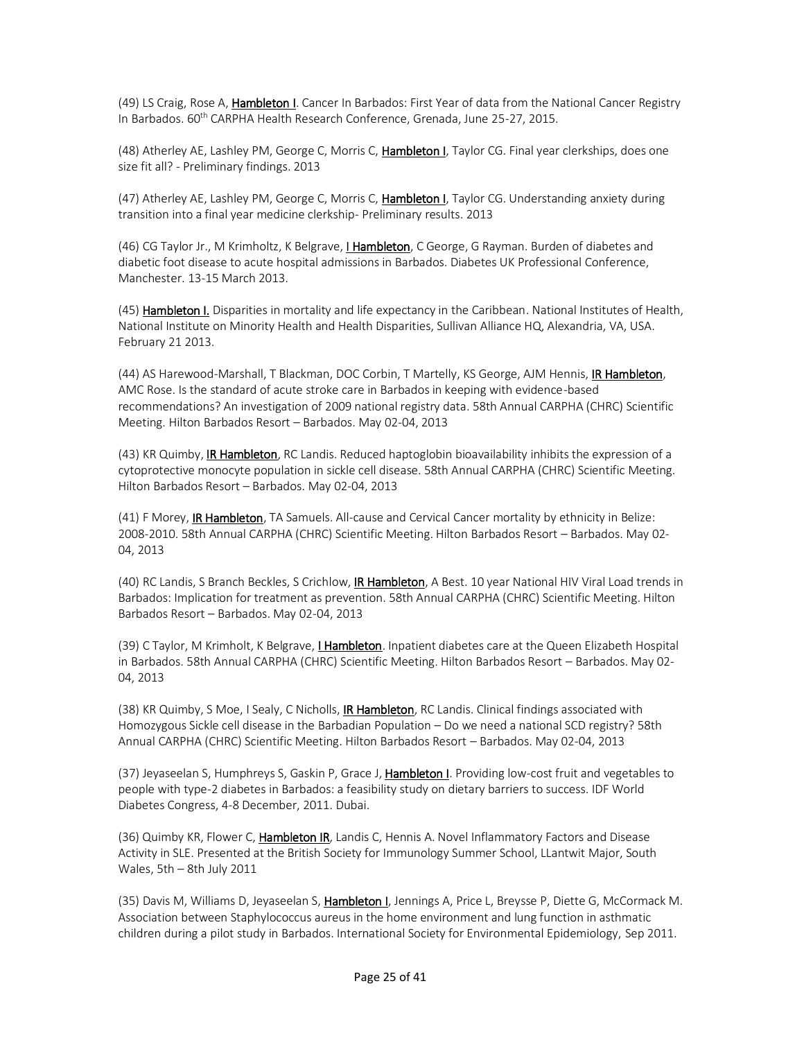(49) LS Craig, Rose A, Hambleton I. Cancer In Barbados: First Year of data from the National Cancer Registry In Barbados. 60th CARPHA Health Research Conference, Grenada, June 25-27, 2015.

(48) Atherley AE, Lashley PM, George C, Morris C, Hambleton I, Taylor CG. Final year clerkships, does one size fit all? - Preliminary findings. 2013

(47) Atherley AE, Lashley PM, George C, Morris C, Hambleton I, Taylor CG. Understanding anxiety during transition into a final year medicine clerkship- Preliminary results. 2013

(46) CG Taylor Jr., M Krimholtz, K Belgrave, I Hambleton, C George, G Rayman. Burden of diabetes and diabetic foot disease to acute hospital admissions in Barbados. Diabetes UK Professional Conference, Manchester. 13-15 March 2013.

(45) Hambleton I. Disparities in mortality and life expectancy in the Caribbean. National Institutes of Health, National Institute on Minority Health and Health Disparities, Sullivan Alliance HQ, Alexandria, VA, USA. February 21 2013.

(44) AS Harewood-Marshall, T Blackman, DOC Corbin, T Martelly, KS George, AJM Hennis, IR Hambleton, AMC Rose. Is the standard of acute stroke care in Barbados in keeping with evidence-based recommendations? An investigation of 2009 national registry data. 58th Annual CARPHA (CHRC) Scientific Meeting. Hilton Barbados Resort – Barbados. May 02-04, 2013

(43) KR Quimby, IR Hambleton, RC Landis. Reduced haptoglobin bioavailability inhibits the expression of a cytoprotective monocyte population in sickle cell disease. 58th Annual CARPHA (CHRC) Scientific Meeting. Hilton Barbados Resort – Barbados. May 02-04, 2013

(41) F Morey, IR Hambleton, TA Samuels. All-cause and Cervical Cancer mortality by ethnicity in Belize: 2008-2010. 58th Annual CARPHA (CHRC) Scientific Meeting. Hilton Barbados Resort – Barbados. May 02-04, 2013

(40) RC Landis, S Branch Beckles, S Crichlow, IR Hambleton, A Best. 10 year National HIV Viral Load trends in Barbados: Implication for treatment as prevention. 58th Annual CARPHA (CHRC) Scientific Meeting. Hilton Barbados Resort – Barbados. May 02-04, 2013

(39) C Taylor, M Krimholt, K Belgrave, I Hambleton. Inpatient diabetes care at the Queen Elizabeth Hospital in Barbados. 58th Annual CARPHA (CHRC) Scientific Meeting. Hilton Barbados Resort – Barbados. May 02-04, 2013

(38) KR Quimby, S Moe, I Sealy, C Nicholls, IR Hambleton, RC Landis. Clinical findings associated with Homozygous Sickle cell disease in the Barbadian Population – Do we need a national SCD registry? 58th Annual CARPHA (CHRC) Scientific Meeting. Hilton Barbados Resort – Barbados. May 02-04, 2013

(37) Jeyaseelan S, Humphreys S, Gaskin P, Grace J, Hambleton I. Providing low-cost fruit and vegetables to people with type-2 diabetes in Barbados: a feasibility study on dietary barriers to success. IDF World Diabetes Congress, 4-8 December, 2011. Dubai.

(36) Quimby KR, Flower C, Hambleton IR, Landis C, Hennis A. Novel Inflammatory Factors and Disease Activity in SLE. Presented at the British Society for Immunology Summer School, LLantwit Major, South Wales, 5th – 8th July 2011

(35) Davis M, Williams D, Jeyaseelan S, Hambleton I, Jennings A, Price L, Breysse P, Diette G, McCormack M. Association between Staphylococcus aureus in the home environment and lung function in asthmatic children during a pilot study in Barbados. International Society for Environmental Epidemiology, Sep 2011.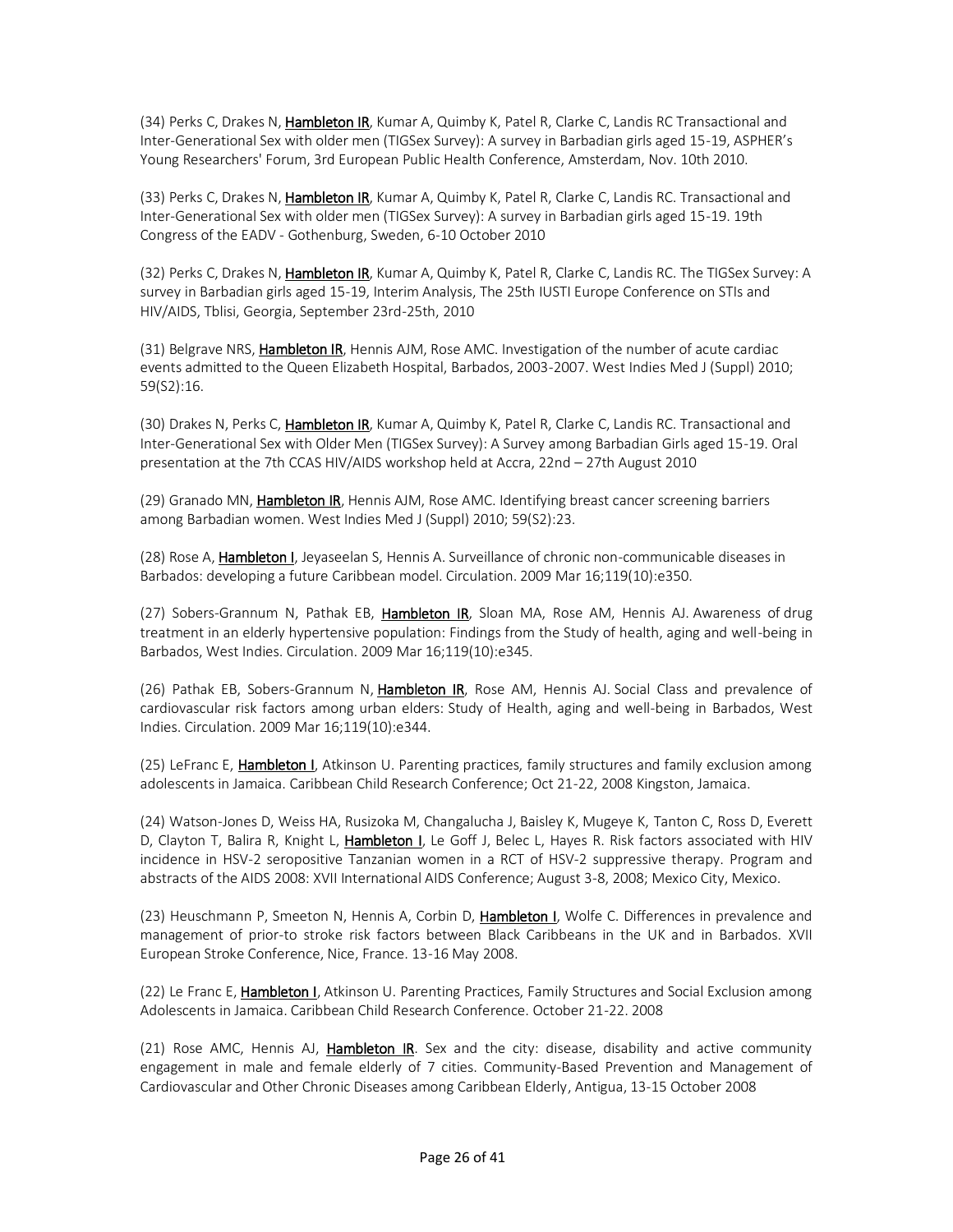(34) Perks C, Drakes N, **Hambleton IR**, Kumar A, Quimby K, Patel R, Clarke C, Landis RC Transactional and Inter-Generational Sex with older men (TIGSex Survey): A survey in Barbadian girls aged 15-19, ASPHER's Young Researchers' Forum, 3rd European Public Health Conference, Amsterdam, Nov. 10th 2010.

(33) Perks C, Drakes N, **Hambleton IR**, Kumar A, Quimby K, Patel R, Clarke C, Landis RC. Transactional and Inter-Generational Sex with older men (TIGSex Survey): A survey in Barbadian girls aged 15-19. 19th Congress of the EADV - Gothenburg, Sweden, 6-10 October 2010

(32) Perks C, Drakes N, **Hambleton IR**, Kumar A, Quimby K, Patel R, Clarke C, Landis RC. The TIGSex Survey: A survey in Barbadian girls aged 15-19, Interim Analysis, The 25th IUSTI Europe Conference on STIs and HIV/AIDS, Tblisi, Georgia, September 23rd-25th, 2010

(31) Belgrave NRS, **Hambleton IR**, Hennis AJM, Rose AMC. Investigation of the number of acute cardiac events admitted to the Queen Elizabeth Hospital, Barbados, 2003-2007. West Indies Med J (Suppl) 2010; 59(S2):16.

(30) Drakes N, Perks C, **Hambleton IR**, Kumar A, Quimby K, Patel R, Clarke C, Landis RC. Transactional and Inter-Generational Sex with Older Men (TIGSex Survey): A Survey among Barbadian Girls aged 15-19. Oral presentation at the 7th CCAS HIV/AIDS workshop held at Accra, 22nd – 27th August 2010

(29) Granado MN, **Hambleton IR**, Hennis AJM, Rose AMC. Identifying breast cancer screening barriers among Barbadian women. West Indies Med J (Suppl) 2010; 59(S2):23.

(28) Rose A, **Hambleton I**, Jeyaseelan S, Hennis A. Surveillance of chronic non-communicable diseases in Barbados: developing a future Caribbean model. Circulation. 2009 Mar 16;119(10):e350.

(27) Sobers-Grannum N, Pathak EB, **Hambleton IR**, Sloan MA, Rose AM, Hennis AJ. Awareness of drug treatment in an elderly hypertensive population: Findings from the Study of health, aging and well-being in Barbados, West Indies. Circulation. 2009 Mar 16;119(10):e345.

(26) Pathak EB, Sobers-Grannum N, **Hambleton IR**, Rose AM, Hennis AJ. Social Class and prevalence of cardiovascular risk factors among urban elders: Study of Health, aging and well-being in Barbados, West Indies. Circulation. 2009 Mar 16;119(10):e344.

(25) LeFranc E, **Hambleton I**, Atkinson U. Parenting practices, family structures and family exclusion among adolescents in Jamaica. Caribbean Child Research Conference; Oct 21-22, 2008 Kingston, Jamaica.

(24) Watson-Jones D, Weiss HA, Rusizoka M, Changalucha J, Baisley K, Mugeye K, Tanton C, Ross D, Everett D, Clayton T, Balira R, Knight L, **Hambleton I**, Le Goff J, Belec L, Hayes R. Risk factors associated with HIV incidence in HSV-2 seropositive Tanzanian women in a RCT of HSV-2 suppressive therapy. Program and abstracts of the AIDS 2008: XVII International AIDS Conference; August 3-8, 2008; Mexico City, Mexico.

(23) Heuschmann P, Smeeton N, Hennis A, Corbin D, **Hambleton I**, Wolfe C. Differences in prevalence and management of prior-to stroke risk factors between Black Caribbeans in the UK and in Barbados. XVII European Stroke Conference, Nice, France. 13-16 May 2008.

(22) Le Franc E, **Hambleton I**, Atkinson U. Parenting Practices, Family Structures and Social Exclusion among Adolescents in Jamaica. Caribbean Child Research Conference. October 21-22. 2008

(21) Rose AMC, Hennis AJ, **Hambleton IR**. Sex and the city: disease, disability and active community engagement in male and female elderly of 7 cities. Community-Based Prevention and Management of Cardiovascular and Other Chronic Diseases among Caribbean Elderly, Antigua, 13-15 October 2008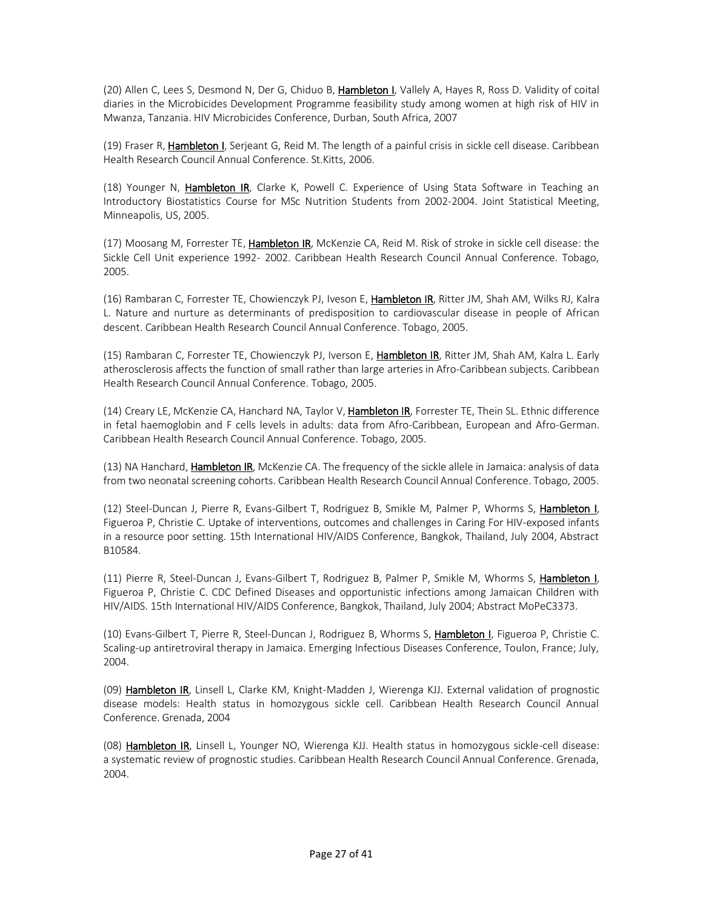(20) Allen C, Lees S, Desmond N, Der G, Chiduo B, **Hambleton I**, Vallely A, Hayes R, Ross D. Validity of coital diaries in the Microbicides Development Programme feasibility study among women at high risk of HIV in Mwanza, Tanzania. HIV Microbicides Conference, Durban, South Africa, 2007

(19) Fraser R, **Hambleton I**, Serjeant G, Reid M. The length of a painful crisis in sickle cell disease. Caribbean Health Research Council Annual Conference. St.Kitts, 2006.

(18) Younger N, **Hambleton IR**, Clarke K, Powell C. Experience of Using Stata Software in Teaching an Introductory Biostatistics Course for MSc Nutrition Students from 2002-2004. Joint Statistical Meeting, Minneapolis, US, 2005.

(17) Moosang M, Forrester TE, **Hambleton IR**, McKenzie CA, Reid M. Risk of stroke in sickle cell disease: the Sickle Cell Unit experience 1992- 2002. Caribbean Health Research Council Annual Conference. Tobago, 2005.

(16) Rambaran C, Forrester TE, Chowienczyk PJ, Iveson E, **Hambleton IR**, Ritter JM, Shah AM, Wilks RJ, Kalra L. Nature and nurture as determinants of predisposition to cardiovascular disease in people of African descent. Caribbean Health Research Council Annual Conference. Tobago, 2005.

(15) Rambaran C, Forrester TE, Chowienczyk PJ, Iverson E, **Hambleton IR**, Ritter JM, Shah AM, Kalra L. Early atherosclerosis affects the function of small rather than large arteries in Afro-Caribbean subjects. Caribbean Health Research Council Annual Conference. Tobago, 2005.

(14) Creary LE, McKenzie CA, Hanchard NA, Taylor V, **Hambleton IR**, Forrester TE, Thein SL. Ethnic difference in fetal haemoglobin and F cells levels in adults: data from Afro-Caribbean, European and Afro-German. Caribbean Health Research Council Annual Conference. Tobago, 2005.

(13) NA Hanchard, **Hambleton IR**, McKenzie CA. The frequency of the sickle allele in Jamaica: analysis of data from two neonatal screening cohorts. Caribbean Health Research Council Annual Conference. Tobago, 2005.

(12) Steel-Duncan J, Pierre R, Evans-Gilbert T, Rodriguez B, Smikle M, Palmer P, Whorms S, **Hambleton I**, Figueroa P, Christie C. Uptake of interventions, outcomes and challenges in Caring For HIV-exposed infants in a resource poor setting. 15th International HIV/AIDS Conference, Bangkok, Thailand, July 2004, Abstract B10584.

(11) Pierre R, Steel-Duncan J, Evans-Gilbert T, Rodriguez B, Palmer P, Smikle M, Whorms S, **Hambleton I**, Figueroa P, Christie C. CDC Defined Diseases and opportunistic infections among Jamaican Children with HIV/AIDS. 15th International HIV/AIDS Conference, Bangkok, Thailand, July 2004; Abstract MoPeC3373.

(10) Evans-Gilbert T, Pierre R, Steel-Duncan J, Rodriguez B, Whorms S, **Hambleton I**, Figueroa P, Christie C. Scaling-up antiretroviral therapy in Jamaica. Emerging Infectious Diseases Conference, Toulon, France; July, 2004.

(09) **Hambleton IR**, Linsell L, Clarke KM, Knight-Madden J, Wierenga KJJ. External validation of prognostic disease models: Health status in homozygous sickle cell. Caribbean Health Research Council Annual Conference. Grenada, 2004

(08) **Hambleton IR**, Linsell L, Younger NO, Wierenga KJJ. Health status in homozygous sickle-cell disease: a systematic review of prognostic studies. Caribbean Health Research Council Annual Conference. Grenada, 2004.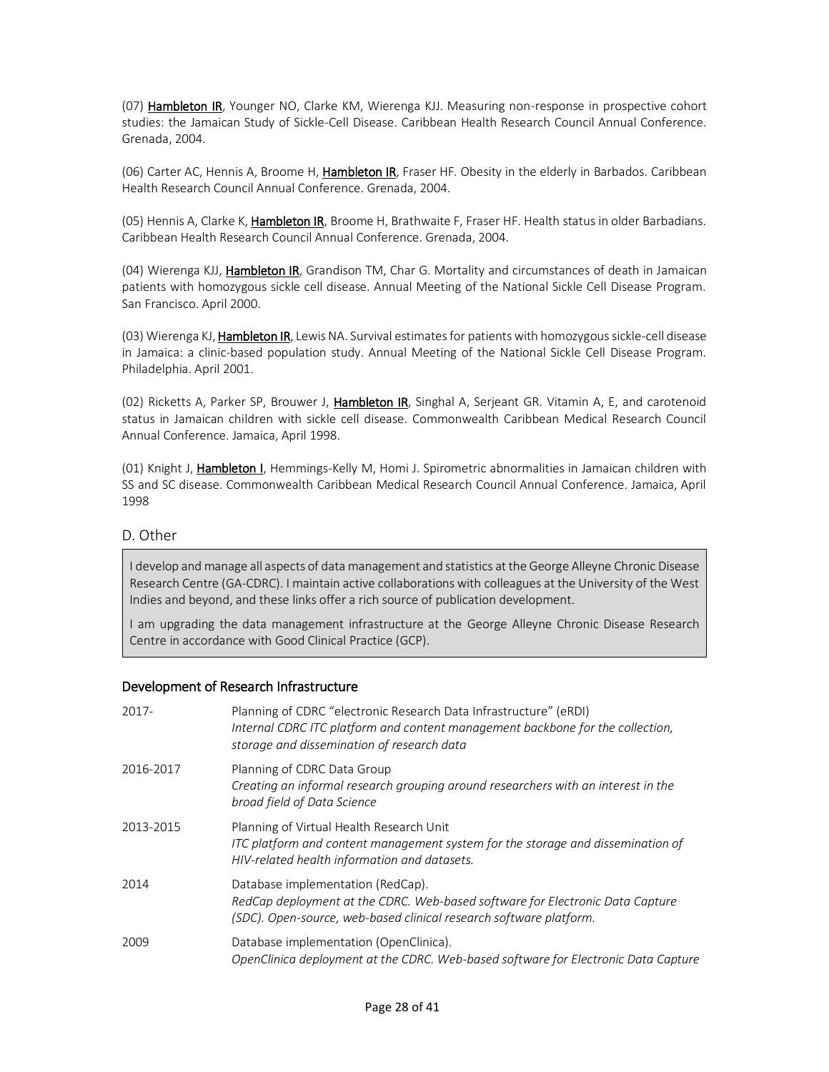(07) **Hambleton IR**, Younger NO, Clarke KM, Wierenga KJJ. Measuring non-response in prospective cohort studies: the Jamaican Study of Sickle-Cell Disease. Caribbean Health Research Council Annual Conference. Grenada, 2004.

(06) Carter AC, Hennis A, Broome H, **Hambleton IR**, Fraser HF. Obesity in the elderly in Barbados. Caribbean Health Research Council Annual Conference. Grenada, 2004.

(05) Hennis A, Clarke K, **Hambleton IR**, Broome H, Brathwaite F, Fraser HF. Health status in older Barbadians. Caribbean Health Research Council Annual Conference. Grenada, 2004.

(04) Wierenga KJJ, **Hambleton IR**, Grandison TM, Char G. Mortality and circumstances of death in Jamaican patients with homozygous sickle cell disease. Annual Meeting of the National Sickle Cell Disease Program. San Francisco. April 2000.

(03) Wierenga KJ, **Hambleton IR**, Lewis NA. Survival estimates for patients with homozygous sickle-cell disease in Jamaica: a clinic-based population study. Annual Meeting of the National Sickle Cell Disease Program. Philadelphia. April 2001.

(02) Ricketts A, Parker SP, Brouwer J, **Hambleton IR**, Singhal A, Serjeant GR. Vitamin A, E, and carotenoid status in Jamaican children with sickle cell disease. Commonwealth Caribbean Medical Research Council Annual Conference. Jamaica, April 1998.

(01) Knight J, **Hambleton I**, Hemmings-Kelly M, Homi J. Spirometric abnormalities in Jamaican children with SS and SC disease. Commonwealth Caribbean Medical Research Council Annual Conference. Jamaica, April 1998

## D. Other

I develop and manage all aspects of data management and statistics at the George Alleyne Chronic Disease Research Centre (GA-CDRC). I maintain active collaborations with colleagues at the University of the West Indies and beyond, and these links offer a rich source of publication development.

I am upgrading the data management infrastructure at the George Alleyne Chronic Disease Research Centre in accordance with Good Clinical Practice (GCP).

### Development of Research Infrastructure

| | |
|---|---|
| 2017- | Planning of CDRC "electronic Research Data Infrastructure" (eRDI)<br>*Internal CDRC ITC platform and content management backbone for the collection, storage and dissemination of research data* |
| 2016-2017 | Planning of CDRC Data Group<br>*Creating an informal research grouping around researchers with an interest in the broad field of Data Science* |
| 2013-2015 | Planning of Virtual Health Research Unit<br>*ITC platform and content management system for the storage and dissemination of HIV-related health information and datasets.* |
| 2014 | Database implementation (RedCap).<br>*RedCap deployment at the CDRC. Web-based software for Electronic Data Capture (SDC). Open-source, web-based clinical research software platform.* |
| 2009 | Database implementation (OpenClinica).<br>*OpenClinica deployment at the CDRC. Web-based software for Electronic Data Capture* |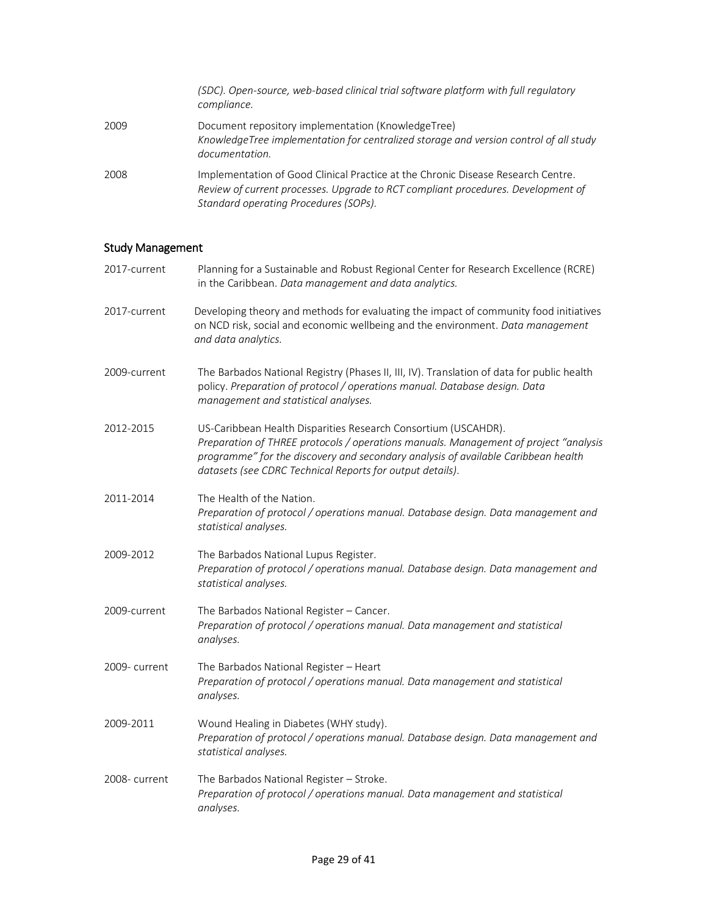*(SDC). Open-source, web-based clinical trial software platform with full regulatory compliance.*

2009 — Document repository implementation (KnowledgeTree)
*KnowledgeTree implementation for centralized storage and version control of all study documentation.*

2008 — Implementation of Good Clinical Practice at the Chronic Disease Research Centre.
*Review of current processes. Upgrade to RCT compliant procedures. Development of Standard operating Procedures (SOPs).*

## Study Management

2017-current — Planning for a Sustainable and Robust Regional Center for Research Excellence (RCRE) in the Caribbean. *Data management and data analytics.*

2017-current — Developing theory and methods for evaluating the impact of community food initiatives on NCD risk, social and economic wellbeing and the environment. *Data management and data analytics.*

2009-current — The Barbados National Registry (Phases II, III, IV). Translation of data for public health policy. *Preparation of protocol / operations manual. Database design. Data management and statistical analyses.*

2012-2015 — US-Caribbean Health Disparities Research Consortium (USCAHDR).
*Preparation of THREE protocols / operations manuals. Management of project "analysis programme" for the discovery and secondary analysis of available Caribbean health datasets (see CDRC Technical Reports for output details).*

2011-2014 — The Health of the Nation.
*Preparation of protocol / operations manual. Database design. Data management and statistical analyses.*

2009-2012 — The Barbados National Lupus Register.
*Preparation of protocol / operations manual. Database design. Data management and statistical analyses.*

2009-current — The Barbados National Register – Cancer.
*Preparation of protocol / operations manual. Data management and statistical analyses.*

2009- current — The Barbados National Register – Heart
*Preparation of protocol / operations manual. Data management and statistical analyses.*

2009-2011 — Wound Healing in Diabetes (WHY study).
*Preparation of protocol / operations manual. Database design. Data management and statistical analyses.*

2008- current — The Barbados National Register – Stroke.
*Preparation of protocol / operations manual. Data management and statistical analyses.*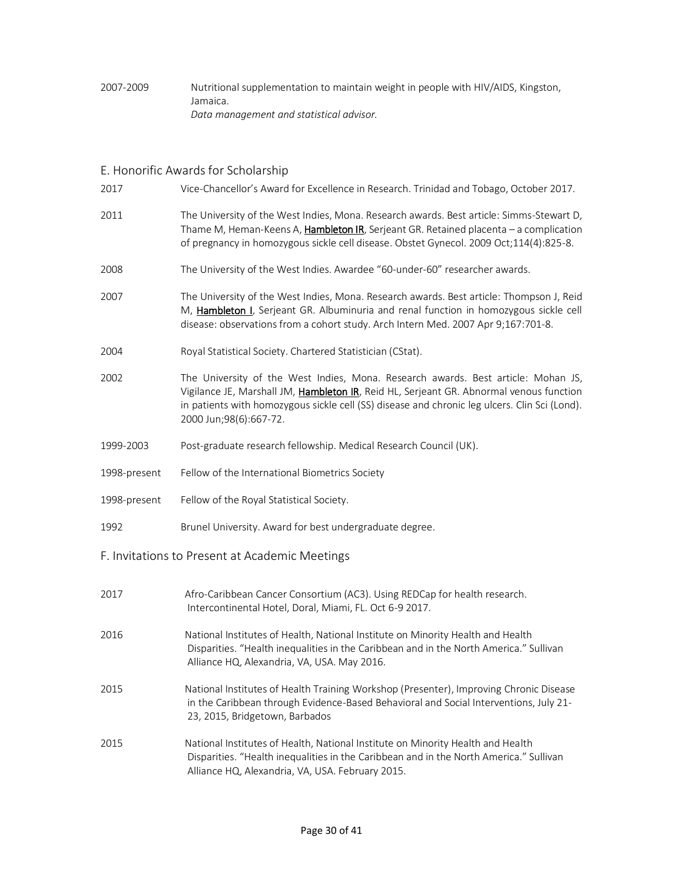2007-2009 Nutritional supplementation to maintain weight in people with HIV/AIDS, Kingston, Jamaica.
*Data management and statistical advisor.*

## E. Honorific Awards for Scholarship

2017 Vice-Chancellor's Award for Excellence in Research. Trinidad and Tobago, October 2017.

2011 The University of the West Indies, Mona. Research awards. Best article: Simms-Stewart D, Thame M, Heman-Keens A, **Hambleton IR**, Serjeant GR. Retained placenta – a complication of pregnancy in homozygous sickle cell disease. Obstet Gynecol. 2009 Oct;114(4):825-8.

2008 The University of the West Indies. Awardee "60-under-60" researcher awards.

2007 The University of the West Indies, Mona. Research awards. Best article: Thompson J, Reid M, **Hambleton I**, Serjeant GR. Albuminuria and renal function in homozygous sickle cell disease: observations from a cohort study. Arch Intern Med. 2007 Apr 9;167:701-8.

2004 Royal Statistical Society. Chartered Statistician (CStat).

2002 The University of the West Indies, Mona. Research awards. Best article: Mohan JS, Vigilance JE, Marshall JM, **Hambleton IR**, Reid HL, Serjeant GR. Abnormal venous function in patients with homozygous sickle cell (SS) disease and chronic leg ulcers. Clin Sci (Lond). 2000 Jun;98(6):667-72.

1999-2003 Post-graduate research fellowship. Medical Research Council (UK).

1998-present Fellow of the International Biometrics Society

1998-present Fellow of the Royal Statistical Society.

1992 Brunel University. Award for best undergraduate degree.

## F. Invitations to Present at Academic Meetings

2017 Afro-Caribbean Cancer Consortium (AC3). Using REDCap for health research. Intercontinental Hotel, Doral, Miami, FL. Oct 6-9 2017.

2016 National Institutes of Health, National Institute on Minority Health and Health Disparities. "Health inequalities in the Caribbean and in the North America." Sullivan Alliance HQ, Alexandria, VA, USA. May 2016.

2015 National Institutes of Health Training Workshop (Presenter), Improving Chronic Disease in the Caribbean through Evidence-Based Behavioral and Social Interventions, July 21-23, 2015, Bridgetown, Barbados

2015 National Institutes of Health, National Institute on Minority Health and Health Disparities. "Health inequalities in the Caribbean and in the North America." Sullivan Alliance HQ, Alexandria, VA, USA. February 2015.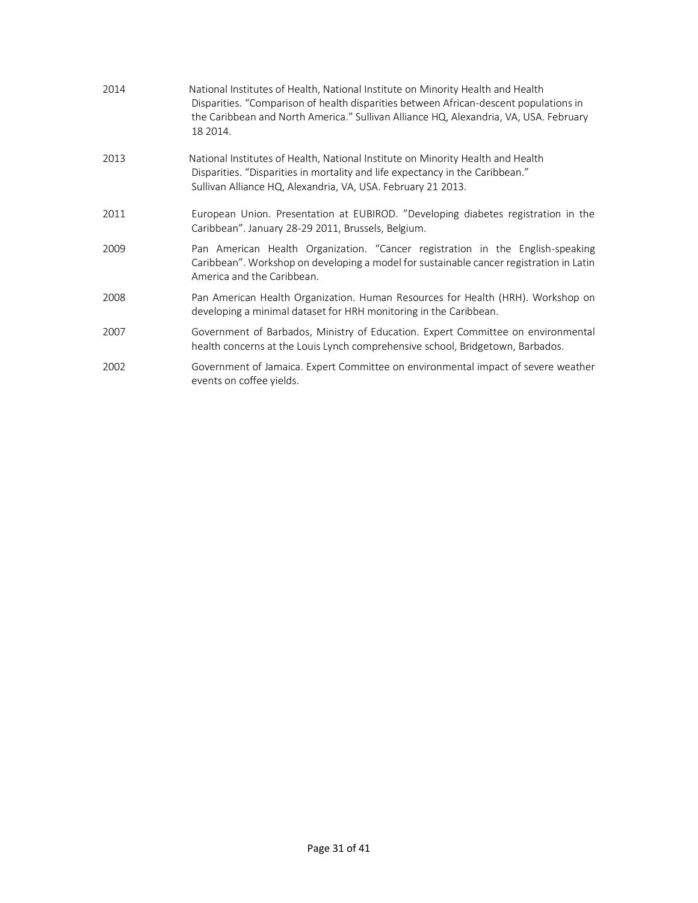2014 National Institutes of Health, National Institute on Minority Health and Health Disparities. "Comparison of health disparities between African-descent populations in the Caribbean and North America." Sullivan Alliance HQ, Alexandria, VA, USA. February 18 2014.

2013 National Institutes of Health, National Institute on Minority Health and Health Disparities. "Disparities in mortality and life expectancy in the Caribbean." Sullivan Alliance HQ, Alexandria, VA, USA. February 21 2013.

2011 European Union. Presentation at EUBIROD. "Developing diabetes registration in the Caribbean". January 28-29 2011, Brussels, Belgium.

2009 Pan American Health Organization. "Cancer registration in the English-speaking Caribbean". Workshop on developing a model for sustainable cancer registration in Latin America and the Caribbean.

2008 Pan American Health Organization. Human Resources for Health (HRH). Workshop on developing a minimal dataset for HRH monitoring in the Caribbean.

2007 Government of Barbados, Ministry of Education. Expert Committee on environmental health concerns at the Louis Lynch comprehensive school, Bridgetown, Barbados.

2002 Government of Jamaica. Expert Committee on environmental impact of severe weather events on coffee yields.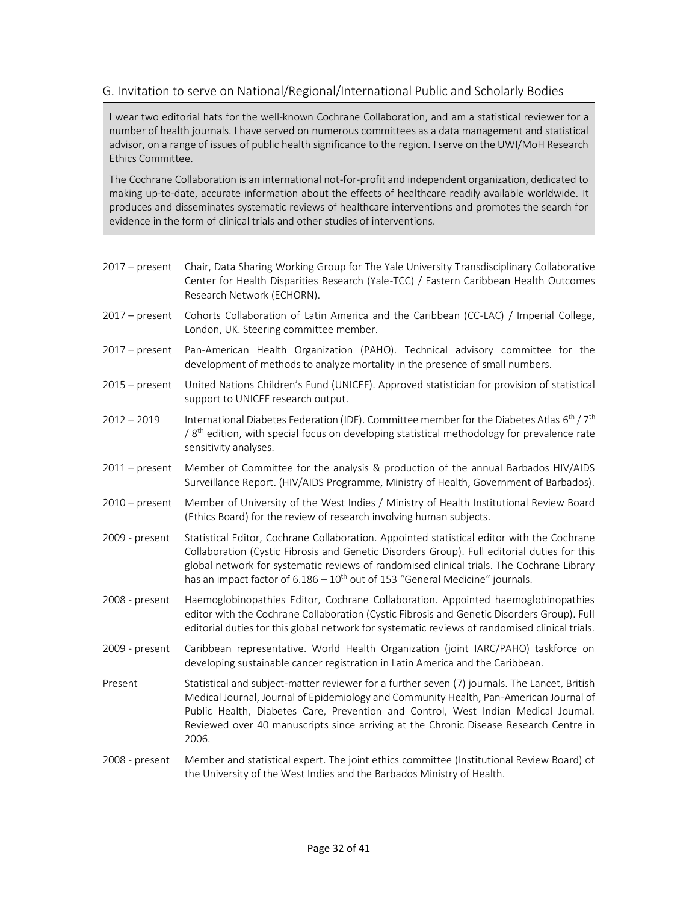## G. Invitation to serve on National/Regional/International Public and Scholarly Bodies

I wear two editorial hats for the well-known Cochrane Collaboration, and am a statistical reviewer for a number of health journals. I have served on numerous committees as a data management and statistical advisor, on a range of issues of public health significance to the region. I serve on the UWI/MoH Research Ethics Committee.

The Cochrane Collaboration is an international not-for-profit and independent organization, dedicated to making up-to-date, accurate information about the effects of healthcare readily available worldwide. It produces and disseminates systematic reviews of healthcare interventions and promotes the search for evidence in the form of clinical trials and other studies of interventions.

2017 – present Chair, Data Sharing Working Group for The Yale University Transdisciplinary Collaborative Center for Health Disparities Research (Yale-TCC) / Eastern Caribbean Health Outcomes Research Network (ECHORN).

2017 – present Cohorts Collaboration of Latin America and the Caribbean (CC-LAC) / Imperial College, London, UK. Steering committee member.

2017 – present Pan-American Health Organization (PAHO). Technical advisory committee for the development of methods to analyze mortality in the presence of small numbers.

2015 – present United Nations Children's Fund (UNICEF). Approved statistician for provision of statistical support to UNICEF research output.

2012 – 2019 International Diabetes Federation (IDF). Committee member for the Diabetes Atlas 6th / 7th / 8th edition, with special focus on developing statistical methodology for prevalence rate sensitivity analyses.

2011 – present Member of Committee for the analysis & production of the annual Barbados HIV/AIDS Surveillance Report. (HIV/AIDS Programme, Ministry of Health, Government of Barbados).

2010 – present Member of University of the West Indies / Ministry of Health Institutional Review Board (Ethics Board) for the review of research involving human subjects.

2009 - present Statistical Editor, Cochrane Collaboration. Appointed statistical editor with the Cochrane Collaboration (Cystic Fibrosis and Genetic Disorders Group). Full editorial duties for this global network for systematic reviews of randomised clinical trials. The Cochrane Library has an impact factor of 6.186 – 10th out of 153 "General Medicine" journals.

2008 - present Haemoglobinopathies Editor, Cochrane Collaboration. Appointed haemoglobinopathies editor with the Cochrane Collaboration (Cystic Fibrosis and Genetic Disorders Group). Full editorial duties for this global network for systematic reviews of randomised clinical trials.

2009 - present Caribbean representative. World Health Organization (joint IARC/PAHO) taskforce on developing sustainable cancer registration in Latin America and the Caribbean.

Present Statistical and subject-matter reviewer for a further seven (7) journals. The Lancet, British Medical Journal, Journal of Epidemiology and Community Health, Pan-American Journal of Public Health, Diabetes Care, Prevention and Control, West Indian Medical Journal. Reviewed over 40 manuscripts since arriving at the Chronic Disease Research Centre in 2006.

2008 - present Member and statistical expert. The joint ethics committee (Institutional Review Board) of the University of the West Indies and the Barbados Ministry of Health.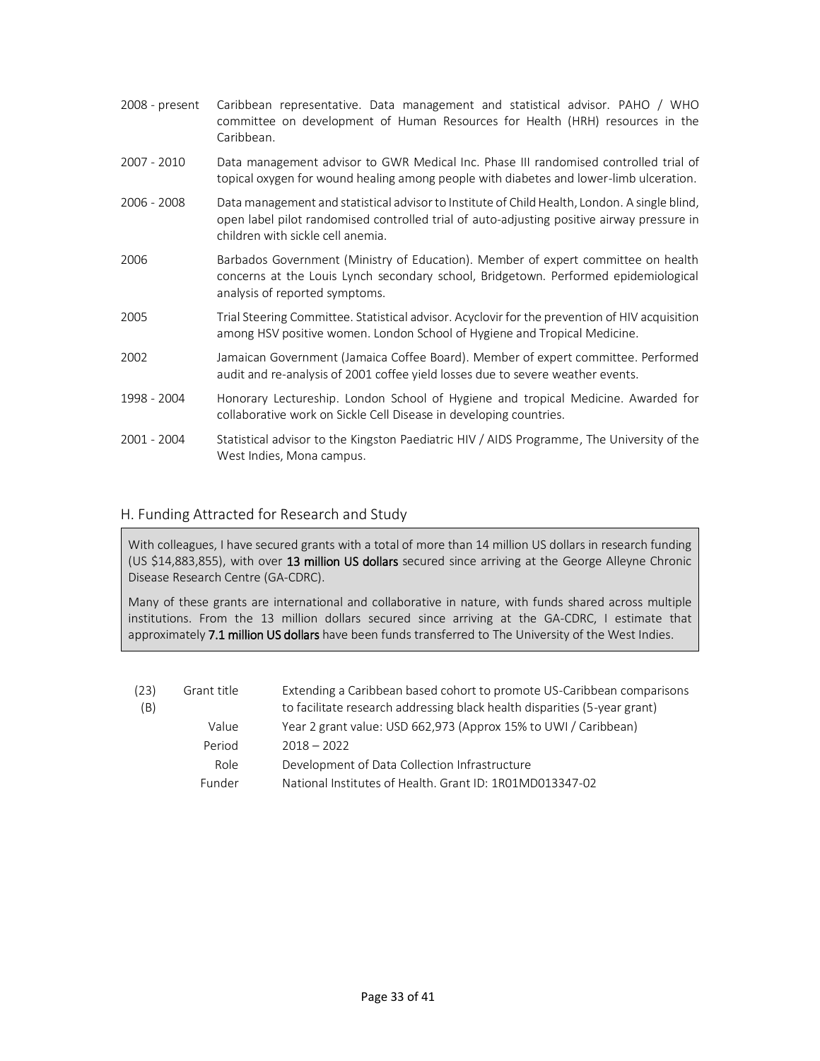| | |
|---|---|
| 2008 - present | Caribbean representative. Data management and statistical advisor. PAHO / WHO committee on development of Human Resources for Health (HRH) resources in the Caribbean. |
| 2007 - 2010 | Data management advisor to GWR Medical Inc. Phase III randomised controlled trial of topical oxygen for wound healing among people with diabetes and lower-limb ulceration. |
| 2006 - 2008 | Data management and statistical advisor to Institute of Child Health, London. A single blind, open label pilot randomised controlled trial of auto-adjusting positive airway pressure in children with sickle cell anemia. |
| 2006 | Barbados Government (Ministry of Education). Member of expert committee on health concerns at the Louis Lynch secondary school, Bridgetown. Performed epidemiological analysis of reported symptoms. |
| 2005 | Trial Steering Committee. Statistical advisor. Acyclovir for the prevention of HIV acquisition among HSV positive women. London School of Hygiene and Tropical Medicine. |
| 2002 | Jamaican Government (Jamaica Coffee Board). Member of expert committee. Performed audit and re-analysis of 2001 coffee yield losses due to severe weather events. |
| 1998 - 2004 | Honorary Lectureship. London School of Hygiene and tropical Medicine. Awarded for collaborative work on Sickle Cell Disease in developing countries. |
| 2001 - 2004 | Statistical advisor to the Kingston Paediatric HIV / AIDS Programme, The University of the West Indies, Mona campus. |

## H. Funding Attracted for Research and Study

With colleagues, I have secured grants with a total of more than 14 million US dollars in research funding (US $14,883,855), with over **13 million US dollars** secured since arriving at the George Alleyne Chronic Disease Research Centre (GA-CDRC).

Many of these grants are international and collaborative in nature, with funds shared across multiple institutions. From the 13 million dollars secured since arriving at the GA-CDRC, I estimate that approximately **7.1 million US dollars** have been funds transferred to The University of the West Indies.

| | | |
|---|---|---|
| (23) (B) | Grant title | Extending a Caribbean based cohort to promote US-Caribbean comparisons to facilitate research addressing black health disparities (5-year grant) |
| | Value | Year 2 grant value: USD 662,973 (Approx 15% to UWI / Caribbean) |
| | Period | 2018 – 2022 |
| | Role | Development of Data Collection Infrastructure |
| | Funder | National Institutes of Health. Grant ID: 1R01MD013347-02 |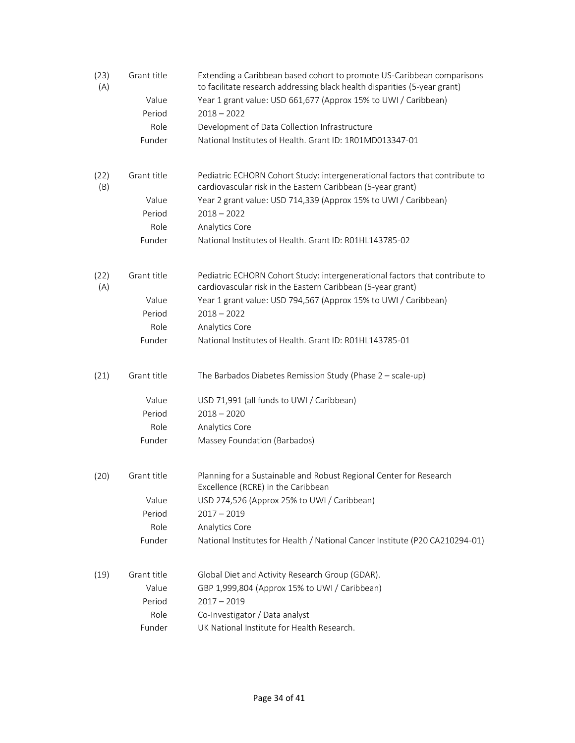| | | |
|---|---|---|
| (23) (A) | Grant title | Extending a Caribbean based cohort to promote US-Caribbean comparisons to facilitate research addressing black health disparities (5-year grant) |
| | Value | Year 1 grant value: USD 661,677 (Approx 15% to UWI / Caribbean) |
| | Period | 2018 – 2022 |
| | Role | Development of Data Collection Infrastructure |
| | Funder | National Institutes of Health. Grant ID: 1R01MD013347-01 |

| | | |
|---|---|---|
| (22) (B) | Grant title | Pediatric ECHORN Cohort Study: intergenerational factors that contribute to cardiovascular risk in the Eastern Caribbean (5-year grant) |
| | Value | Year 2 grant value: USD 714,339 (Approx 15% to UWI / Caribbean) |
| | Period | 2018 – 2022 |
| | Role | Analytics Core |
| | Funder | National Institutes of Health. Grant ID: R01HL143785-02 |

| | | |
|---|---|---|
| (22) (A) | Grant title | Pediatric ECHORN Cohort Study: intergenerational factors that contribute to cardiovascular risk in the Eastern Caribbean (5-year grant) |
| | Value | Year 1 grant value: USD 794,567 (Approx 15% to UWI / Caribbean) |
| | Period | 2018 – 2022 |
| | Role | Analytics Core |
| | Funder | National Institutes of Health. Grant ID: R01HL143785-01 |

| | | |
|---|---|---|
| (21) | Grant title | The Barbados Diabetes Remission Study (Phase 2 – scale-up) |
| | Value | USD 71,991 (all funds to UWI / Caribbean) |
| | Period | 2018 – 2020 |
| | Role | Analytics Core |
| | Funder | Massey Foundation (Barbados) |

| | | |
|---|---|---|
| (20) | Grant title | Planning for a Sustainable and Robust Regional Center for Research Excellence (RCRE) in the Caribbean |
| | Value | USD 274,526 (Approx 25% to UWI / Caribbean) |
| | Period | 2017 – 2019 |
| | Role | Analytics Core |
| | Funder | National Institutes for Health / National Cancer Institute (P20 CA210294-01) |

| | | |
|---|---|---|
| (19) | Grant title | Global Diet and Activity Research Group (GDAR). |
| | Value | GBP 1,999,804 (Approx 15% to UWI / Caribbean) |
| | Period | 2017 – 2019 |
| | Role | Co-Investigator / Data analyst |
| | Funder | UK National Institute for Health Research. |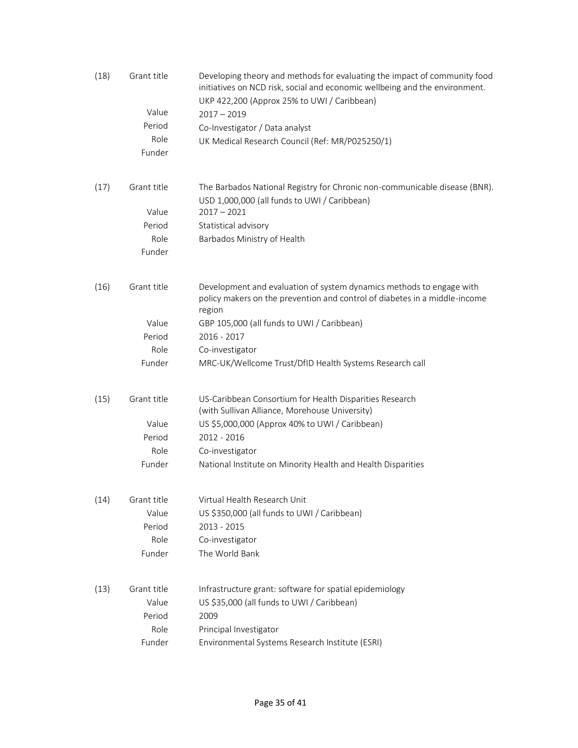(18)
- **Grant title:** Developing theory and methods for evaluating the impact of community food initiatives on NCD risk, social and economic wellbeing and the environment.
- **Value:** UKP 422,200 (Approx 25% to UWI / Caribbean)
- **Period:** 2017 – 2019
- **Role:** Co-Investigator / Data analyst
- **Funder:** UK Medical Research Council (Ref: MR/P025250/1)

(17)
- **Grant title:** The Barbados National Registry for Chronic non-communicable disease (BNR).
- **Value:** USD 1,000,000 (all funds to UWI / Caribbean)
- **Period:** 2017 – 2021
- **Role:** Statistical advisory
- **Funder:** Barbados Ministry of Health

(16)
- **Grant title:** Development and evaluation of system dynamics methods to engage with policy makers on the prevention and control of diabetes in a middle-income region
- **Value:** GBP 105,000 (all funds to UWI / Caribbean)
- **Period:** 2016 - 2017
- **Role:** Co-investigator
- **Funder:** MRC-UK/Wellcome Trust/DfID Health Systems Research call

(15)
- **Grant title:** US-Caribbean Consortium for Health Disparities Research (with Sullivan Alliance, Morehouse University)
- **Value:** US $5,000,000 (Approx 40% to UWI / Caribbean)
- **Period:** 2012 - 2016
- **Role:** Co-investigator
- **Funder:** National Institute on Minority Health and Health Disparities

(14)
- **Grant title:** Virtual Health Research Unit
- **Value:** US $350,000 (all funds to UWI / Caribbean)
- **Period:** 2013 - 2015
- **Role:** Co-investigator
- **Funder:** The World Bank

(13)
- **Grant title:** Infrastructure grant: software for spatial epidemiology
- **Value:** US $35,000 (all funds to UWI / Caribbean)
- **Period:** 2009
- **Role:** Principal Investigator
- **Funder:** Environmental Systems Research Institute (ESRI)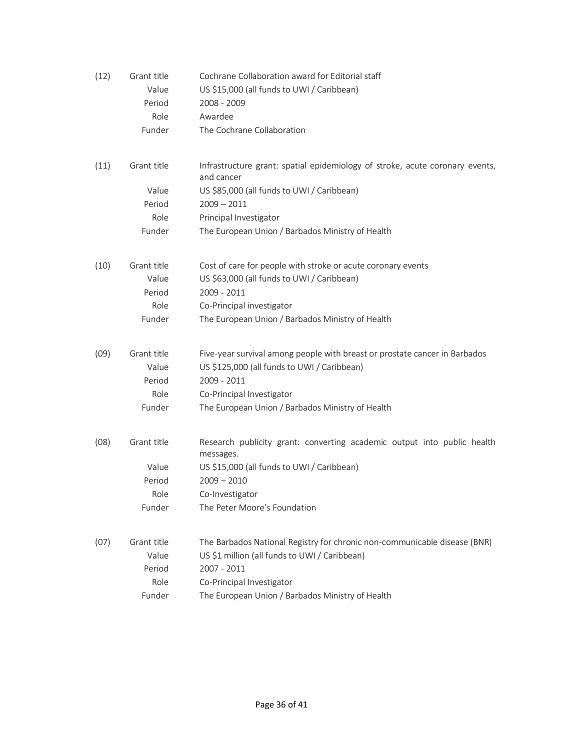(12) | Grant title | Cochrane Collaboration award for Editorial staff
---|---|---

| | | |
|---|---|---|
| (12) | Grant title | Cochrane Collaboration award for Editorial staff |
| | Value | US $15,000 (all funds to UWI / Caribbean) |
| | Period | 2008 - 2009 |
| | Role | Awardee |
| | Funder | The Cochrane Collaboration |

| | | |
|---|---|---|
| (11) | Grant title | Infrastructure grant: spatial epidemiology of stroke, acute coronary events, and cancer |
| | Value | US $85,000 (all funds to UWI / Caribbean) |
| | Period | 2009 – 2011 |
| | Role | Principal Investigator |
| | Funder | The European Union / Barbados Ministry of Health |

| | | |
|---|---|---|
| (10) | Grant title | Cost of care for people with stroke or acute coronary events |
| | Value | US $63,000 (all funds to UWI / Caribbean) |
| | Period | 2009 - 2011 |
| | Role | Co-Principal investigator |
| | Funder | The European Union / Barbados Ministry of Health |

| | | |
|---|---|---|
| (09) | Grant title | Five-year survival among people with breast or prostate cancer in Barbados |
| | Value | US $125,000 (all funds to UWI / Caribbean) |
| | Period | 2009 - 2011 |
| | Role | Co-Principal Investigator |
| | Funder | The European Union / Barbados Ministry of Health |

| | | |
|---|---|---|
| (08) | Grant title | Research publicity grant: converting academic output into public health messages. |
| | Value | US $15,000 (all funds to UWI / Caribbean) |
| | Period | 2009 – 2010 |
| | Role | Co-Investigator |
| | Funder | The Peter Moore's Foundation |

| | | |
|---|---|---|
| (07) | Grant title | The Barbados National Registry for chronic non-communicable disease (BNR) |
| | Value | US $1 million (all funds to UWI / Caribbean) |
| | Period | 2007 - 2011 |
| | Role | Co-Principal Investigator |
| | Funder | The European Union / Barbados Ministry of Health |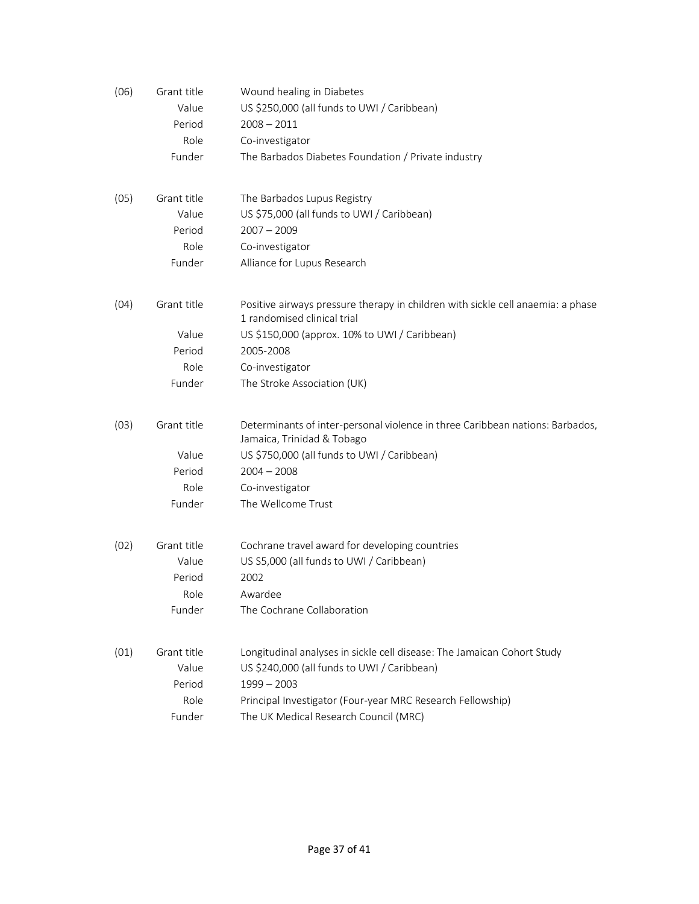(06) | |
--- | --- | ---
 | Grant title | Wound healing in Diabetes
 | Value | US $250,000 (all funds to UWI / Caribbean)
 | Period | 2008 – 2011
 | Role | Co-investigator
 | Funder | The Barbados Diabetes Foundation / Private industry

| (05) | | |
| --- | --- | --- |
| | Grant title | The Barbados Lupus Registry |
| | Value | US $75,000 (all funds to UWI / Caribbean) |
| | Period | 2007 – 2009 |
| | Role | Co-investigator |
| | Funder | Alliance for Lupus Research |

| (04) | | |
| --- | --- | --- |
| | Grant title | Positive airways pressure therapy in children with sickle cell anaemia: a phase 1 randomised clinical trial |
| | Value | US $150,000 (approx. 10% to UWI / Caribbean) |
| | Period | 2005-2008 |
| | Role | Co-investigator |
| | Funder | The Stroke Association (UK) |

| (03) | | |
| --- | --- | --- |
| | Grant title | Determinants of inter-personal violence in three Caribbean nations: Barbados, Jamaica, Trinidad & Tobago |
| | Value | US $750,000 (all funds to UWI / Caribbean) |
| | Period | 2004 – 2008 |
| | Role | Co-investigator |
| | Funder | The Wellcome Trust |

| (02) | | |
| --- | --- | --- |
| | Grant title | Cochrane travel award for developing countries |
| | Value | US S5,000 (all funds to UWI / Caribbean) |
| | Period | 2002 |
| | Role | Awardee |
| | Funder | The Cochrane Collaboration |

| (01) | | |
| --- | --- | --- |
| | Grant title | Longitudinal analyses in sickle cell disease: The Jamaican Cohort Study |
| | Value | US $240,000 (all funds to UWI / Caribbean) |
| | Period | 1999 – 2003 |
| | Role | Principal Investigator (Four-year MRC Research Fellowship) |
| | Funder | The UK Medical Research Council (MRC) |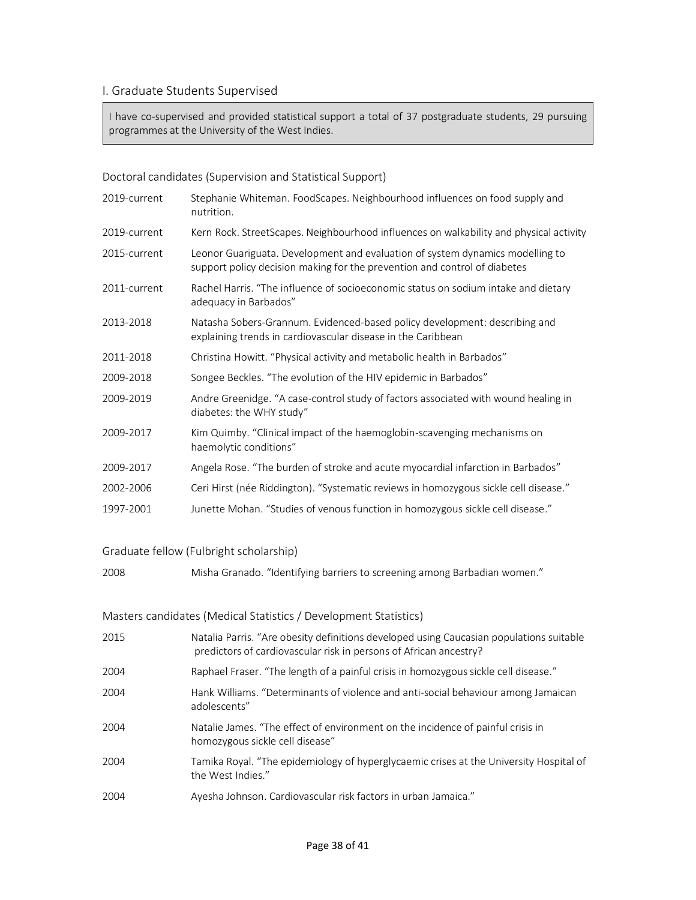## I. Graduate Students Supervised

I have co-supervised and provided statistical support a total of 37 postgraduate students, 29 pursuing programmes at the University of the West Indies.

### Doctoral candidates (Supervision and Statistical Support)

| | |
|---|---|
| 2019-current | Stephanie Whiteman. FoodScapes. Neighbourhood influences on food supply and nutrition. |
| 2019-current | Kern Rock. StreetScapes. Neighbourhood influences on walkability and physical activity |
| 2015-current | Leonor Guariguata. Development and evaluation of system dynamics modelling to support policy decision making for the prevention and control of diabetes |
| 2011-current | Rachel Harris. "The influence of socioeconomic status on sodium intake and dietary adequacy in Barbados" |
| 2013-2018 | Natasha Sobers-Grannum. Evidenced-based policy development: describing and explaining trends in cardiovascular disease in the Caribbean |
| 2011-2018 | Christina Howitt. "Physical activity and metabolic health in Barbados" |
| 2009-2018 | Songee Beckles. "The evolution of the HIV epidemic in Barbados" |
| 2009-2019 | Andre Greenidge. "A case-control study of factors associated with wound healing in diabetes: the WHY study" |
| 2009-2017 | Kim Quimby. "Clinical impact of the haemoglobin-scavenging mechanisms on haemolytic conditions" |
| 2009-2017 | Angela Rose. "The burden of stroke and acute myocardial infarction in Barbados" |
| 2002-2006 | Ceri Hirst (née Riddington). "Systematic reviews in homozygous sickle cell disease." |
| 1997-2001 | Junette Mohan. "Studies of venous function in homozygous sickle cell disease." |

### Graduate fellow (Fulbright scholarship)

| | |
|---|---|
| 2008 | Misha Granado. "Identifying barriers to screening among Barbadian women." |

### Masters candidates (Medical Statistics / Development Statistics)

| | |
|---|---|
| 2015 | Natalia Parris. "Are obesity definitions developed using Caucasian populations suitable predictors of cardiovascular risk in persons of African ancestry? |
| 2004 | Raphael Fraser. "The length of a painful crisis in homozygous sickle cell disease." |
| 2004 | Hank Williams. "Determinants of violence and anti-social behaviour among Jamaican adolescents" |
| 2004 | Natalie James. "The effect of environment on the incidence of painful crisis in homozygous sickle cell disease" |
| 2004 | Tamika Royal. "The epidemiology of hyperglycaemic crises at the University Hospital of the West Indies." |
| 2004 | Ayesha Johnson. Cardiovascular risk factors in urban Jamaica." |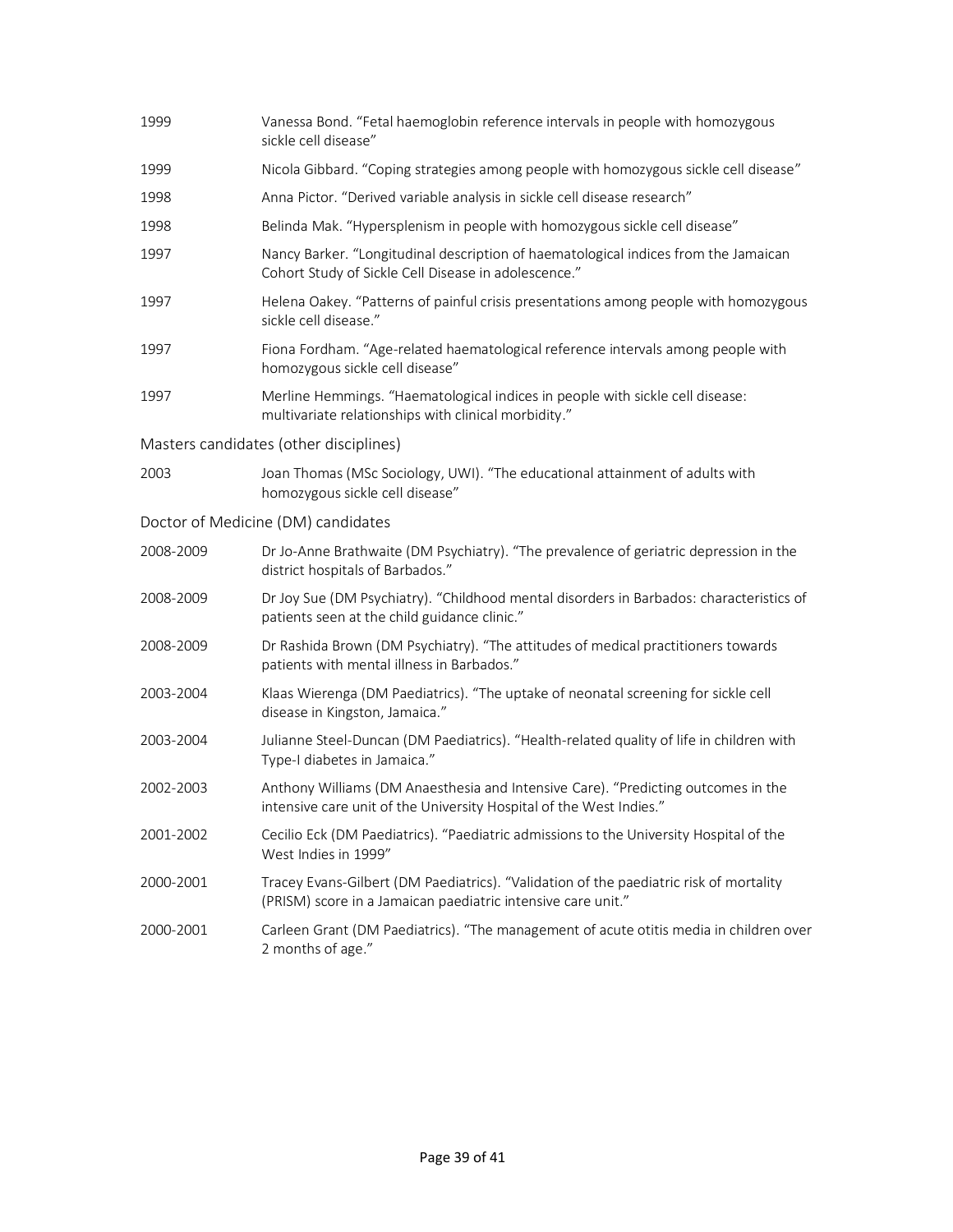| | |
|---|---|
| 1999 | Vanessa Bond. "Fetal haemoglobin reference intervals in people with homozygous sickle cell disease" |
| 1999 | Nicola Gibbard. "Coping strategies among people with homozygous sickle cell disease" |
| 1998 | Anna Pictor. "Derived variable analysis in sickle cell disease research" |
| 1998 | Belinda Mak. "Hypersplenism in people with homozygous sickle cell disease" |
| 1997 | Nancy Barker. "Longitudinal description of haematological indices from the Jamaican Cohort Study of Sickle Cell Disease in adolescence." |
| 1997 | Helena Oakey. "Patterns of painful crisis presentations among people with homozygous sickle cell disease." |
| 1997 | Fiona Fordham. "Age-related haematological reference intervals among people with homozygous sickle cell disease" |
| 1997 | Merline Hemmings. "Haematological indices in people with sickle cell disease: multivariate relationships with clinical morbidity." |

### Masters candidates (other disciplines)

| | |
|---|---|
| 2003 | Joan Thomas (MSc Sociology, UWI). "The educational attainment of adults with homozygous sickle cell disease" |

### Doctor of Medicine (DM) candidates

| | |
|---|---|
| 2008-2009 | Dr Jo-Anne Brathwaite (DM Psychiatry). "The prevalence of geriatric depression in the district hospitals of Barbados." |
| 2008-2009 | Dr Joy Sue (DM Psychiatry). "Childhood mental disorders in Barbados: characteristics of patients seen at the child guidance clinic." |
| 2008-2009 | Dr Rashida Brown (DM Psychiatry). "The attitudes of medical practitioners towards patients with mental illness in Barbados." |
| 2003-2004 | Klaas Wierenga (DM Paediatrics). "The uptake of neonatal screening for sickle cell disease in Kingston, Jamaica." |
| 2003-2004 | Julianne Steel-Duncan (DM Paediatrics). "Health-related quality of life in children with Type-I diabetes in Jamaica." |
| 2002-2003 | Anthony Williams (DM Anaesthesia and Intensive Care). "Predicting outcomes in the intensive care unit of the University Hospital of the West Indies." |
| 2001-2002 | Cecilio Eck (DM Paediatrics). "Paediatric admissions to the University Hospital of the West Indies in 1999" |
| 2000-2001 | Tracey Evans-Gilbert (DM Paediatrics). "Validation of the paediatric risk of mortality (PRISM) score in a Jamaican paediatric intensive care unit." |
| 2000-2001 | Carleen Grant (DM Paediatrics). "The management of acute otitis media in children over 2 months of age." |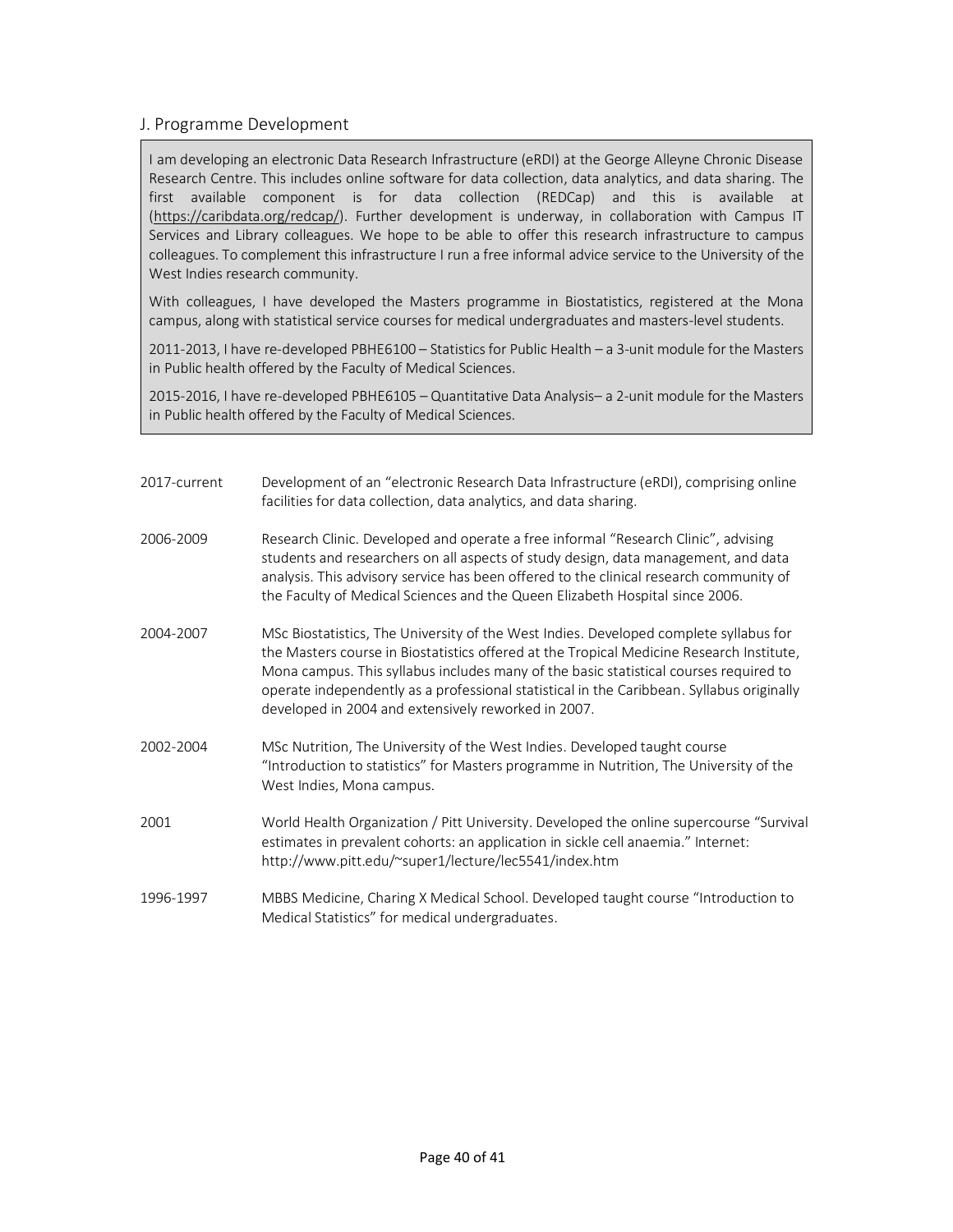## J. Programme Development

> I am developing an electronic Data Research Infrastructure (eRDI) at the George Alleyne Chronic Disease Research Centre. This includes online software for data collection, data analytics, and data sharing. The first available component is for data collection (REDCap) and this is available at (https://caribdata.org/redcap/). Further development is underway, in collaboration with Campus IT Services and Library colleagues. We hope to be able to offer this research infrastructure to campus colleagues. To complement this infrastructure I run a free informal advice service to the University of the West Indies research community.
>
> With colleagues, I have developed the Masters programme in Biostatistics, registered at the Mona campus, along with statistical service courses for medical undergraduates and masters-level students.
>
> 2011-2013, I have re-developed PBHE6100 – Statistics for Public Health – a 3-unit module for the Masters in Public health offered by the Faculty of Medical Sciences.
>
> 2015-2016, I have re-developed PBHE6105 – Quantitative Data Analysis– a 2-unit module for the Masters in Public health offered by the Faculty of Medical Sciences.

| | |
|---|---|
| 2017-current | Development of an "electronic Research Data Infrastructure (eRDI), comprising online facilities for data collection, data analytics, and data sharing. |
| 2006-2009 | Research Clinic. Developed and operate a free informal "Research Clinic", advising students and researchers on all aspects of study design, data management, and data analysis. This advisory service has been offered to the clinical research community of the Faculty of Medical Sciences and the Queen Elizabeth Hospital since 2006. |
| 2004-2007 | MSc Biostatistics, The University of the West Indies. Developed complete syllabus for the Masters course in Biostatistics offered at the Tropical Medicine Research Institute, Mona campus. This syllabus includes many of the basic statistical courses required to operate independently as a professional statistical in the Caribbean. Syllabus originally developed in 2004 and extensively reworked in 2007. |
| 2002-2004 | MSc Nutrition, The University of the West Indies. Developed taught course "Introduction to statistics" for Masters programme in Nutrition, The University of the West Indies, Mona campus. |
| 2001 | World Health Organization / Pitt University. Developed the online supercourse "Survival estimates in prevalent cohorts: an application in sickle cell anaemia." Internet: http://www.pitt.edu/~super1/lecture/lec5541/index.htm |
| 1996-1997 | MBBS Medicine, Charing X Medical School. Developed taught course "Introduction to Medical Statistics" for medical undergraduates. |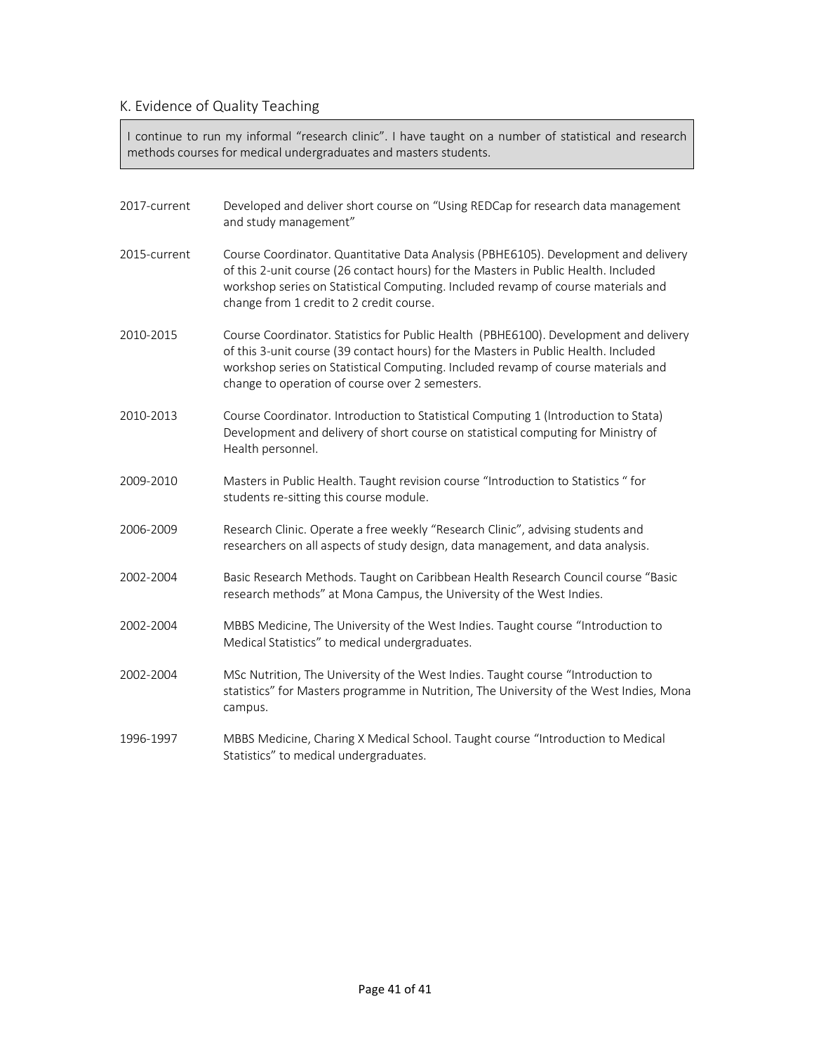## K. Evidence of Quality Teaching

I continue to run my informal "research clinic". I have taught on a number of statistical and research methods courses for medical undergraduates and masters students.

| | |
|---|---|
| 2017-current | Developed and deliver short course on "Using REDCap for research data management and study management" |
| 2015-current | Course Coordinator. Quantitative Data Analysis (PBHE6105). Development and delivery of this 2-unit course (26 contact hours) for the Masters in Public Health. Included workshop series on Statistical Computing. Included revamp of course materials and change from 1 credit to 2 credit course. |
| 2010-2015 | Course Coordinator. Statistics for Public Health (PBHE6100). Development and delivery of this 3-unit course (39 contact hours) for the Masters in Public Health. Included workshop series on Statistical Computing. Included revamp of course materials and change to operation of course over 2 semesters. |
| 2010-2013 | Course Coordinator. Introduction to Statistical Computing 1 (Introduction to Stata) Development and delivery of short course on statistical computing for Ministry of Health personnel. |
| 2009-2010 | Masters in Public Health. Taught revision course "Introduction to Statistics " for students re-sitting this course module. |
| 2006-2009 | Research Clinic. Operate a free weekly "Research Clinic", advising students and researchers on all aspects of study design, data management, and data analysis. |
| 2002-2004 | Basic Research Methods. Taught on Caribbean Health Research Council course "Basic research methods" at Mona Campus, the University of the West Indies. |
| 2002-2004 | MBBS Medicine, The University of the West Indies. Taught course "Introduction to Medical Statistics" to medical undergraduates. |
| 2002-2004 | MSc Nutrition, The University of the West Indies. Taught course "Introduction to statistics" for Masters programme in Nutrition, The University of the West Indies, Mona campus. |
| 1996-1997 | MBBS Medicine, Charing X Medical School. Taught course "Introduction to Medical Statistics" to medical undergraduates. |